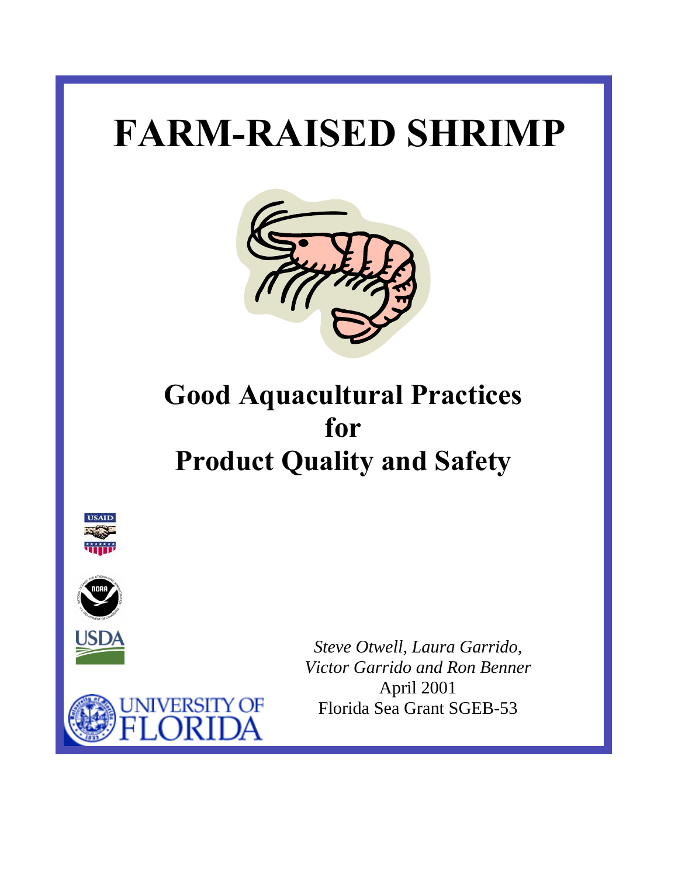# FARM-RAISED SHRIMP

## Good Aquacultural Practices for Product Quality and Safety

*Steve Otwell, Laura Garrido, Victor Garrido and Ron Benner*

April 2001

Florida Sea Grant SGEB-53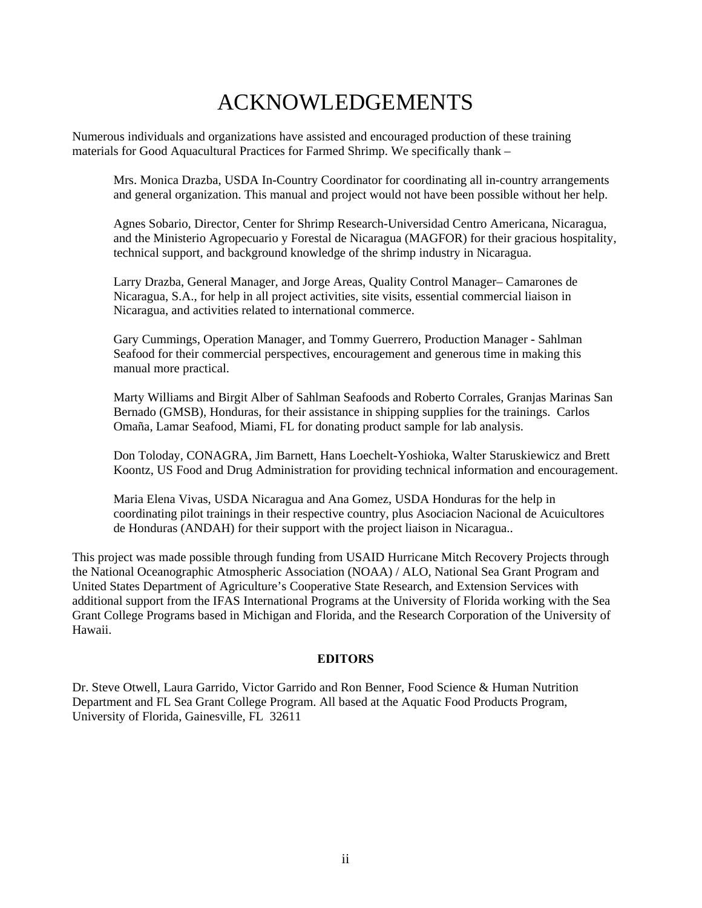# ACKNOWLEDGEMENTS

Numerous individuals and organizations have assisted and encouraged production of these training materials for Good Aquacultural Practices for Farmed Shrimp. We specifically thank –

> Mrs. Monica Drazba, USDA In-Country Coordinator for coordinating all in-country arrangements and general organization. This manual and project would not have been possible without her help.
>
> Agnes Sobario, Director, Center for Shrimp Research-Universidad Centro Americana, Nicaragua, and the Ministerio Agropecuario y Forestal de Nicaragua (MAGFOR) for their gracious hospitality, technical support, and background knowledge of the shrimp industry in Nicaragua.
>
> Larry Drazba, General Manager, and Jorge Areas, Quality Control Manager– Camarones de Nicaragua, S.A., for help in all project activities, site visits, essential commercial liaison in Nicaragua, and activities related to international commerce.
>
> Gary Cummings, Operation Manager, and Tommy Guerrero, Production Manager - Sahlman Seafood for their commercial perspectives, encouragement and generous time in making this manual more practical.
>
> Marty Williams and Birgit Alber of Sahlman Seafoods and Roberto Corrales, Granjas Marinas San Bernado (GMSB), Honduras, for their assistance in shipping supplies for the trainings. Carlos Omaña, Lamar Seafood, Miami, FL for donating product sample for lab analysis.
>
> Don Toloday, CONAGRA, Jim Barnett, Hans Loechelt-Yoshioka, Walter Staruskiewicz and Brett Koontz, US Food and Drug Administration for providing technical information and encouragement.
>
> Maria Elena Vivas, USDA Nicaragua and Ana Gomez, USDA Honduras for the help in coordinating pilot trainings in their respective country, plus Asociacion Nacional de Acuicultores de Honduras (ANDAH) for their support with the project liaison in Nicaragua..

This project was made possible through funding from USAID Hurricane Mitch Recovery Projects through the National Oceanographic Atmospheric Association (NOAA) / ALO, National Sea Grant Program and United States Department of Agriculture's Cooperative State Research, and Extension Services with additional support from the IFAS International Programs at the University of Florida working with the Sea Grant College Programs based in Michigan and Florida, and the Research Corporation of the University of Hawaii.

**EDITORS**

Dr. Steve Otwell, Laura Garrido, Victor Garrido and Ron Benner, Food Science & Human Nutrition Department and FL Sea Grant College Program. All based at the Aquatic Food Products Program, University of Florida, Gainesville, FL 32611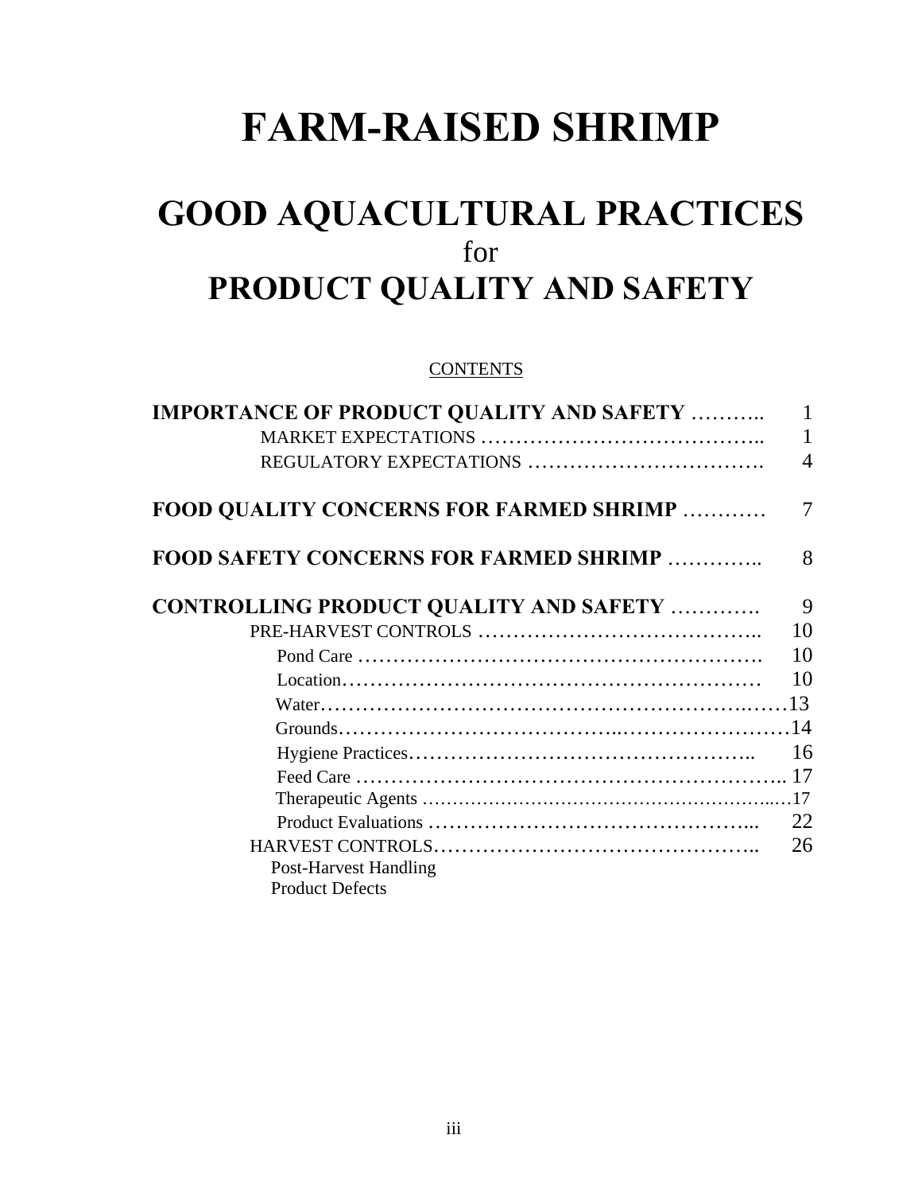# FARM-RAISED SHRIMP

## GOOD AQUACULTURAL PRACTICES
for
## PRODUCT QUALITY AND SAFETY

CONTENTS

**IMPORTANCE OF PRODUCT QUALITY AND SAFETY** ……….. 1
- MARKET EXPECTATIONS ………………………………….. 1
- REGULATORY EXPECTATIONS ……………………………. 4

**FOOD QUALITY CONCERNS FOR FARMED SHRIMP** ………… 7

**FOOD SAFETY CONCERNS FOR FARMED SHRIMP** …………. 8

**CONTROLLING PRODUCT QUALITY AND SAFETY** …………. 9
- PRE-HARVEST CONTROLS ………………………………….. 10
  - Pond Care ………………………………………………. 10
  - Location………………………………………………… 10
  - Water……………………………………………………13
  - Grounds…………………………………………………14
  - Hygiene Practices……………………………………….. 16
  - Feed Care ………………………………………………….. 17
  - Therapeutic Agents ……………………………………...…17
  - Product Evaluations ………………………………………... 22
- HARVEST CONTROLS……………………………………….. 26
  - Post-Harvest Handling
  - Product Defects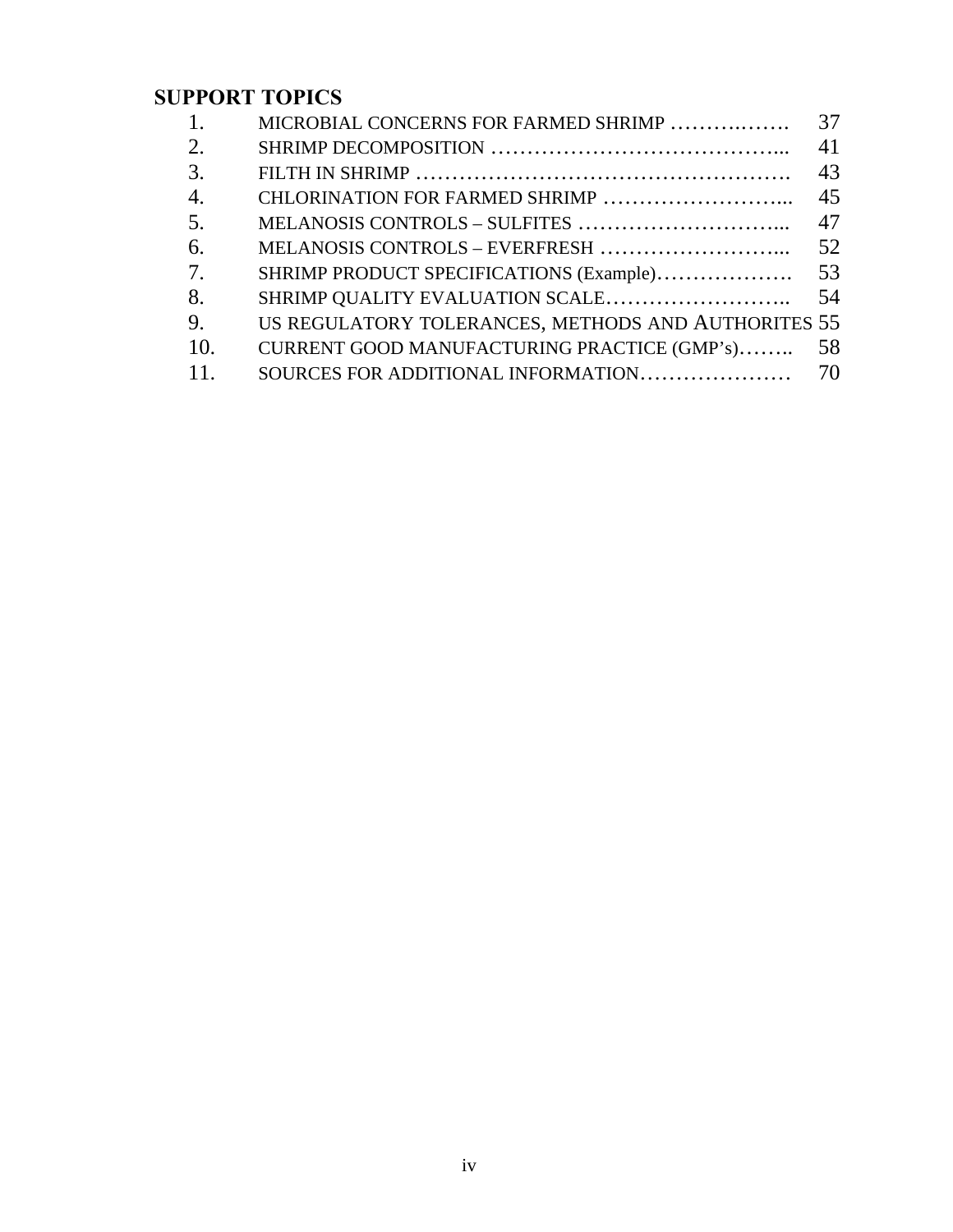## SUPPORT TOPICS

| | | |
|---|---|---|
| 1. | MICROBIAL CONCERNS FOR FARMED SHRIMP ……….……. | 37 |
| 2. | SHRIMP DECOMPOSITION …………………………………... | 41 |
| 3. | FILTH IN SHRIMP ……………………………………………. | 43 |
| 4. | CHLORINATION FOR FARMED SHRIMP ……………………... | 45 |
| 5. | MELANOSIS CONTROLS – SULFITES ………………………... | 47 |
| 6. | MELANOSIS CONTROLS – EVERFRESH ……………………... | 52 |
| 7. | SHRIMP PRODUCT SPECIFICATIONS (Example)………………. | 53 |
| 8. | SHRIMP QUALITY EVALUATION SCALE…………………….. | 54 |
| 9. | US REGULATORY TOLERANCES, METHODS AND AUTHORITES | 55 |
| 10. | CURRENT GOOD MANUFACTURING PRACTICE (GMP's)…….. | 58 |
| 11. | SOURCES FOR ADDITIONAL INFORMATION………………… | 70 |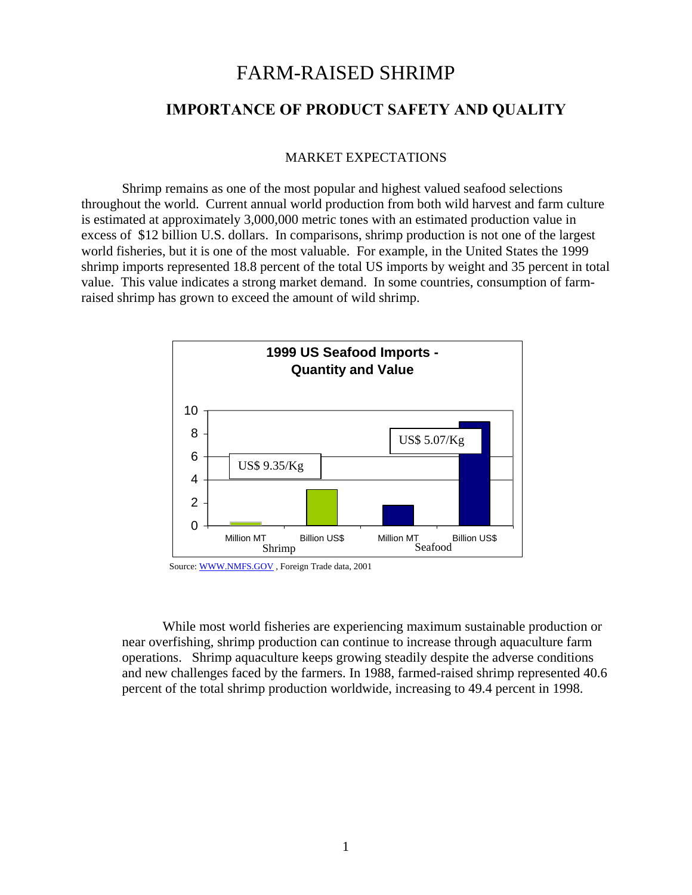# FARM-RAISED SHRIMP

## IMPORTANCE OF PRODUCT SAFETY AND QUALITY

### MARKET EXPECTATIONS

Shrimp remains as one of the most popular and highest valued seafood selections throughout the world. Current annual world production from both wild harvest and farm culture is estimated at approximately 3,000,000 metric tones with an estimated production value in excess of $12 billion U.S. dollars. In comparisons, shrimp production is not one of the largest world fisheries, but it is one of the most valuable. For example, in the United States the 1999 shrimp imports represented 18.8 percent of the total US imports by weight and 35 percent in total value. This value indicates a strong market demand. In some countries, consumption of farm-raised shrimp has grown to exceed the amount of wild shrimp.

**1999 US Seafood Imports - Quantity and Value**

US$ 9.35/Kg

US$ 5.07/Kg

Shrimp: Million MT, Billion US$

Seafood: Million MT, Billion US$

Source: WWW.NMFS.GOV , Foreign Trade data, 2001

While most world fisheries are experiencing maximum sustainable production or near overfishing, shrimp production can continue to increase through aquaculture farm operations. Shrimp aquaculture keeps growing steadily despite the adverse conditions and new challenges faced by the farmers. In 1988, farmed-raised shrimp represented 40.6 percent of the total shrimp production worldwide, increasing to 49.4 percent in 1998.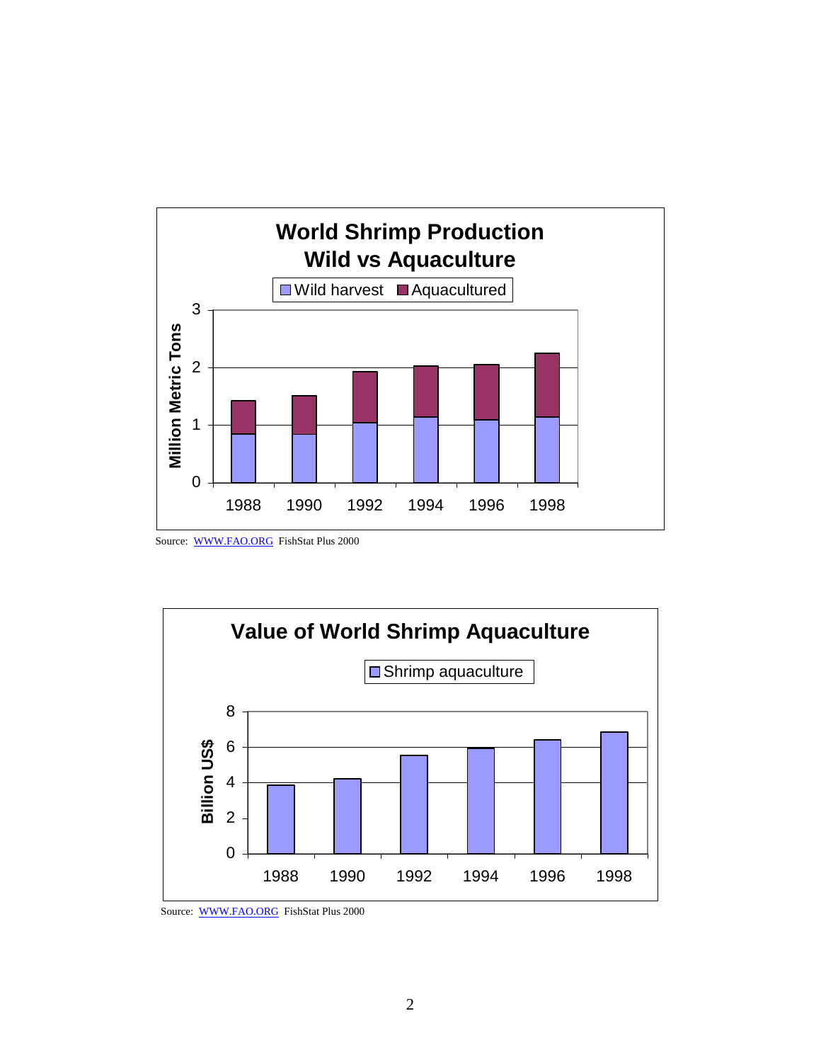**World Shrimp Production**
**Wild vs Aquaculture**

Wild harvest | Aquacultured

Million Metric Tons: 0, 1, 2, 3

1988 1990 1992 1994 1996 1998

Source: WWW.FAO.ORG FishStat Plus 2000

**Value of World Shrimp Aquaculture**

Shrimp aquaculture

Billion US$: 0, 2, 4, 6, 8

1988 1990 1992 1994 1996 1998

Source: WWW.FAO.ORG FishStat Plus 2000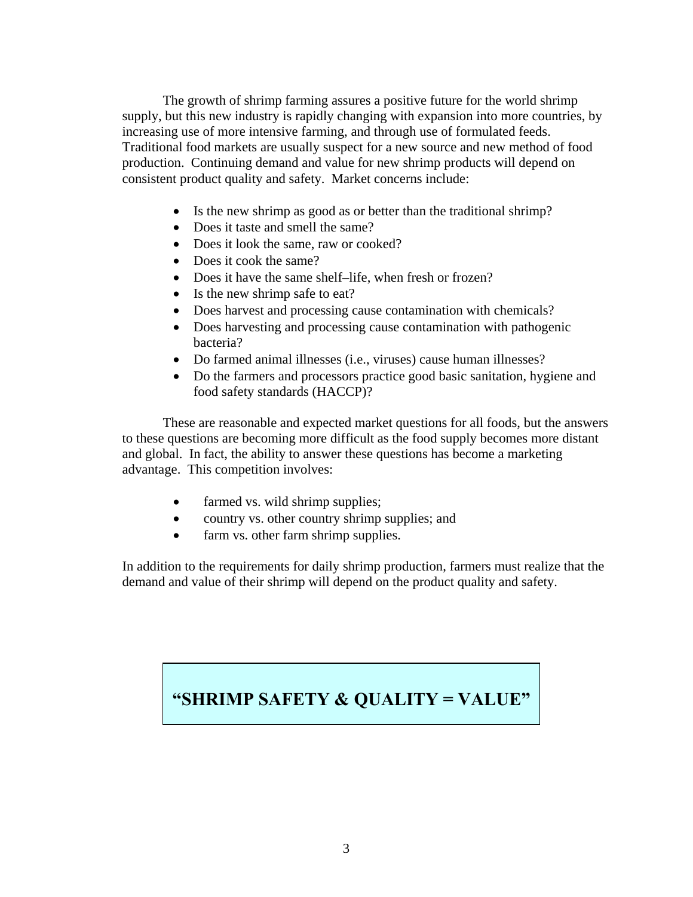The growth of shrimp farming assures a positive future for the world shrimp supply, but this new industry is rapidly changing with expansion into more countries, by increasing use of more intensive farming, and through use of formulated feeds. Traditional food markets are usually suspect for a new source and new method of food production. Continuing demand and value for new shrimp products will depend on consistent product quality and safety. Market concerns include:

- Is the new shrimp as good as or better than the traditional shrimp?
- Does it taste and smell the same?
- Does it look the same, raw or cooked?
- Does it cook the same?
- Does it have the same shelf–life, when fresh or frozen?
- Is the new shrimp safe to eat?
- Does harvest and processing cause contamination with chemicals?
- Does harvesting and processing cause contamination with pathogenic bacteria?
- Do farmed animal illnesses (i.e., viruses) cause human illnesses?
- Do the farmers and processors practice good basic sanitation, hygiene and food safety standards (HACCP)?

These are reasonable and expected market questions for all foods, but the answers to these questions are becoming more difficult as the food supply becomes more distant and global. In fact, the ability to answer these questions has become a marketing advantage. This competition involves:

- farmed vs. wild shrimp supplies;
- country vs. other country shrimp supplies; and
- farm vs. other farm shrimp supplies.

In addition to the requirements for daily shrimp production, farmers must realize that the demand and value of their shrimp will depend on the product quality and safety.

**"SHRIMP SAFETY & QUALITY = VALUE"**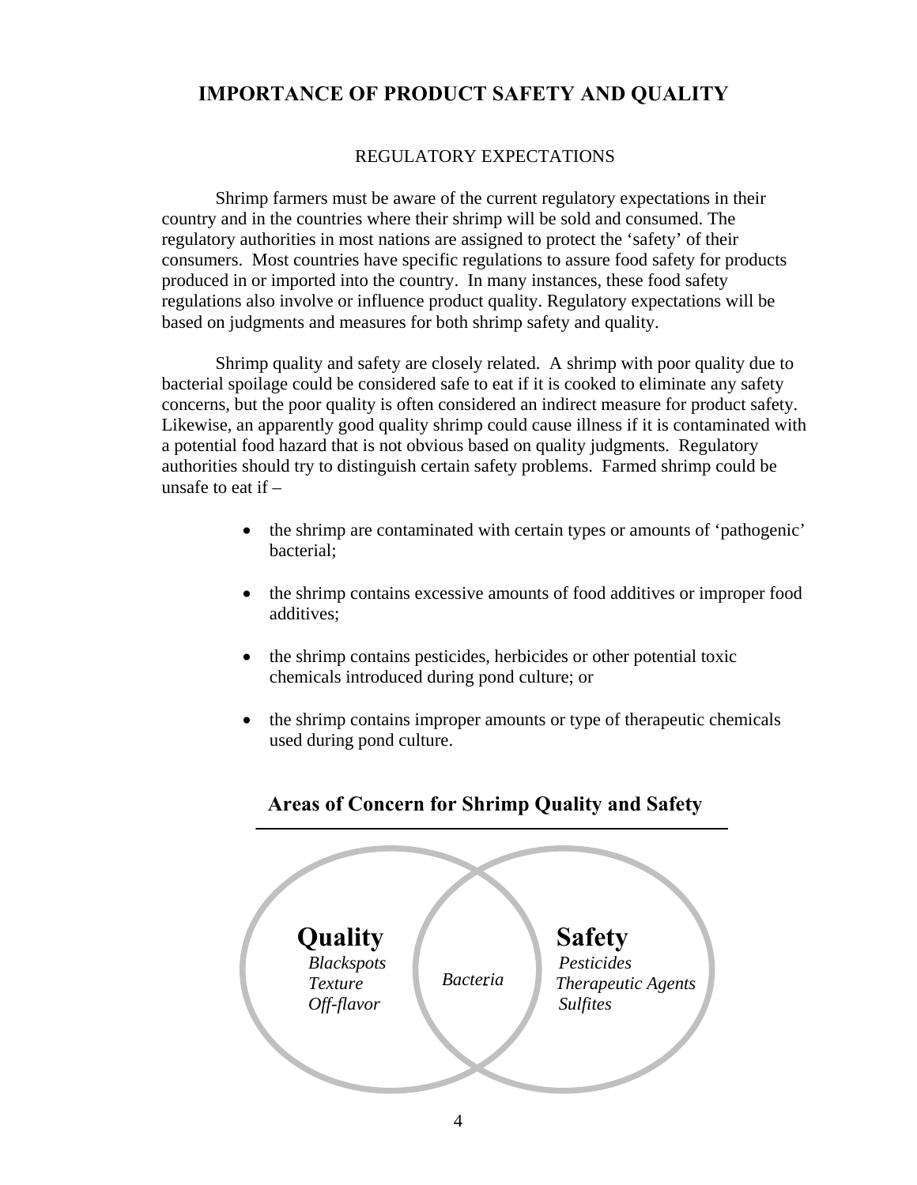# IMPORTANCE OF PRODUCT SAFETY AND QUALITY

## REGULATORY EXPECTATIONS

Shrimp farmers must be aware of the current regulatory expectations in their country and in the countries where their shrimp will be sold and consumed. The regulatory authorities in most nations are assigned to protect the 'safety' of their consumers. Most countries have specific regulations to assure food safety for products produced in or imported into the country. In many instances, these food safety regulations also involve or influence product quality. Regulatory expectations will be based on judgments and measures for both shrimp safety and quality.

Shrimp quality and safety are closely related. A shrimp with poor quality due to bacterial spoilage could be considered safe to eat if it is cooked to eliminate any safety concerns, but the poor quality is often considered an indirect measure for product safety. Likewise, an apparently good quality shrimp could cause illness if it is contaminated with a potential food hazard that is not obvious based on quality judgments. Regulatory authorities should try to distinguish certain safety problems. Farmed shrimp could be unsafe to eat if –

- the shrimp are contaminated with certain types or amounts of 'pathogenic' bacterial;
- the shrimp contains excessive amounts of food additives or improper food additives;
- the shrimp contains pesticides, herbicides or other potential toxic chemicals introduced during pond culture; or
- the shrimp contains improper amounts or type of therapeutic chemicals used during pond culture.

**Areas of Concern for Shrimp Quality and Safety**

**Quality**
*Blackspots*
*Texture*
*Off-flavor*

*Bacteria*

**Safety**
*Pesticides*
*Therapeutic Agents*
*Sulfites*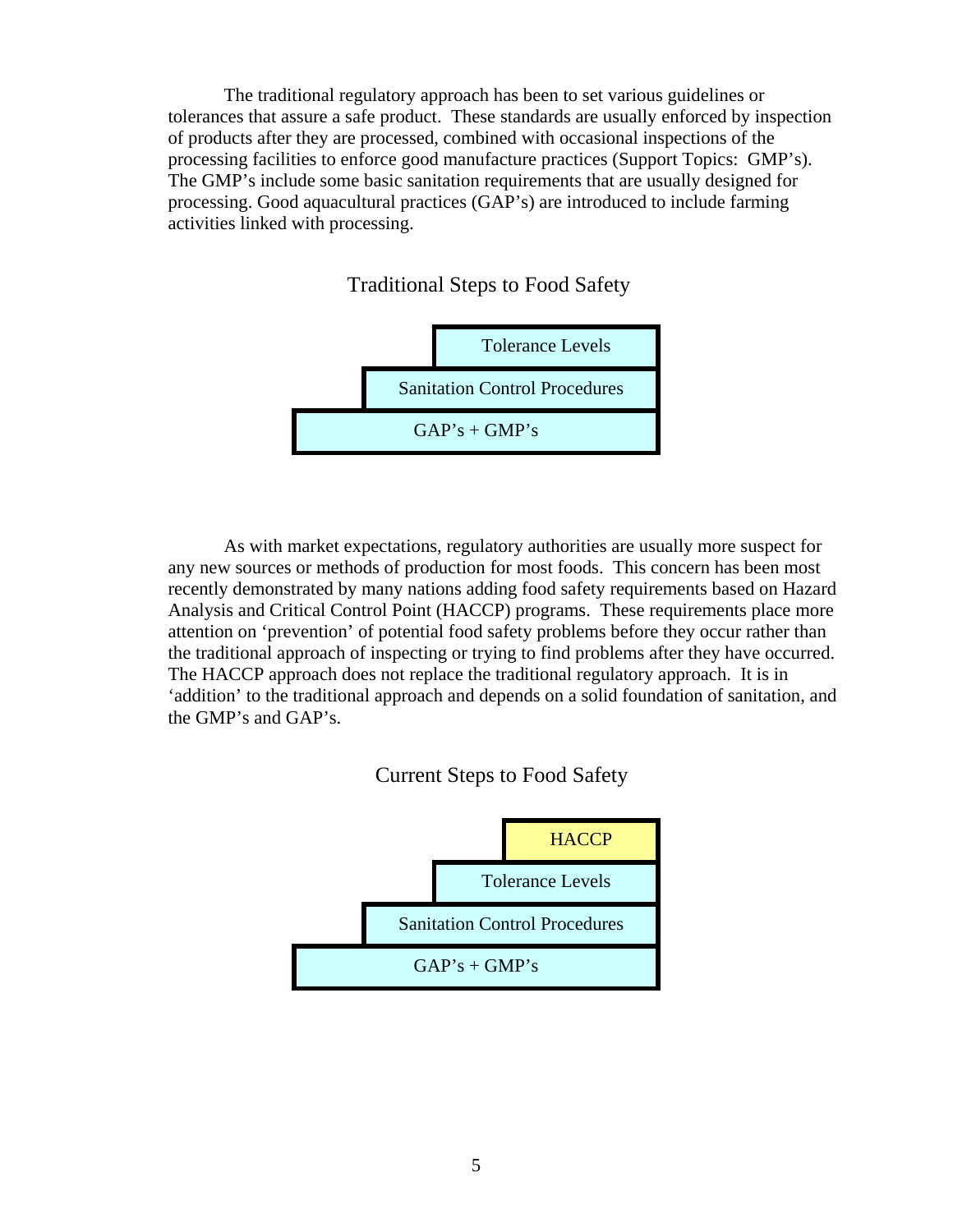The traditional regulatory approach has been to set various guidelines or tolerances that assure a safe product. These standards are usually enforced by inspection of products after they are processed, combined with occasional inspections of the processing facilities to enforce good manufacture practices (Support Topics: GMP's). The GMP's include some basic sanitation requirements that are usually designed for processing. Good aquacultural practices (GAP's) are introduced to include farming activities linked with processing.

Traditional Steps to Food Safety

| Traditional Steps to Food Safety |
| --- |
| Tolerance Levels |
| Sanitation Control Procedures |
| GAP's + GMP's |

As with market expectations, regulatory authorities are usually more suspect for any new sources or methods of production for most foods. This concern has been most recently demonstrated by many nations adding food safety requirements based on Hazard Analysis and Critical Control Point (HACCP) programs. These requirements place more attention on 'prevention' of potential food safety problems before they occur rather than the traditional approach of inspecting or trying to find problems after they have occurred. The HACCP approach does not replace the traditional regulatory approach. It is in 'addition' to the traditional approach and depends on a solid foundation of sanitation, and the GMP's and GAP's.

Current Steps to Food Safety

| Current Steps to Food Safety |
| --- |
| HACCP |
| Tolerance Levels |
| Sanitation Control Procedures |
| GAP's + GMP's |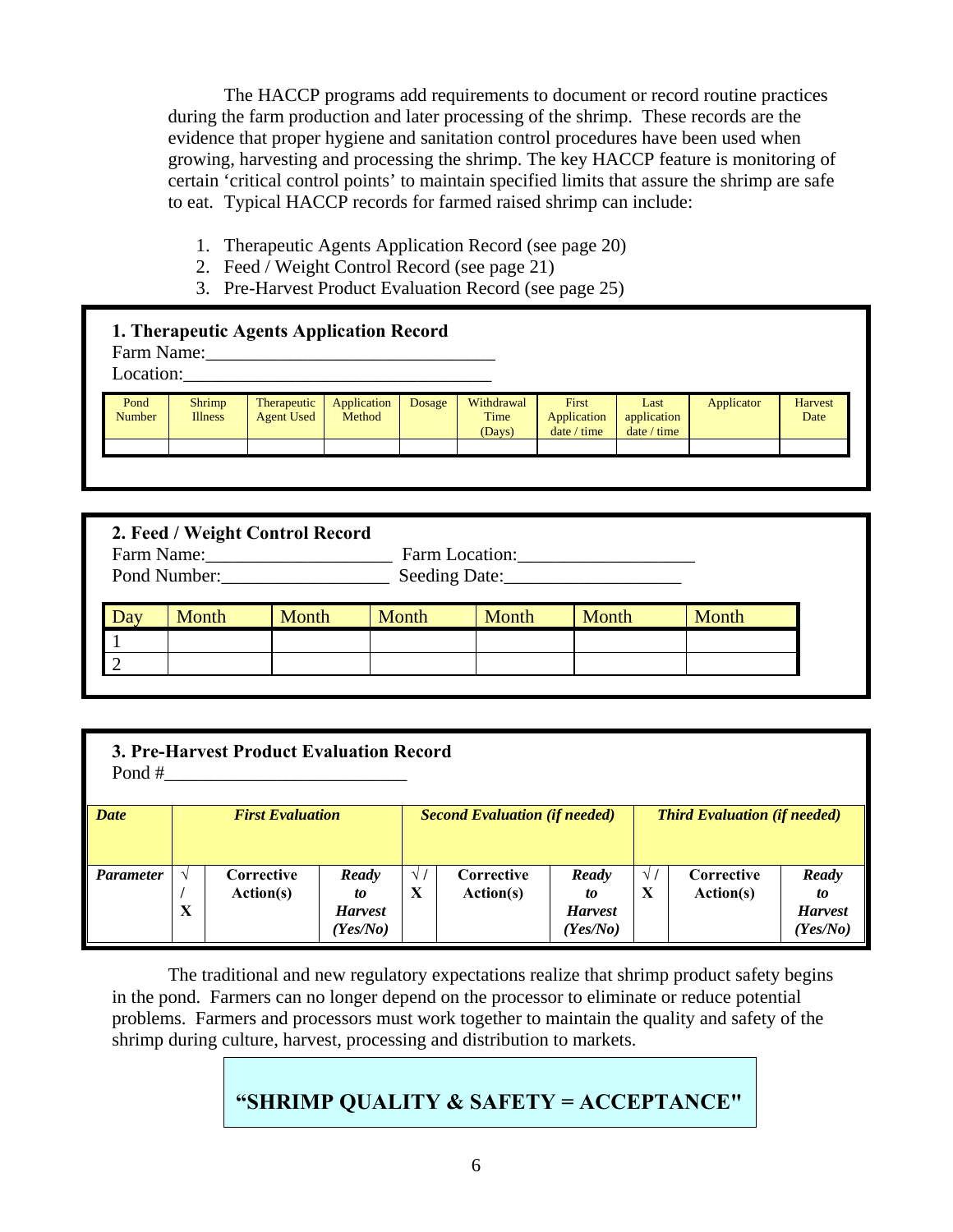The HACCP programs add requirements to document or record routine practices during the farm production and later processing of the shrimp. These records are the evidence that proper hygiene and sanitation control procedures have been used when growing, harvesting and processing the shrimp. The key HACCP feature is monitoring of certain 'critical control points' to maintain specified limits that assure the shrimp are safe to eat. Typical HACCP records for farmed raised shrimp can include:

1. Therapeutic Agents Application Record (see page 20)
2. Feed / Weight Control Record (see page 21)
3. Pre-Harvest Product Evaluation Record (see page 25)

**1. Therapeutic Agents Application Record**

Farm Name:________________________________

Location:__________________________________

| Pond Number | Shrimp Illness | Therapeutic Agent Used | Application Method | Dosage | Withdrawal Time (Days) | First Application date / time | Last application date / time | Applicator | Harvest Date |
|---|---|---|---|---|---|---|---|---|---|
| | | | | | | | | | |

**2. Feed / Weight Control Record**

Farm Name:____________________ Farm Location:__________________

Pond Number:__________________ Seeding Date:___________________

| Day | Month | Month | Month | Month | Month | Month |
|---|---|---|---|---|---|---|
| 1 | | | | | | |
| 2 | | | | | | |

**3. Pre-Harvest Product Evaluation Record**

Pond #__________________________

| ***Date*** | ***First Evaluation*** | | | ***Second Evaluation (if needed)*** | | | ***Third Evaluation (if needed)*** | | |
|---|---|---|---|---|---|---|---|---|---|
| ***Parameter*** | **√ / X** | **Corrective Action(s)** | ***Ready to Harvest (Yes/No)*** | **√ / X** | **Corrective Action(s)** | ***Ready to Harvest (Yes/No)*** | **√ / X** | **Corrective Action(s)** | ***Ready to Harvest (Yes/No)*** |

The traditional and new regulatory expectations realize that shrimp product safety begins in the pond. Farmers can no longer depend on the processor to eliminate or reduce potential problems. Farmers and processors must work together to maintain the quality and safety of the shrimp during culture, harvest, processing and distribution to markets.

**"SHRIMP QUALITY & SAFETY = ACCEPTANCE"**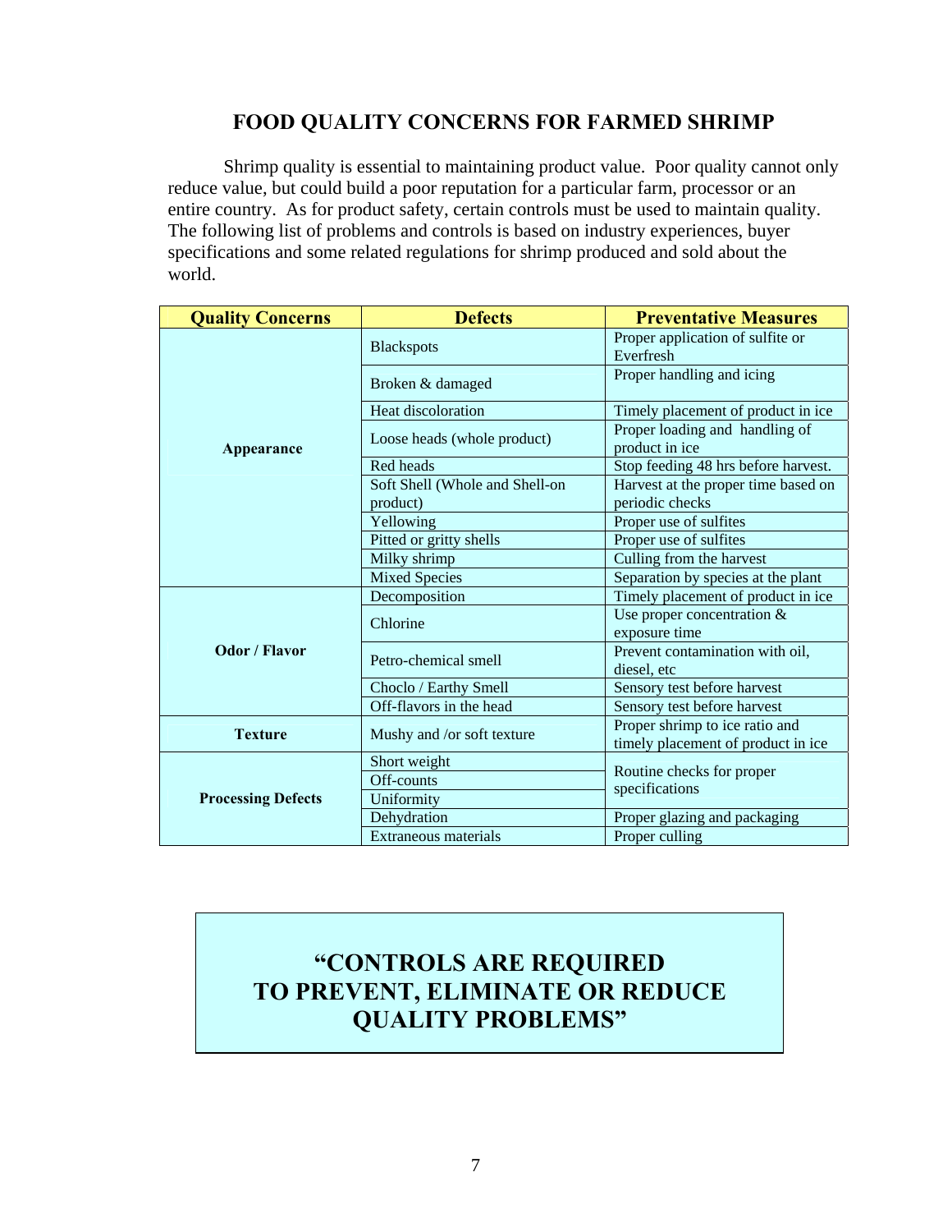# FOOD QUALITY CONCERNS FOR FARMED SHRIMP

Shrimp quality is essential to maintaining product value. Poor quality cannot only reduce value, but could build a poor reputation for a particular farm, processor or an entire country. As for product safety, certain controls must be used to maintain quality. The following list of problems and controls is based on industry experiences, buyer specifications and some related regulations for shrimp produced and sold about the world.

| Quality Concerns | Defects | Preventative Measures |
|---|---|---|
| **Appearance** | Blackspots | Proper application of sulfite or Everfresh |
| | Broken & damaged | Proper handling and icing |
| | Heat discoloration | Timely placement of product in ice |
| | Loose heads (whole product) | Proper loading and handling of product in ice |
| | Red heads | Stop feeding 48 hrs before harvest. |
| | Soft Shell (Whole and Shell-on product) | Harvest at the proper time based on periodic checks |
| | Yellowing | Proper use of sulfites |
| | Pitted or gritty shells | Proper use of sulfites |
| | Milky shrimp | Culling from the harvest |
| | Mixed Species | Separation by species at the plant |
| **Odor / Flavor** | Decomposition | Timely placement of product in ice |
| | Chlorine | Use proper concentration & exposure time |
| | Petro-chemical smell | Prevent contamination with oil, diesel, etc |
| | Choclo / Earthy Smell | Sensory test before harvest |
| | Off-flavors in the head | Sensory test before harvest |
| **Texture** | Mushy and /or soft texture | Proper shrimp to ice ratio and timely placement of product in ice |
| **Processing Defects** | Short weight | Routine checks for proper specifications |
| | Off-counts | |
| | Uniformity | |
| | Dehydration | Proper glazing and packaging |
| | Extraneous materials | Proper culling |

**"CONTROLS ARE REQUIRED TO PREVENT, ELIMINATE OR REDUCE QUALITY PROBLEMS"**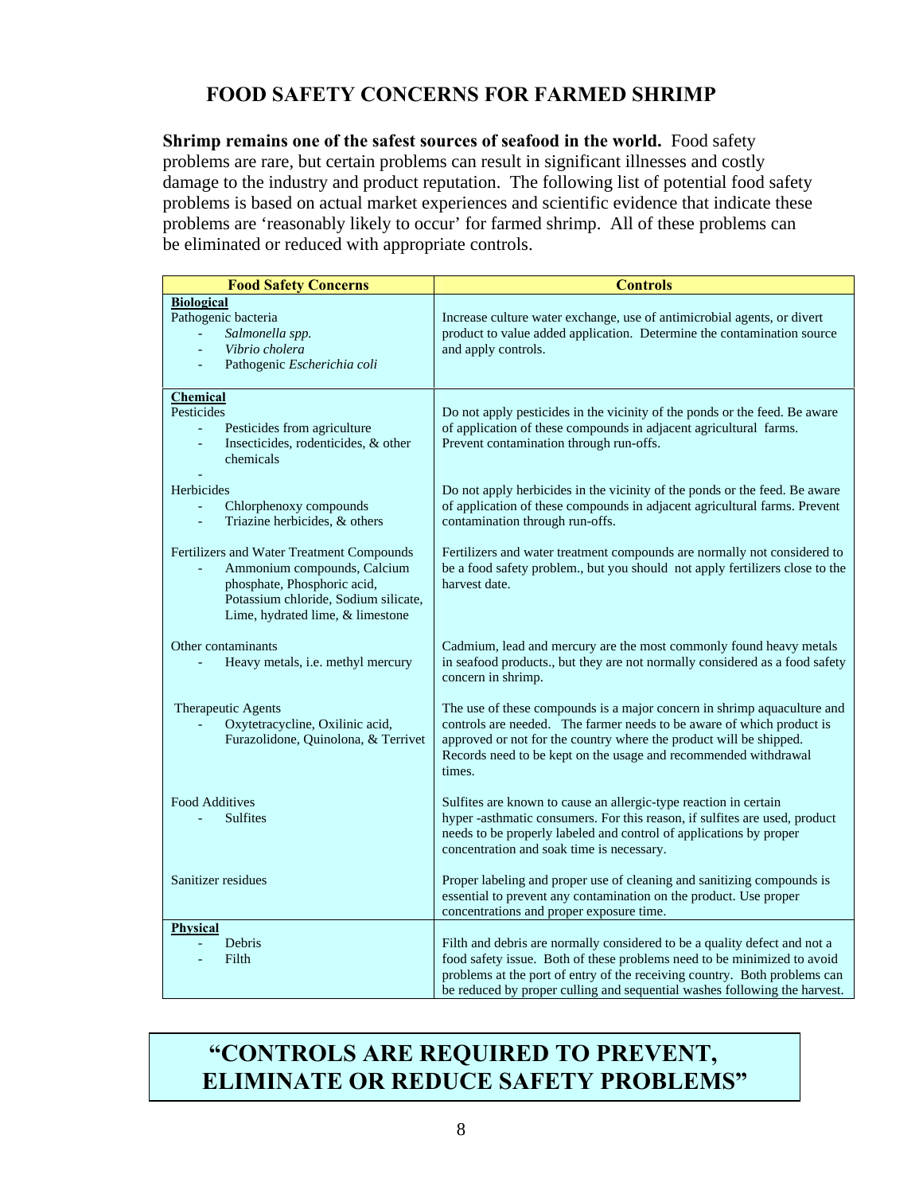## FOOD SAFETY CONCERNS FOR FARMED SHRIMP

**Shrimp remains one of the safest sources of seafood in the world.** Food safety problems are rare, but certain problems can result in significant illnesses and costly damage to the industry and product reputation. The following list of potential food safety problems is based on actual market experiences and scientific evidence that indicate these problems are 'reasonably likely to occur' for farmed shrimp. All of these problems can be eliminated or reduced with appropriate controls.

| Food Safety Concerns | Controls |
|---|---|
| **Biological**<br>Pathogenic bacteria<br>- *Salmonella spp.*<br>- *Vibrio cholera*<br>- Pathogenic *Escherichia coli* | Increase culture water exchange, use of antimicrobial agents, or divert product to value added application. Determine the contamination source and apply controls. |
| **Chemical**<br>Pesticides<br>- Pesticides from agriculture<br>- Insecticides, rodenticides, & other chemicals<br>- | Do not apply pesticides in the vicinity of the ponds or the feed. Be aware of application of these compounds in adjacent agricultural farms. Prevent contamination through run-offs. |
| Herbicides<br>- Chlorphenoxy compounds<br>- Triazine herbicides, & others | Do not apply herbicides in the vicinity of the ponds or the feed. Be aware of application of these compounds in adjacent agricultural farms. Prevent contamination through run-offs. |
| Fertilizers and Water Treatment Compounds<br>- Ammonium compounds, Calcium phosphate, Phosphoric acid, Potassium chloride, Sodium silicate, Lime, hydrated lime, & limestone | Fertilizers and water treatment compounds are normally not considered to be a food safety problem., but you should not apply fertilizers close to the harvest date. |
| Other contaminants<br>- Heavy metals, i.e. methyl mercury | Cadmium, lead and mercury are the most commonly found heavy metals in seafood products., but they are not normally considered as a food safety concern in shrimp. |
| Therapeutic Agents<br>- Oxytetracycline, Oxilinic acid, Furazolidone, Quinolona, & Terrivet | The use of these compounds is a major concern in shrimp aquaculture and controls are needed. The farmer needs to be aware of which product is approved or not for the country where the product will be shipped. Records need to be kept on the usage and recommended withdrawal times. |
| Food Additives<br>- Sulfites | Sulfites are known to cause an allergic-type reaction in certain hyper -asthmatic consumers. For this reason, if sulfites are used, product needs to be properly labeled and control of applications by proper concentration and soak time is necessary. |
| Sanitizer residues | Proper labeling and proper use of cleaning and sanitizing compounds is essential to prevent any contamination on the product. Use proper concentrations and proper exposure time. |
| **Physical**<br>- Debris<br>- Filth | Filth and debris are normally considered to be a quality defect and not a food safety issue. Both of these problems need to be minimized to avoid problems at the port of entry of the receiving country. Both problems can be reduced by proper culling and sequential washes following the harvest. |

**"CONTROLS ARE REQUIRED TO PREVENT, ELIMINATE OR REDUCE SAFETY PROBLEMS"**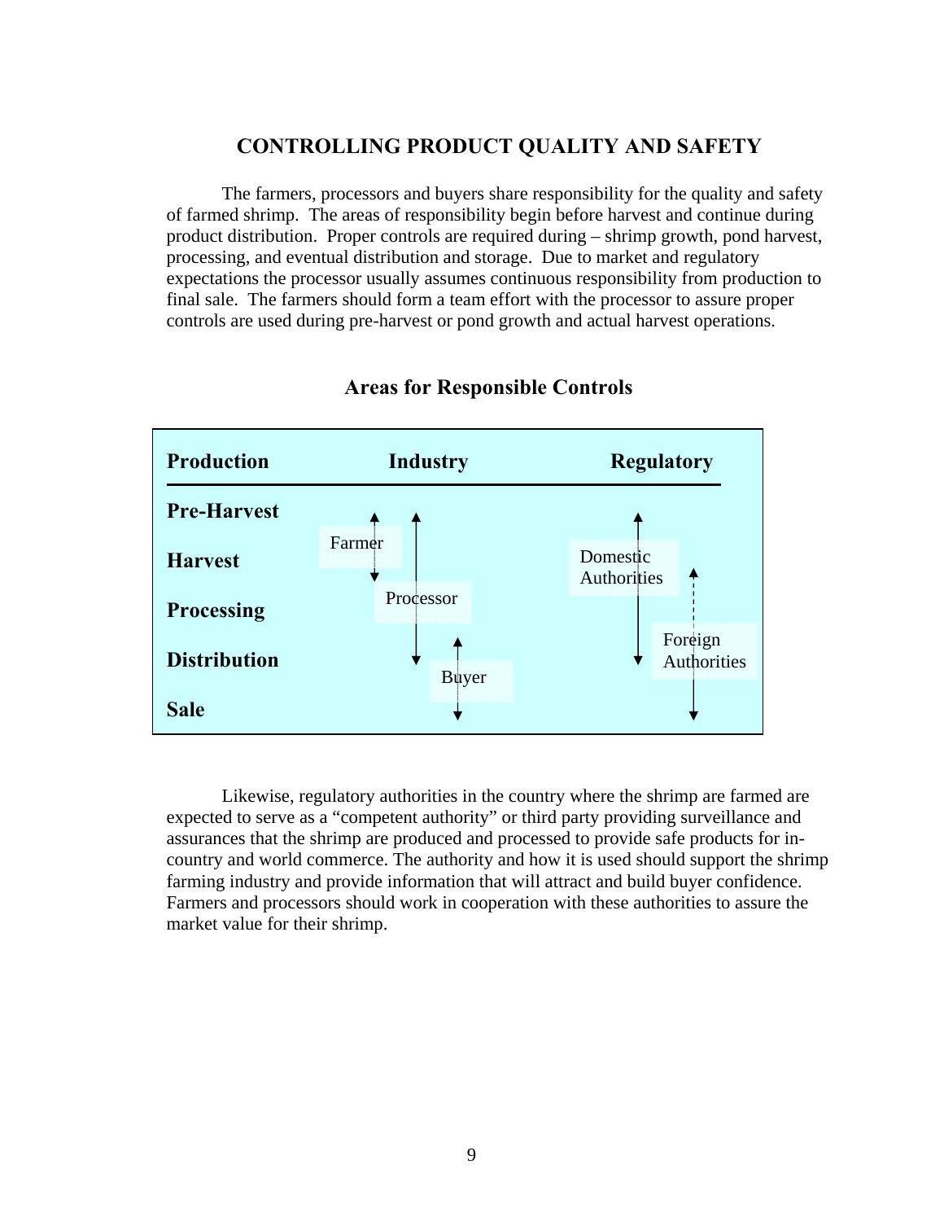## CONTROLLING PRODUCT QUALITY AND SAFETY

The farmers, processors and buyers share responsibility for the quality and safety of farmed shrimp. The areas of responsibility begin before harvest and continue during product distribution. Proper controls are required during – shrimp growth, pond harvest, processing, and eventual distribution and storage. Due to market and regulatory expectations the processor usually assumes continuous responsibility from production to final sale. The farmers should form a team effort with the processor to assure proper controls are used during pre-harvest or pond growth and actual harvest operations.

### Areas for Responsible Controls

| Production | Industry | Regulatory |
|---|---|---|
| Pre-Harvest | | |
| Harvest | Farmer | Domestic Authorities |
| Processing | Processor | |
| Distribution | Buyer | Foreign Authorities |
| Sale | | |

Likewise, regulatory authorities in the country where the shrimp are farmed are expected to serve as a "competent authority" or third party providing surveillance and assurances that the shrimp are produced and processed to provide safe products for in-country and world commerce. The authority and how it is used should support the shrimp farming industry and provide information that will attract and build buyer confidence. Farmers and processors should work in cooperation with these authorities to assure the market value for their shrimp.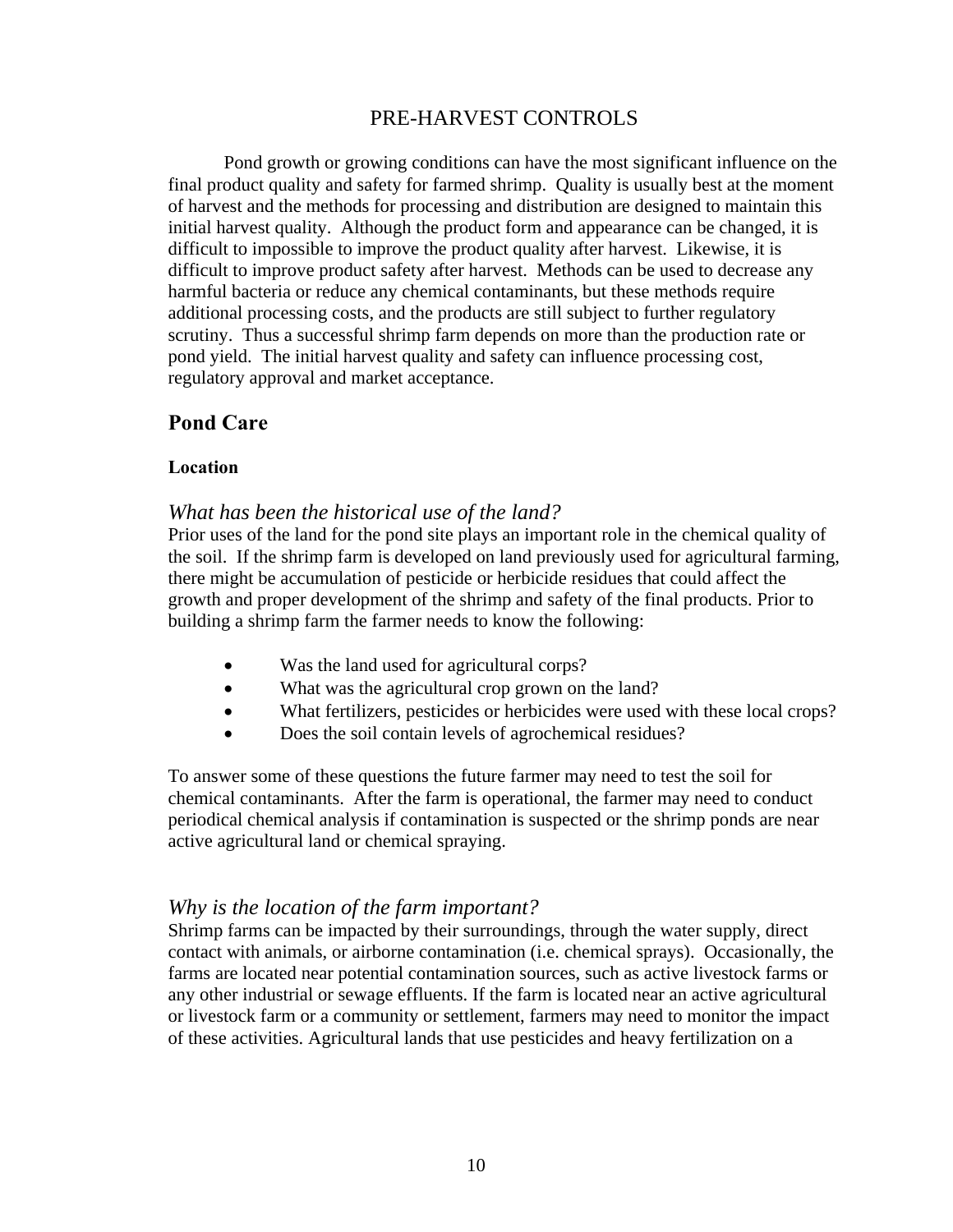# PRE-HARVEST CONTROLS

Pond growth or growing conditions can have the most significant influence on the final product quality and safety for farmed shrimp. Quality is usually best at the moment of harvest and the methods for processing and distribution are designed to maintain this initial harvest quality. Although the product form and appearance can be changed, it is difficult to impossible to improve the product quality after harvest. Likewise, it is difficult to improve product safety after harvest. Methods can be used to decrease any harmful bacteria or reduce any chemical contaminants, but these methods require additional processing costs, and the products are still subject to further regulatory scrutiny. Thus a successful shrimp farm depends on more than the production rate or pond yield. The initial harvest quality and safety can influence processing cost, regulatory approval and market acceptance.

## Pond Care

### Location

*What has been the historical use of the land?*

Prior uses of the land for the pond site plays an important role in the chemical quality of the soil. If the shrimp farm is developed on land previously used for agricultural farming, there might be accumulation of pesticide or herbicide residues that could affect the growth and proper development of the shrimp and safety of the final products. Prior to building a shrimp farm the farmer needs to know the following:

- Was the land used for agricultural corps?
- What was the agricultural crop grown on the land?
- What fertilizers, pesticides or herbicides were used with these local crops?
- Does the soil contain levels of agrochemical residues?

To answer some of these questions the future farmer may need to test the soil for chemical contaminants. After the farm is operational, the farmer may need to conduct periodical chemical analysis if contamination is suspected or the shrimp ponds are near active agricultural land or chemical spraying.

*Why is the location of the farm important?*

Shrimp farms can be impacted by their surroundings, through the water supply, direct contact with animals, or airborne contamination (i.e. chemical sprays). Occasionally, the farms are located near potential contamination sources, such as active livestock farms or any other industrial or sewage effluents. If the farm is located near an active agricultural or livestock farm or a community or settlement, farmers may need to monitor the impact of these activities. Agricultural lands that use pesticides and heavy fertilization on a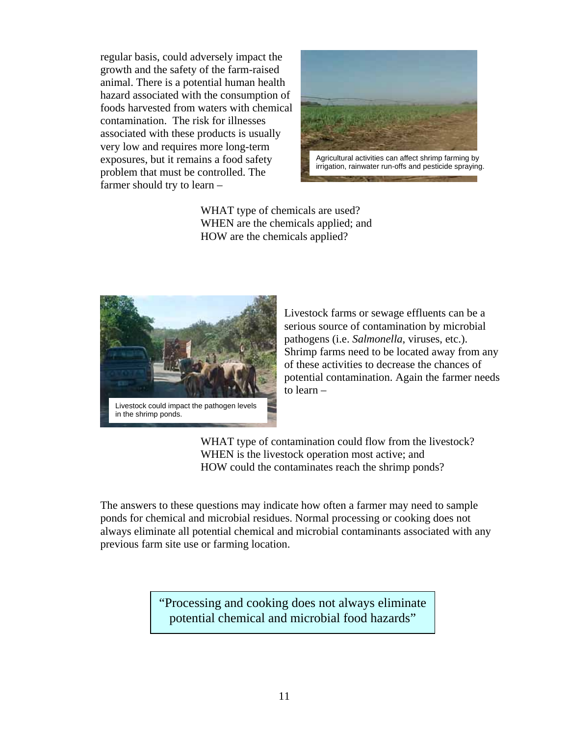regular basis, could adversely impact the growth and the safety of the farm-raised animal. There is a potential human health hazard associated with the consumption of foods harvested from waters with chemical contamination. The risk for illnesses associated with these products is usually very low and requires more long-term exposures, but it remains a food safety problem that must be controlled. The farmer should try to learn –

Agricultural activities can affect shrimp farming by irrigation, rainwater run-offs and pesticide spraying.

WHAT type of chemicals are used?
WHEN are the chemicals applied; and
HOW are the chemicals applied?

Livestock farms or sewage effluents can be a serious source of contamination by microbial pathogens (i.e. *Salmonella*, viruses, etc.). Shrimp farms need to be located away from any of these activities to decrease the chances of potential contamination. Again the farmer needs to learn –

Livestock could impact the pathogen levels in the shrimp ponds.

WHAT type of contamination could flow from the livestock?
WHEN is the livestock operation most active; and
HOW could the contaminates reach the shrimp ponds?

The answers to these questions may indicate how often a farmer may need to sample ponds for chemical and microbial residues. Normal processing or cooking does not always eliminate all potential chemical and microbial contaminants associated with any previous farm site use or farming location.

> "Processing and cooking does not always eliminate potential chemical and microbial food hazards"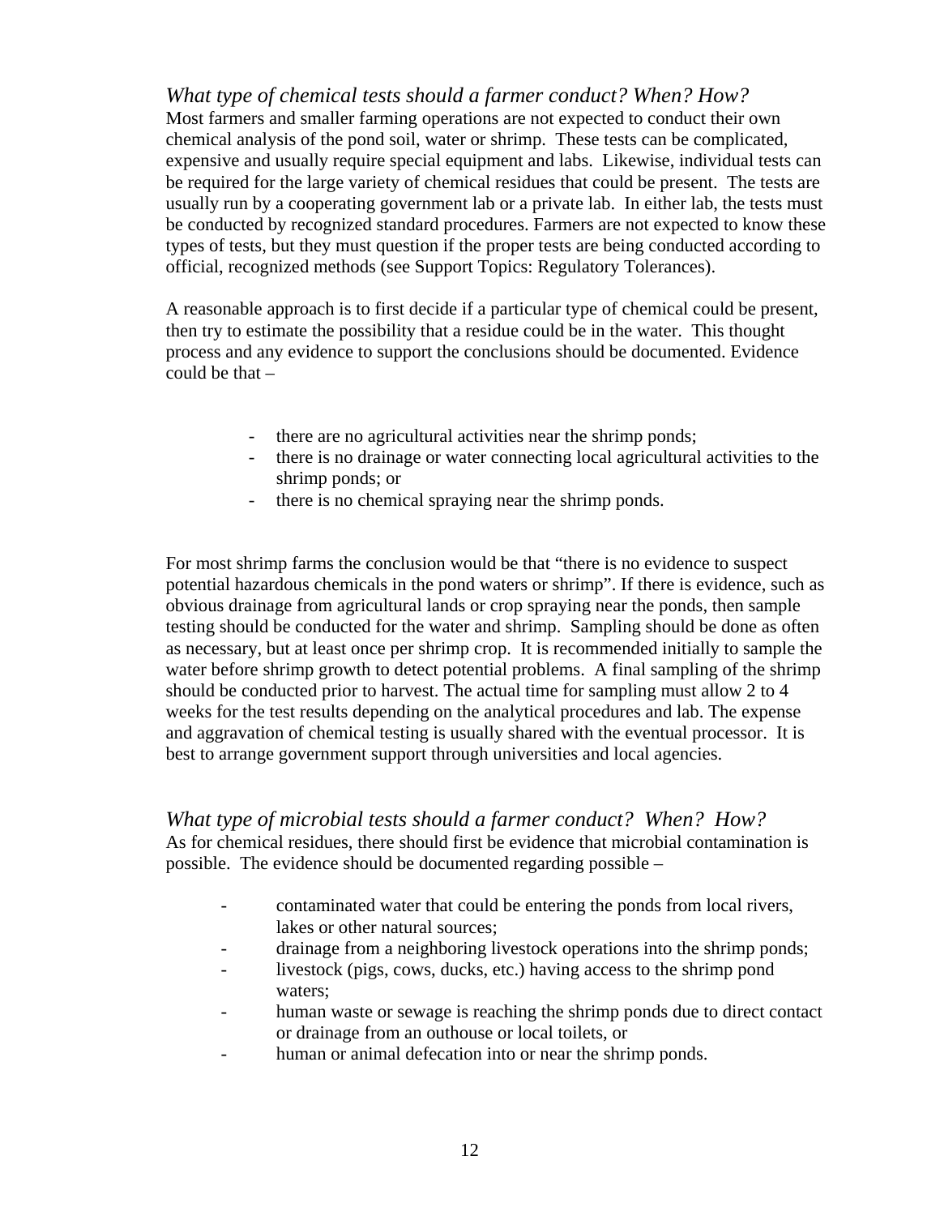### *What type of chemical tests should a farmer conduct? When? How?*

Most farmers and smaller farming operations are not expected to conduct their own chemical analysis of the pond soil, water or shrimp. These tests can be complicated, expensive and usually require special equipment and labs. Likewise, individual tests can be required for the large variety of chemical residues that could be present. The tests are usually run by a cooperating government lab or a private lab. In either lab, the tests must be conducted by recognized standard procedures. Farmers are not expected to know these types of tests, but they must question if the proper tests are being conducted according to official, recognized methods (see Support Topics: Regulatory Tolerances).

A reasonable approach is to first decide if a particular type of chemical could be present, then try to estimate the possibility that a residue could be in the water. This thought process and any evidence to support the conclusions should be documented. Evidence could be that –

- there are no agricultural activities near the shrimp ponds;
- there is no drainage or water connecting local agricultural activities to the shrimp ponds; or
- there is no chemical spraying near the shrimp ponds.

For most shrimp farms the conclusion would be that "there is no evidence to suspect potential hazardous chemicals in the pond waters or shrimp". If there is evidence, such as obvious drainage from agricultural lands or crop spraying near the ponds, then sample testing should be conducted for the water and shrimp. Sampling should be done as often as necessary, but at least once per shrimp crop. It is recommended initially to sample the water before shrimp growth to detect potential problems. A final sampling of the shrimp should be conducted prior to harvest. The actual time for sampling must allow 2 to 4 weeks for the test results depending on the analytical procedures and lab. The expense and aggravation of chemical testing is usually shared with the eventual processor. It is best to arrange government support through universities and local agencies.

### *What type of microbial tests should a farmer conduct? When? How?*

As for chemical residues, there should first be evidence that microbial contamination is possible. The evidence should be documented regarding possible –

- contaminated water that could be entering the ponds from local rivers, lakes or other natural sources;
- drainage from a neighboring livestock operations into the shrimp ponds;
- livestock (pigs, cows, ducks, etc.) having access to the shrimp pond waters;
- human waste or sewage is reaching the shrimp ponds due to direct contact or drainage from an outhouse or local toilets, or
- human or animal defecation into or near the shrimp ponds.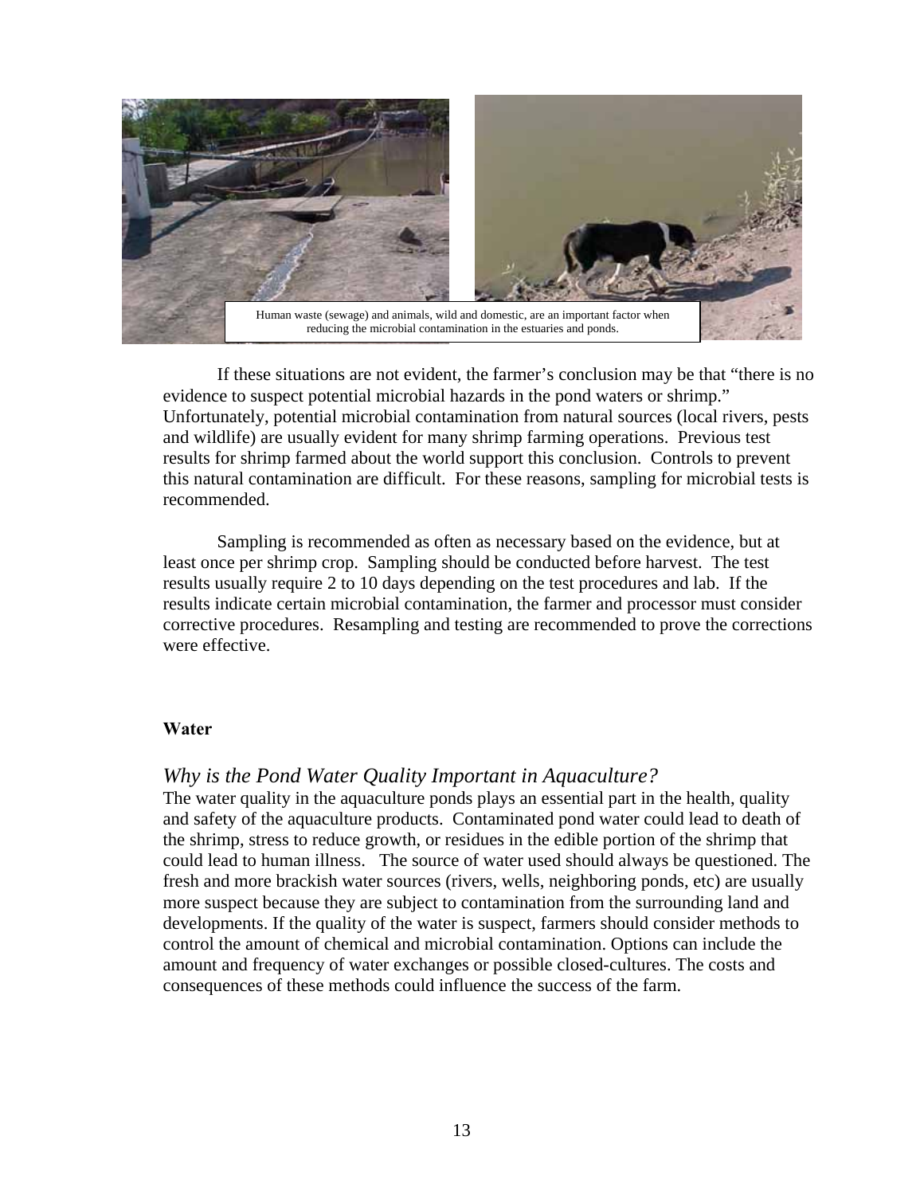Human waste (sewage) and animals, wild and domestic, are an important factor when reducing the microbial contamination in the estuaries and ponds.

If these situations are not evident, the farmer's conclusion may be that "there is no evidence to suspect potential microbial hazards in the pond waters or shrimp." Unfortunately, potential microbial contamination from natural sources (local rivers, pests and wildlife) are usually evident for many shrimp farming operations. Previous test results for shrimp farmed about the world support this conclusion. Controls to prevent this natural contamination are difficult. For these reasons, sampling for microbial tests is recommended.

Sampling is recommended as often as necessary based on the evidence, but at least once per shrimp crop. Sampling should be conducted before harvest. The test results usually require 2 to 10 days depending on the test procedures and lab. If the results indicate certain microbial contamination, the farmer and processor must consider corrective procedures. Resampling and testing are recommended to prove the corrections were effective.

**Water**

### *Why is the Pond Water Quality Important in Aquaculture?*

The water quality in the aquaculture ponds plays an essential part in the health, quality and safety of the aquaculture products. Contaminated pond water could lead to death of the shrimp, stress to reduce growth, or residues in the edible portion of the shrimp that could lead to human illness. The source of water used should always be questioned. The fresh and more brackish water sources (rivers, wells, neighboring ponds, etc) are usually more suspect because they are subject to contamination from the surrounding land and developments. If the quality of the water is suspect, farmers should consider methods to control the amount of chemical and microbial contamination. Options can include the amount and frequency of water exchanges or possible closed-cultures. The costs and consequences of these methods could influence the success of the farm.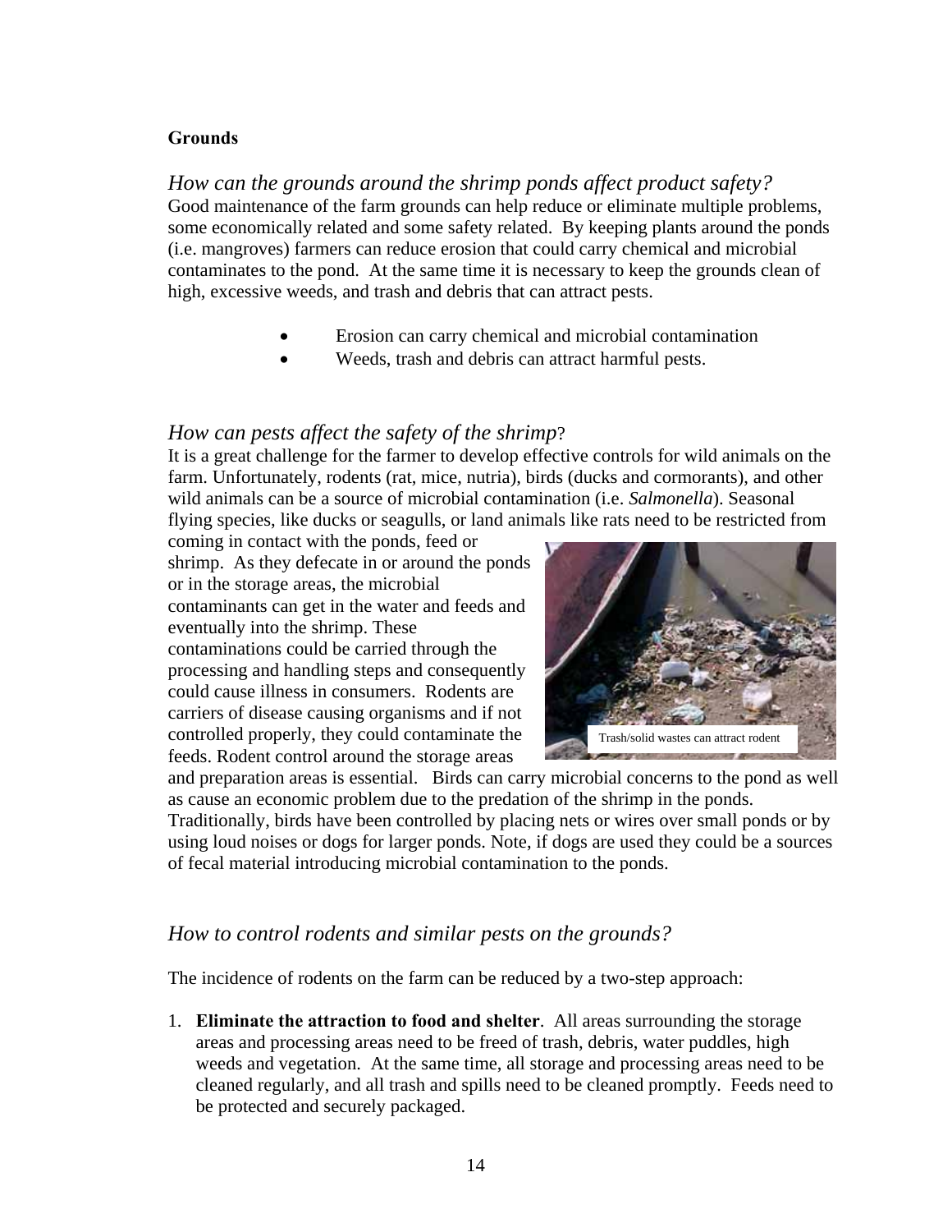**Grounds**

## *How can the grounds around the shrimp ponds affect product safety?*

Good maintenance of the farm grounds can help reduce or eliminate multiple problems, some economically related and some safety related. By keeping plants around the ponds (i.e. mangroves) farmers can reduce erosion that could carry chemical and microbial contaminates to the pond. At the same time it is necessary to keep the grounds clean of high, excessive weeds, and trash and debris that can attract pests.

- Erosion can carry chemical and microbial contamination
- Weeds, trash and debris can attract harmful pests.

## *How can pests affect the safety of the shrimp*?

It is a great challenge for the farmer to develop effective controls for wild animals on the farm. Unfortunately, rodents (rat, mice, nutria), birds (ducks and cormorants), and other wild animals can be a source of microbial contamination (i.e. *Salmonella*). Seasonal flying species, like ducks or seagulls, or land animals like rats need to be restricted from coming in contact with the ponds, feed or shrimp. As they defecate in or around the ponds or in the storage areas, the microbial contaminants can get in the water and feeds and eventually into the shrimp. These contaminations could be carried through the processing and handling steps and consequently could cause illness in consumers. Rodents are carriers of disease causing organisms and if not controlled properly, they could contaminate the feeds. Rodent control around the storage areas and preparation areas is essential. Birds can carry microbial concerns to the pond as well as cause an economic problem due to the predation of the shrimp in the ponds. Traditionally, birds have been controlled by placing nets or wires over small ponds or by using loud noises or dogs for larger ponds. Note, if dogs are used they could be a sources of fecal material introducing microbial contamination to the ponds.

Trash/solid wastes can attract rodent

## *How to control rodents and similar pests on the grounds?*

The incidence of rodents on the farm can be reduced by a two-step approach:

1. **Eliminate the attraction to food and shelter**. All areas surrounding the storage areas and processing areas need to be freed of trash, debris, water puddles, high weeds and vegetation. At the same time, all storage and processing areas need to be cleaned regularly, and all trash and spills need to be cleaned promptly. Feeds need to be protected and securely packaged.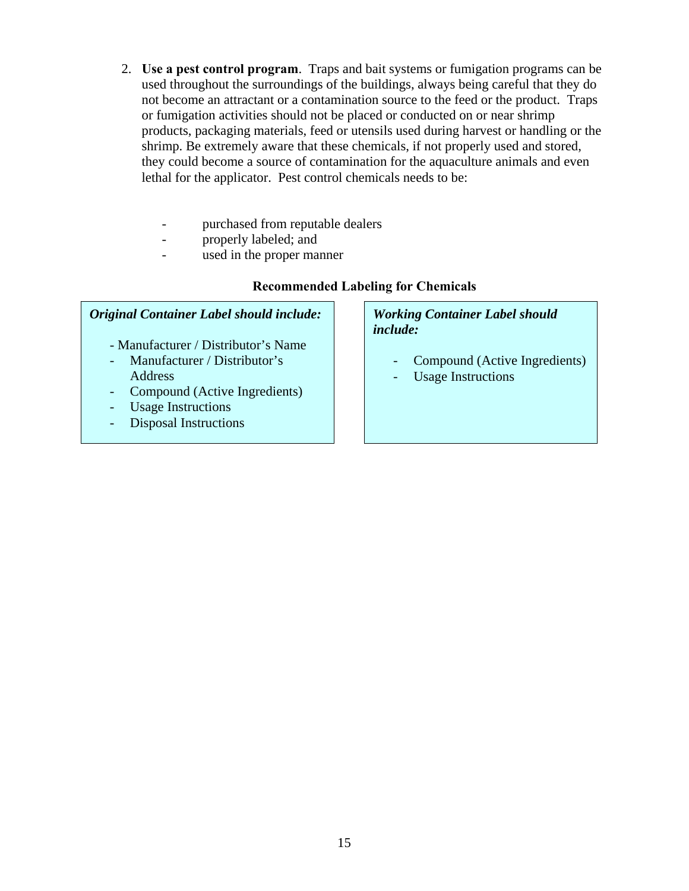2. **Use a pest control program**. Traps and bait systems or fumigation programs can be used throughout the surroundings of the buildings, always being careful that they do not become an attractant or a contamination source to the feed or the product. Traps or fumigation activities should not be placed or conducted on or near shrimp products, packaging materials, feed or utensils used during harvest or handling or the shrimp. Be extremely aware that these chemicals, if not properly used and stored, they could become a source of contamination for the aquaculture animals and even lethal for the applicator. Pest control chemicals needs to be:

   - purchased from reputable dealers
   - properly labeled; and
   - used in the proper manner

**Recommended Labeling for Chemicals**

***Original Container Label should include:***

- Manufacturer / Distributor's Name
- Manufacturer / Distributor's Address
- Compound (Active Ingredients)
- Usage Instructions
- Disposal Instructions

***Working Container Label should include:***

- Compound (Active Ingredients)
- Usage Instructions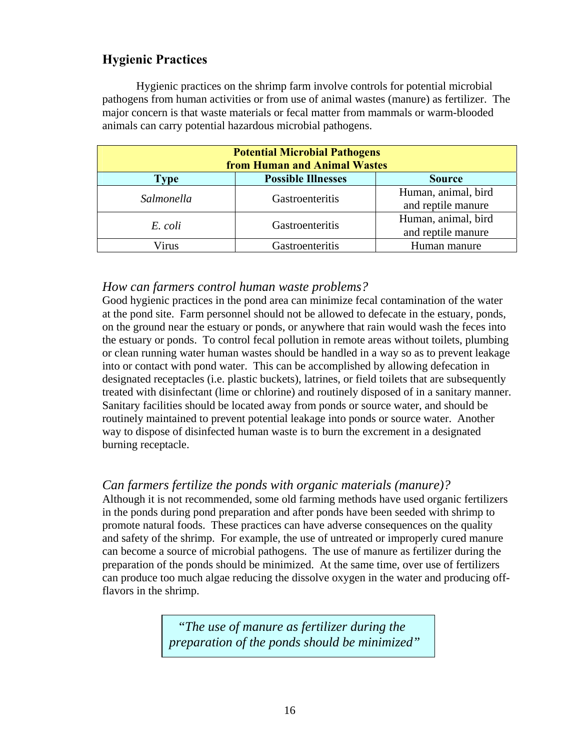## Hygienic Practices

Hygienic practices on the shrimp farm involve controls for potential microbial pathogens from human activities or from use of animal wastes (manure) as fertilizer. The major concern is that waste materials or fecal matter from mammals or warm-blooded animals can carry potential hazardous microbial pathogens.

| **Potential Microbial Pathogens from Human and Animal Wastes** | | |
|---|---|---|
| **Type** | **Possible Illnesses** | **Source** |
| *Salmonella* | Gastroenteritis | Human, animal, bird and reptile manure |
| *E. coli* | Gastroenteritis | Human, animal, bird and reptile manure |
| Virus | Gastroenteritis | Human manure |

### *How can farmers control human waste problems?*

Good hygienic practices in the pond area can minimize fecal contamination of the water at the pond site. Farm personnel should not be allowed to defecate in the estuary, ponds, on the ground near the estuary or ponds, or anywhere that rain would wash the feces into the estuary or ponds. To control fecal pollution in remote areas without toilets, plumbing or clean running water human wastes should be handled in a way so as to prevent leakage into or contact with pond water. This can be accomplished by allowing defecation in designated receptacles (i.e. plastic buckets), latrines, or field toilets that are subsequently treated with disinfectant (lime or chlorine) and routinely disposed of in a sanitary manner. Sanitary facilities should be located away from ponds or source water, and should be routinely maintained to prevent potential leakage into ponds or source water. Another way to dispose of disinfected human waste is to burn the excrement in a designated burning receptacle.

### *Can farmers fertilize the ponds with organic materials (manure)?*

Although it is not recommended, some old farming methods have used organic fertilizers in the ponds during pond preparation and after ponds have been seeded with shrimp to promote natural foods. These practices can have adverse consequences on the quality and safety of the shrimp. For example, the use of untreated or improperly cured manure can become a source of microbial pathogens. The use of manure as fertilizer during the preparation of the ponds should be minimized. At the same time, over use of fertilizers can produce too much algae reducing the dissolve oxygen in the water and producing off-flavors in the shrimp.

> *"The use of manure as fertilizer during the preparation of the ponds should be minimized"*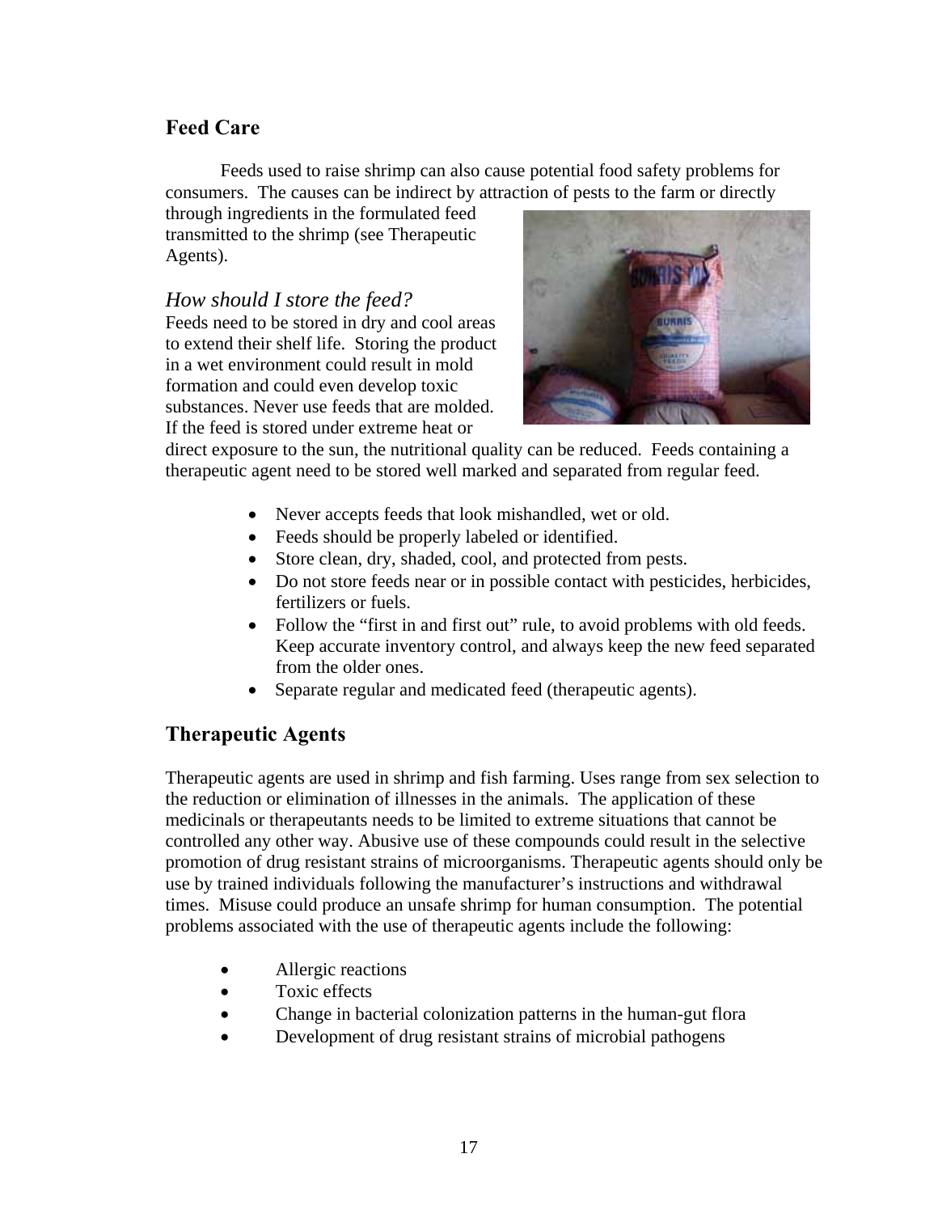## Feed Care

Feeds used to raise shrimp can also cause potential food safety problems for consumers. The causes can be indirect by attraction of pests to the farm or directly through ingredients in the formulated feed transmitted to the shrimp (see Therapeutic Agents).

### *How should I store the feed?*

Feeds need to be stored in dry and cool areas to extend their shelf life. Storing the product in a wet environment could result in mold formation and could even develop toxic substances. Never use feeds that are molded. If the feed is stored under extreme heat or direct exposure to the sun, the nutritional quality can be reduced. Feeds containing a therapeutic agent need to be stored well marked and separated from regular feed.

- Never accepts feeds that look mishandled, wet or old.
- Feeds should be properly labeled or identified.
- Store clean, dry, shaded, cool, and protected from pests.
- Do not store feeds near or in possible contact with pesticides, herbicides, fertilizers or fuels.
- Follow the "first in and first out" rule, to avoid problems with old feeds. Keep accurate inventory control, and always keep the new feed separated from the older ones.
- Separate regular and medicated feed (therapeutic agents).

## Therapeutic Agents

Therapeutic agents are used in shrimp and fish farming. Uses range from sex selection to the reduction or elimination of illnesses in the animals. The application of these medicinals or therapeutants needs to be limited to extreme situations that cannot be controlled any other way. Abusive use of these compounds could result in the selective promotion of drug resistant strains of microorganisms. Therapeutic agents should only be use by trained individuals following the manufacturer's instructions and withdrawal times. Misuse could produce an unsafe shrimp for human consumption. The potential problems associated with the use of therapeutic agents include the following:

- Allergic reactions
- Toxic effects
- Change in bacterial colonization patterns in the human-gut flora
- Development of drug resistant strains of microbial pathogens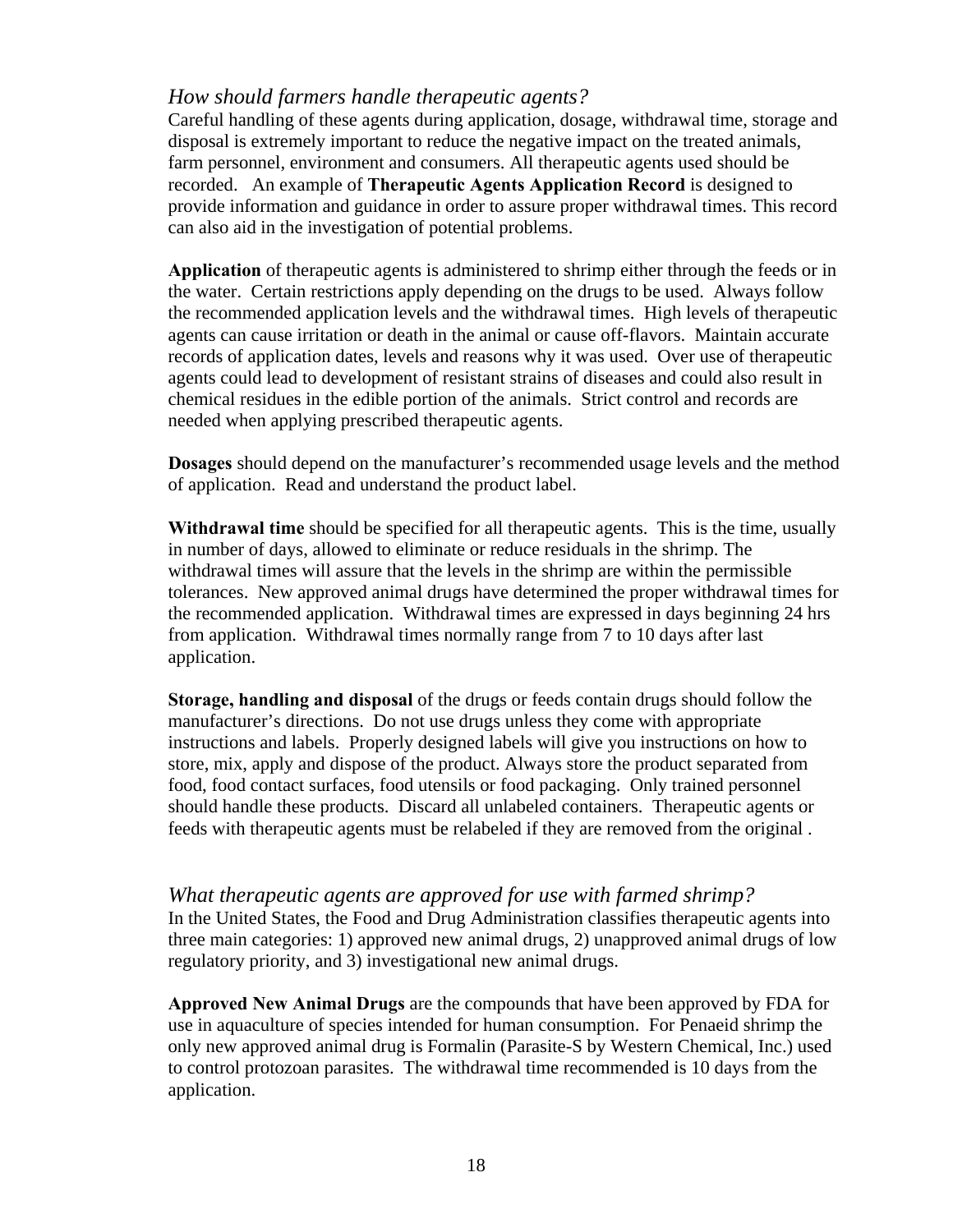### *How should farmers handle therapeutic agents?*

Careful handling of these agents during application, dosage, withdrawal time, storage and disposal is extremely important to reduce the negative impact on the treated animals, farm personnel, environment and consumers. All therapeutic agents used should be recorded. An example of **Therapeutic Agents Application Record** is designed to provide information and guidance in order to assure proper withdrawal times. This record can also aid in the investigation of potential problems.

**Application** of therapeutic agents is administered to shrimp either through the feeds or in the water. Certain restrictions apply depending on the drugs to be used. Always follow the recommended application levels and the withdrawal times. High levels of therapeutic agents can cause irritation or death in the animal or cause off-flavors. Maintain accurate records of application dates, levels and reasons why it was used. Over use of therapeutic agents could lead to development of resistant strains of diseases and could also result in chemical residues in the edible portion of the animals. Strict control and records are needed when applying prescribed therapeutic agents.

**Dosages** should depend on the manufacturer's recommended usage levels and the method of application. Read and understand the product label.

**Withdrawal time** should be specified for all therapeutic agents. This is the time, usually in number of days, allowed to eliminate or reduce residuals in the shrimp. The withdrawal times will assure that the levels in the shrimp are within the permissible tolerances. New approved animal drugs have determined the proper withdrawal times for the recommended application. Withdrawal times are expressed in days beginning 24 hrs from application. Withdrawal times normally range from 7 to 10 days after last application.

**Storage, handling and disposal** of the drugs or feeds contain drugs should follow the manufacturer's directions. Do not use drugs unless they come with appropriate instructions and labels. Properly designed labels will give you instructions on how to store, mix, apply and dispose of the product. Always store the product separated from food, food contact surfaces, food utensils or food packaging. Only trained personnel should handle these products. Discard all unlabeled containers. Therapeutic agents or feeds with therapeutic agents must be relabeled if they are removed from the original .

### *What therapeutic agents are approved for use with farmed shrimp?*

In the United States, the Food and Drug Administration classifies therapeutic agents into three main categories: 1) approved new animal drugs, 2) unapproved animal drugs of low regulatory priority, and 3) investigational new animal drugs.

**Approved New Animal Drugs** are the compounds that have been approved by FDA for use in aquaculture of species intended for human consumption. For Penaeid shrimp the only new approved animal drug is Formalin (Parasite-S by Western Chemical, Inc.) used to control protozoan parasites. The withdrawal time recommended is 10 days from the application.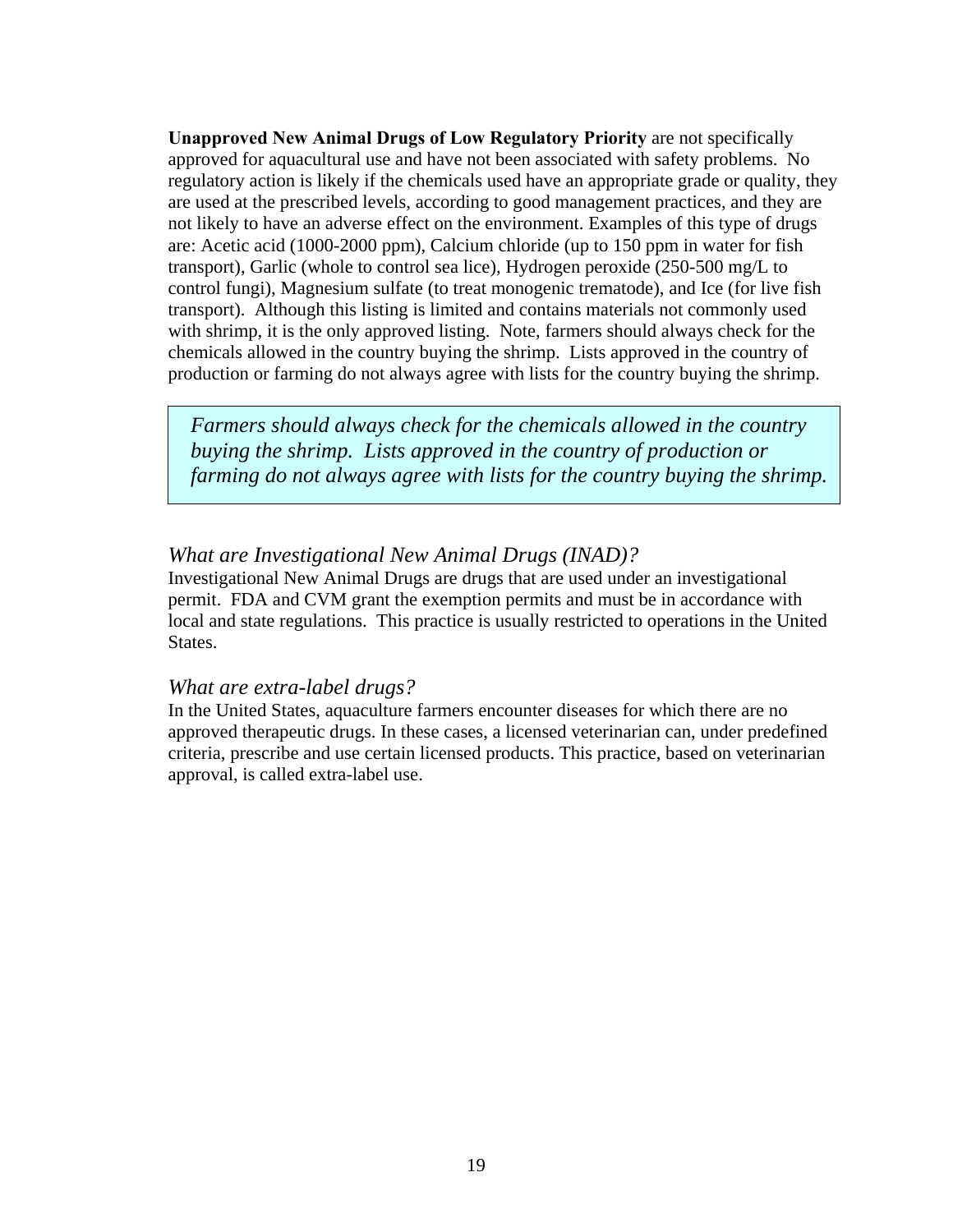**Unapproved New Animal Drugs of Low Regulatory Priority** are not specifically approved for aquacultural use and have not been associated with safety problems. No regulatory action is likely if the chemicals used have an appropriate grade or quality, they are used at the prescribed levels, according to good management practices, and they are not likely to have an adverse effect on the environment. Examples of this type of drugs are: Acetic acid (1000-2000 ppm), Calcium chloride (up to 150 ppm in water for fish transport), Garlic (whole to control sea lice), Hydrogen peroxide (250-500 mg/L to control fungi), Magnesium sulfate (to treat monogenic trematode), and Ice (for live fish transport). Although this listing is limited and contains materials not commonly used with shrimp, it is the only approved listing. Note, farmers should always check for the chemicals allowed in the country buying the shrimp. Lists approved in the country of production or farming do not always agree with lists for the country buying the shrimp.

> *Farmers should always check for the chemicals allowed in the country buying the shrimp. Lists approved in the country of production or farming do not always agree with lists for the country buying the shrimp.*

### *What are Investigational New Animal Drugs (INAD)?*

Investigational New Animal Drugs are drugs that are used under an investigational permit. FDA and CVM grant the exemption permits and must be in accordance with local and state regulations. This practice is usually restricted to operations in the United States.

### *What are extra-label drugs?*

In the United States, aquaculture farmers encounter diseases for which there are no approved therapeutic drugs. In these cases, a licensed veterinarian can, under predefined criteria, prescribe and use certain licensed products. This practice, based on veterinarian approval, is called extra-label use.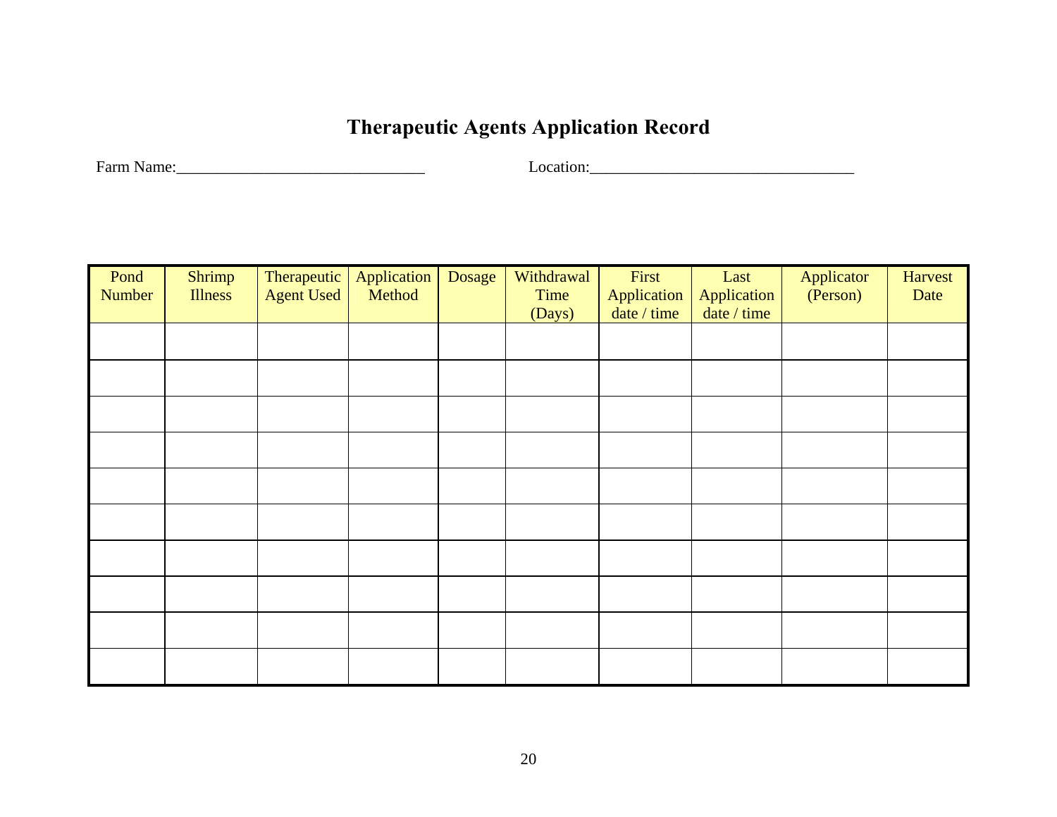# Therapeutic Agents Application Record

Farm Name:_______________________________ Location:_________________________________

| Pond Number | Shrimp Illness | Therapeutic Agent Used | Application Method | Dosage | Withdrawal Time (Days) | First Application date / time | Last Application date / time | Applicator (Person) | Harvest Date |
|---|---|---|---|---|---|---|---|---|---|
| | | | | | | | | | |
| | | | | | | | | | |
| | | | | | | | | | |
| | | | | | | | | | |
| | | | | | | | | | |
| | | | | | | | | | |
| | | | | | | | | | |
| | | | | | | | | | |
| | | | | | | | | | |
| | | | | | | | | | |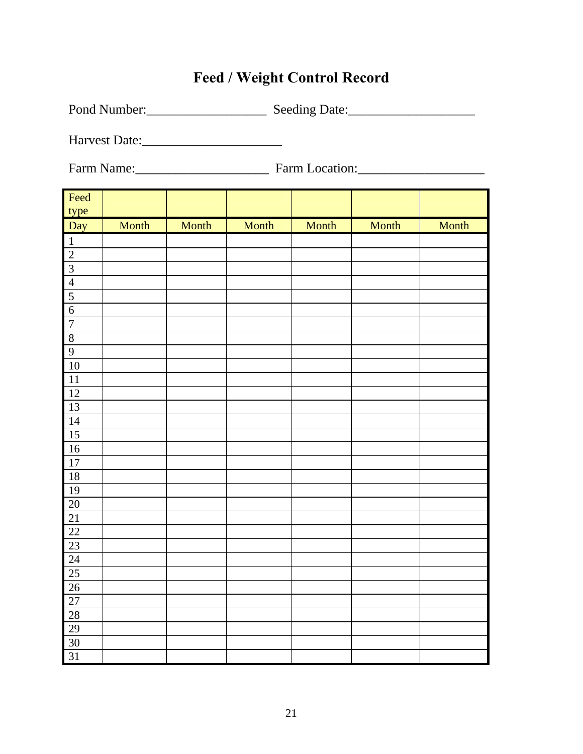# Feed / Weight Control Record

Pond Number:__________________ Seeding Date:___________________

Harvest Date:_____________________

Farm Name:____________________ Farm Location:___________________

| Feed type | | | | | | |
|---|---|---|---|---|---|---|
| Day | Month | Month | Month | Month | Month | Month |
| 1 | | | | | | |
| 2 | | | | | | |
| 3 | | | | | | |
| 4 | | | | | | |
| 5 | | | | | | |
| 6 | | | | | | |
| 7 | | | | | | |
| 8 | | | | | | |
| 9 | | | | | | |
| 10 | | | | | | |
| 11 | | | | | | |
| 12 | | | | | | |
| 13 | | | | | | |
| 14 | | | | | | |
| 15 | | | | | | |
| 16 | | | | | | |
| 17 | | | | | | |
| 18 | | | | | | |
| 19 | | | | | | |
| 20 | | | | | | |
| 21 | | | | | | |
| 22 | | | | | | |
| 23 | | | | | | |
| 24 | | | | | | |
| 25 | | | | | | |
| 26 | | | | | | |
| 27 | | | | | | |
| 28 | | | | | | |
| 29 | | | | | | |
| 30 | | | | | | |
| 31 | | | | | | |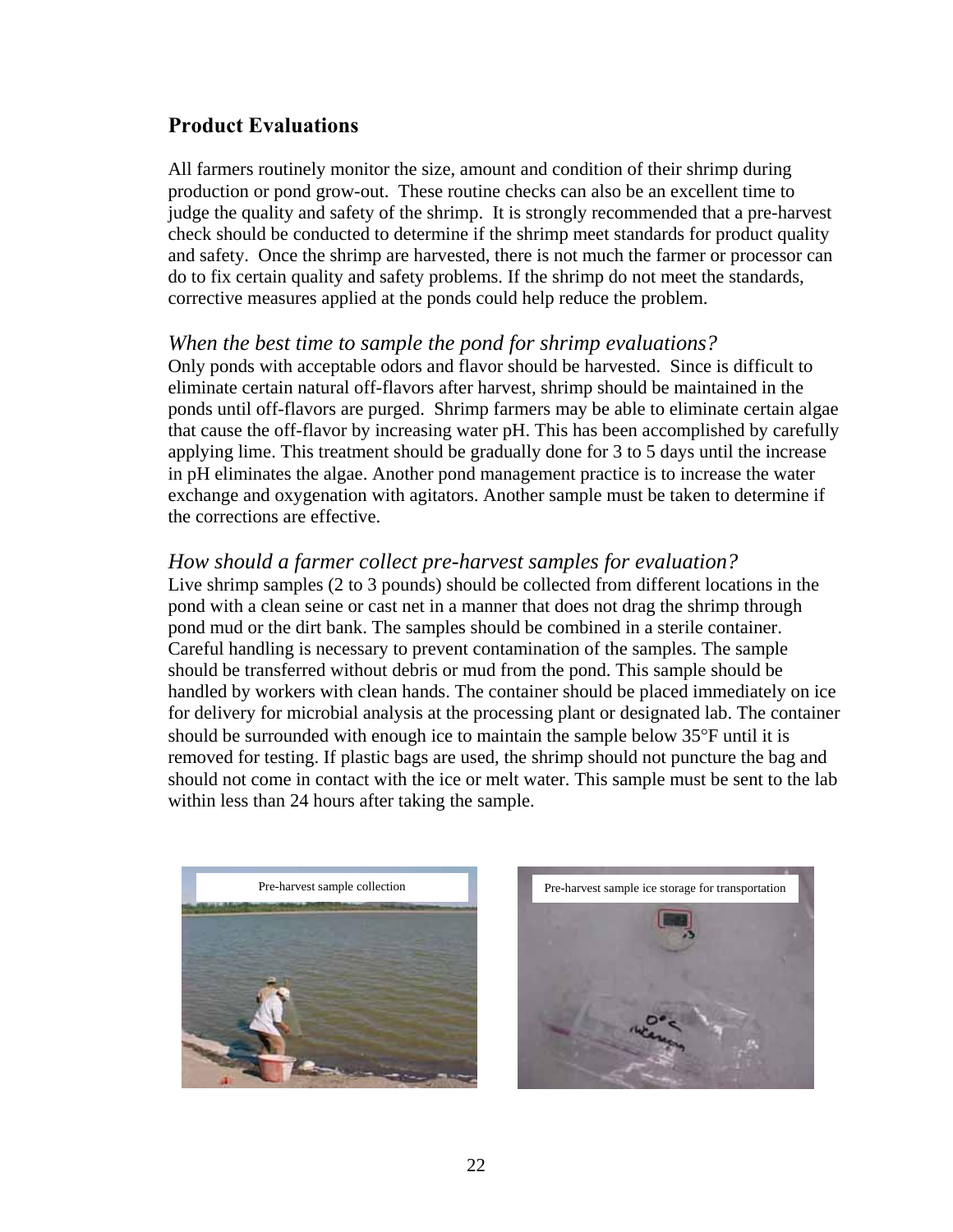## Product Evaluations

All farmers routinely monitor the size, amount and condition of their shrimp during production or pond grow-out. These routine checks can also be an excellent time to judge the quality and safety of the shrimp. It is strongly recommended that a pre-harvest check should be conducted to determine if the shrimp meet standards for product quality and safety. Once the shrimp are harvested, there is not much the farmer or processor can do to fix certain quality and safety problems. If the shrimp do not meet the standards, corrective measures applied at the ponds could help reduce the problem.

### *When the best time to sample the pond for shrimp evaluations?*

Only ponds with acceptable odors and flavor should be harvested. Since is difficult to eliminate certain natural off-flavors after harvest, shrimp should be maintained in the ponds until off-flavors are purged. Shrimp farmers may be able to eliminate certain algae that cause the off-flavor by increasing water pH. This has been accomplished by carefully applying lime. This treatment should be gradually done for 3 to 5 days until the increase in pH eliminates the algae. Another pond management practice is to increase the water exchange and oxygenation with agitators. Another sample must be taken to determine if the corrections are effective.

### *How should a farmer collect pre-harvest samples for evaluation?*

Live shrimp samples (2 to 3 pounds) should be collected from different locations in the pond with a clean seine or cast net in a manner that does not drag the shrimp through pond mud or the dirt bank. The samples should be combined in a sterile container. Careful handling is necessary to prevent contamination of the samples. The sample should be transferred without debris or mud from the pond. This sample should be handled by workers with clean hands. The container should be placed immediately on ice for delivery for microbial analysis at the processing plant or designated lab. The container should be surrounded with enough ice to maintain the sample below 35°F until it is removed for testing. If plastic bags are used, the shrimp should not puncture the bag and should not come in contact with the ice or melt water. This sample must be sent to the lab within less than 24 hours after taking the sample.

Pre-harvest sample collection

Pre-harvest sample ice storage for transportation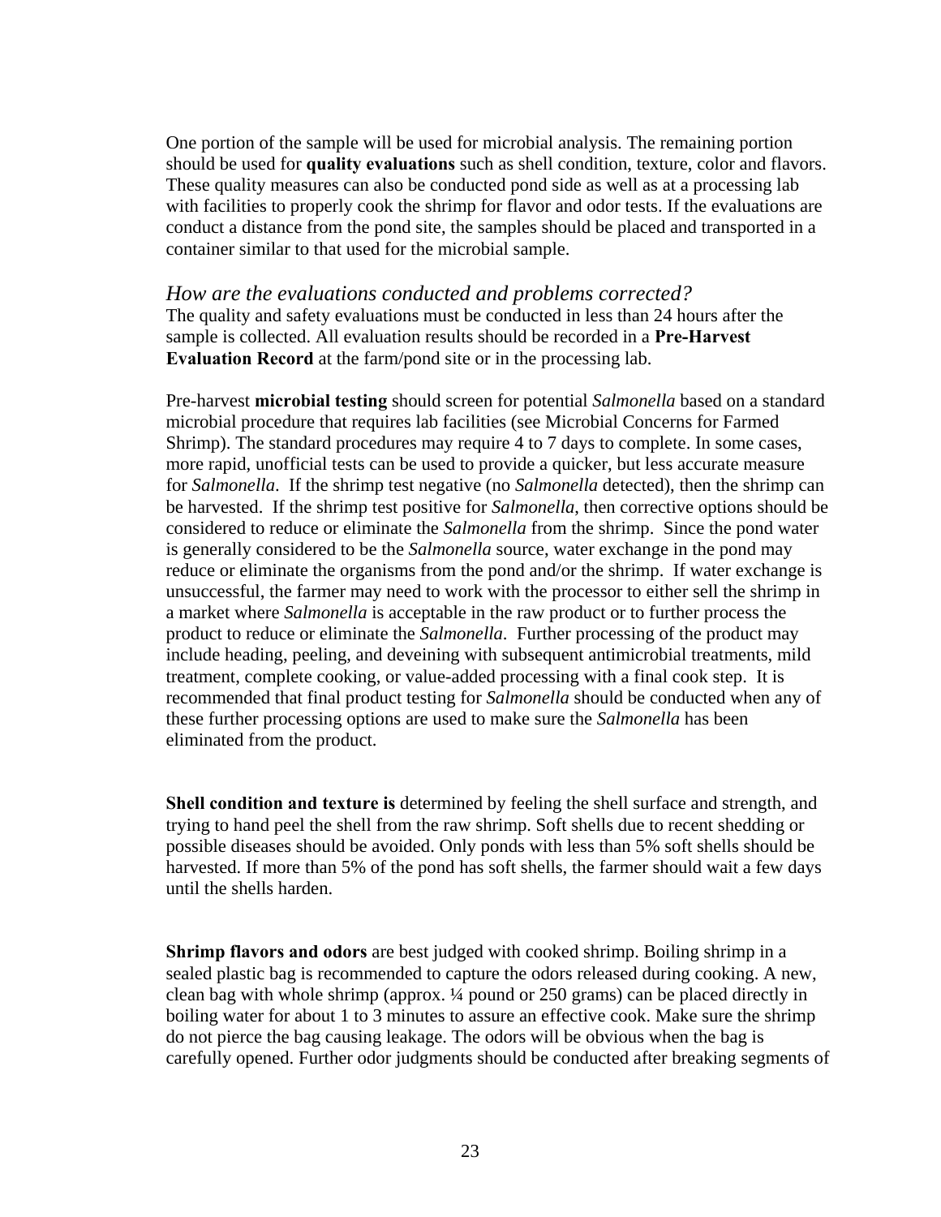One portion of the sample will be used for microbial analysis. The remaining portion should be used for **quality evaluations** such as shell condition, texture, color and flavors. These quality measures can also be conducted pond side as well as at a processing lab with facilities to properly cook the shrimp for flavor and odor tests. If the evaluations are conduct a distance from the pond site, the samples should be placed and transported in a container similar to that used for the microbial sample.

### *How are the evaluations conducted and problems corrected?*

The quality and safety evaluations must be conducted in less than 24 hours after the sample is collected. All evaluation results should be recorded in a **Pre-Harvest Evaluation Record** at the farm/pond site or in the processing lab.

Pre-harvest **microbial testing** should screen for potential *Salmonella* based on a standard microbial procedure that requires lab facilities (see Microbial Concerns for Farmed Shrimp). The standard procedures may require 4 to 7 days to complete. In some cases, more rapid, unofficial tests can be used to provide a quicker, but less accurate measure for *Salmonella*. If the shrimp test negative (no *Salmonella* detected), then the shrimp can be harvested. If the shrimp test positive for *Salmonella*, then corrective options should be considered to reduce or eliminate the *Salmonella* from the shrimp. Since the pond water is generally considered to be the *Salmonella* source, water exchange in the pond may reduce or eliminate the organisms from the pond and/or the shrimp. If water exchange is unsuccessful, the farmer may need to work with the processor to either sell the shrimp in a market where *Salmonella* is acceptable in the raw product or to further process the product to reduce or eliminate the *Salmonella*. Further processing of the product may include heading, peeling, and deveining with subsequent antimicrobial treatments, mild treatment, complete cooking, or value-added processing with a final cook step. It is recommended that final product testing for *Salmonella* should be conducted when any of these further processing options are used to make sure the *Salmonella* has been eliminated from the product.

**Shell condition and texture is** determined by feeling the shell surface and strength, and trying to hand peel the shell from the raw shrimp. Soft shells due to recent shedding or possible diseases should be avoided. Only ponds with less than 5% soft shells should be harvested. If more than 5% of the pond has soft shells, the farmer should wait a few days until the shells harden.

**Shrimp flavors and odors** are best judged with cooked shrimp. Boiling shrimp in a sealed plastic bag is recommended to capture the odors released during cooking. A new, clean bag with whole shrimp (approx. ¼ pound or 250 grams) can be placed directly in boiling water for about 1 to 3 minutes to assure an effective cook. Make sure the shrimp do not pierce the bag causing leakage. The odors will be obvious when the bag is carefully opened. Further odor judgments should be conducted after breaking segments of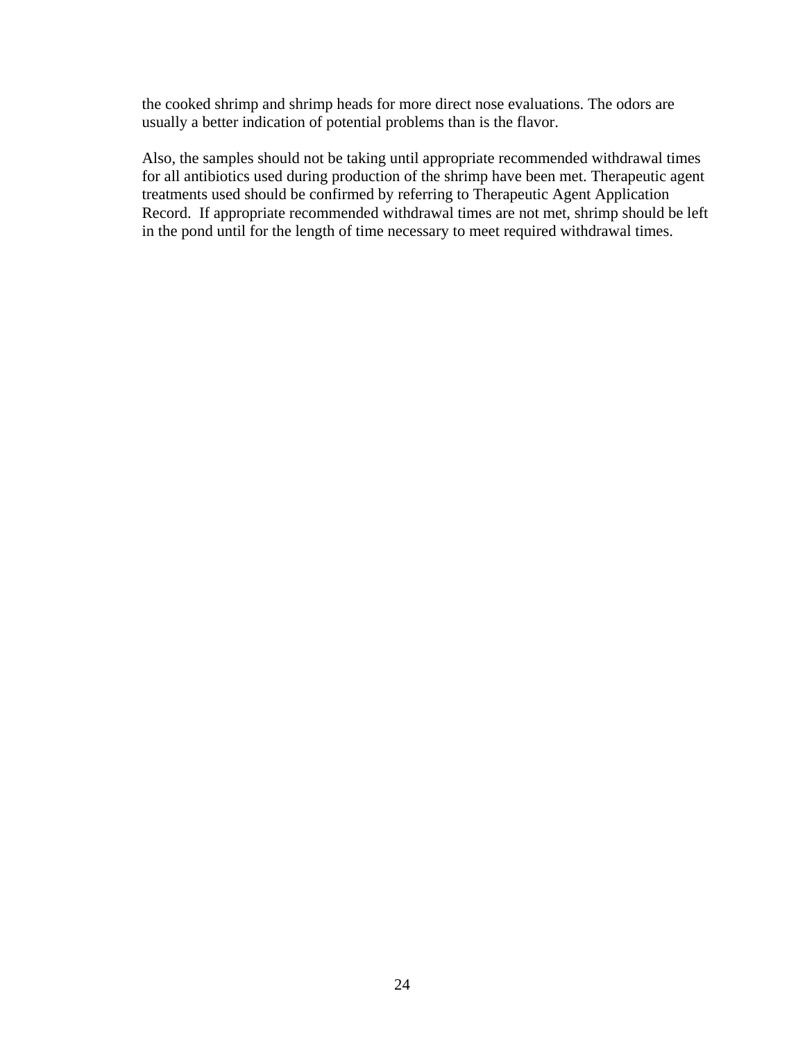the cooked shrimp and shrimp heads for more direct nose evaluations. The odors are usually a better indication of potential problems than is the flavor.

Also, the samples should not be taking until appropriate recommended withdrawal times for all antibiotics used during production of the shrimp have been met. Therapeutic agent treatments used should be confirmed by referring to Therapeutic Agent Application Record. If appropriate recommended withdrawal times are not met, shrimp should be left in the pond until for the length of time necessary to meet required withdrawal times.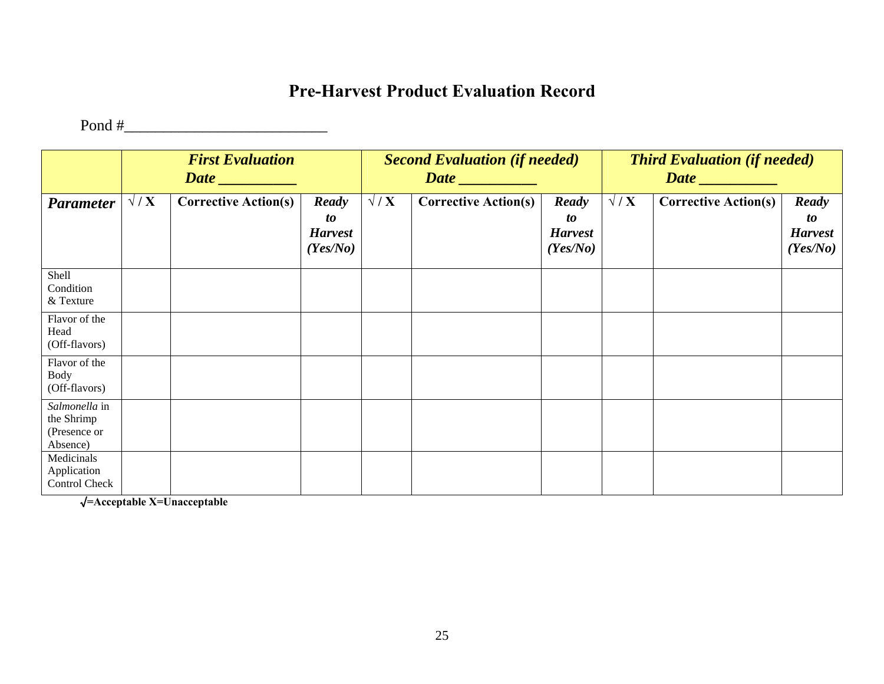# Pre-Harvest Product Evaluation Record

Pond #___________________________

| | ***First Evaluation* Date __________** | | | ***Second Evaluation (if needed)* Date __________** | | | ***Third Evaluation (if needed)* Date __________** | | |
|---|---|---|---|---|---|---|---|---|---|
| ***Parameter*** | **√ / X** | **Corrective Action(s)** | ***Ready to Harvest (Yes/No)*** | **√ / X** | **Corrective Action(s)** | ***Ready to Harvest (Yes/No)*** | **√ / X** | **Corrective Action(s)** | ***Ready to Harvest (Yes/No)*** |
| Shell Condition & Texture | | | | | | | | | |
| Flavor of the Head (Off-flavors) | | | | | | | | | |
| Flavor of the Body (Off-flavors) | | | | | | | | | |
| *Salmonella* in the Shrimp (Presence or Absence) | | | | | | | | | |
| Medicinals Application Control Check | | | | | | | | | |

**√=Acceptable X=Unacceptable**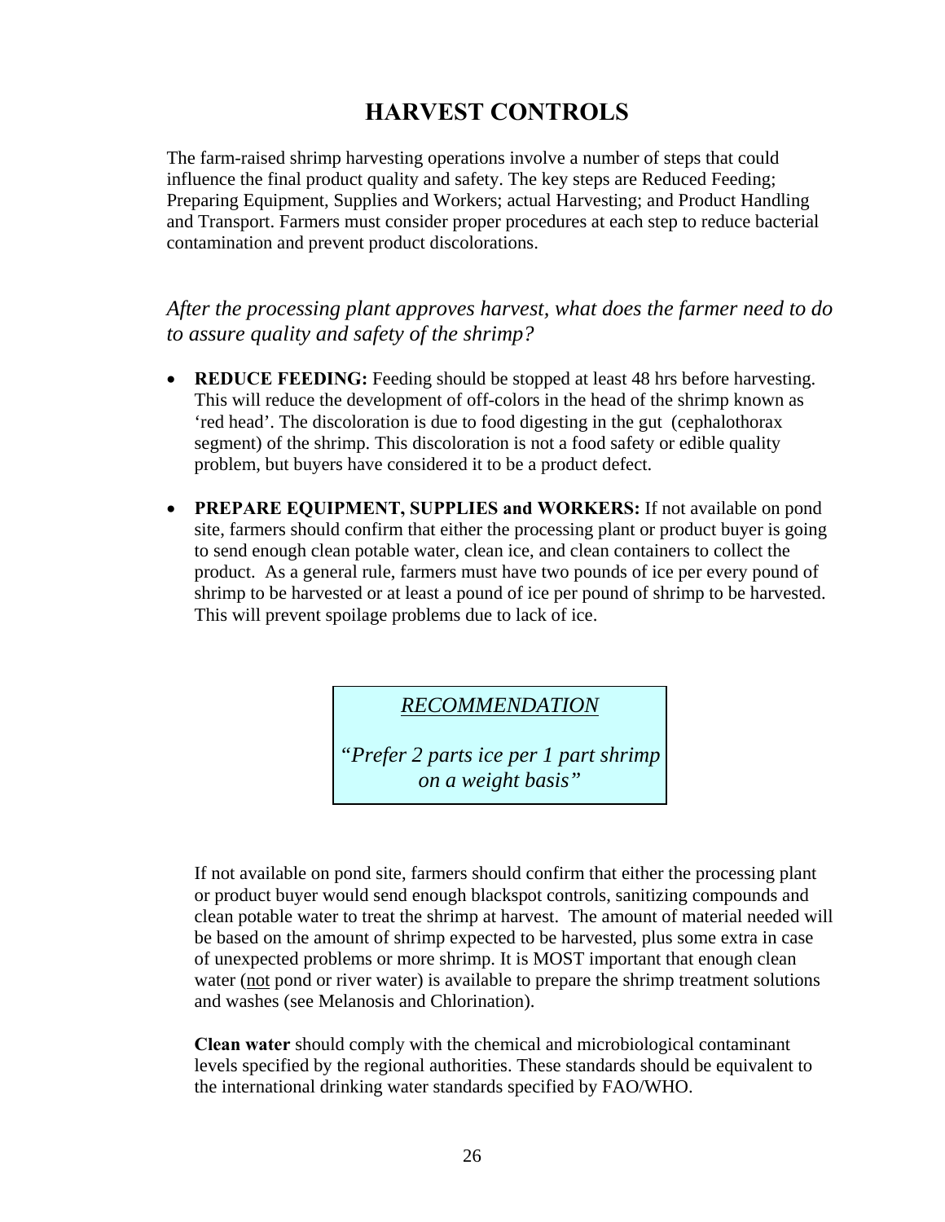# HARVEST CONTROLS

The farm-raised shrimp harvesting operations involve a number of steps that could influence the final product quality and safety. The key steps are Reduced Feeding; Preparing Equipment, Supplies and Workers; actual Harvesting; and Product Handling and Transport. Farmers must consider proper procedures at each step to reduce bacterial contamination and prevent product discolorations.

*After the processing plant approves harvest, what does the farmer need to do to assure quality and safety of the shrimp?*

- **REDUCE FEEDING:** Feeding should be stopped at least 48 hrs before harvesting. This will reduce the development of off-colors in the head of the shrimp known as 'red head'. The discoloration is due to food digesting in the gut (cephalothorax segment) of the shrimp. This discoloration is not a food safety or edible quality problem, but buyers have considered it to be a product defect.

- **PREPARE EQUIPMENT, SUPPLIES and WORKERS:** If not available on pond site, farmers should confirm that either the processing plant or product buyer is going to send enough clean potable water, clean ice, and clean containers to collect the product. As a general rule, farmers must have two pounds of ice per every pound of shrimp to be harvested or at least a pound of ice per pound of shrimp to be harvested. This will prevent spoilage problems due to lack of ice.

> *RECOMMENDATION*
>
> *"Prefer 2 parts ice per 1 part shrimp on a weight basis"*

If not available on pond site, farmers should confirm that either the processing plant or product buyer would send enough blackspot controls, sanitizing compounds and clean potable water to treat the shrimp at harvest. The amount of material needed will be based on the amount of shrimp expected to be harvested, plus some extra in case of unexpected problems or more shrimp. It is MOST important that enough clean water (not pond or river water) is available to prepare the shrimp treatment solutions and washes (see Melanosis and Chlorination).

**Clean water** should comply with the chemical and microbiological contaminant levels specified by the regional authorities. These standards should be equivalent to the international drinking water standards specified by FAO/WHO.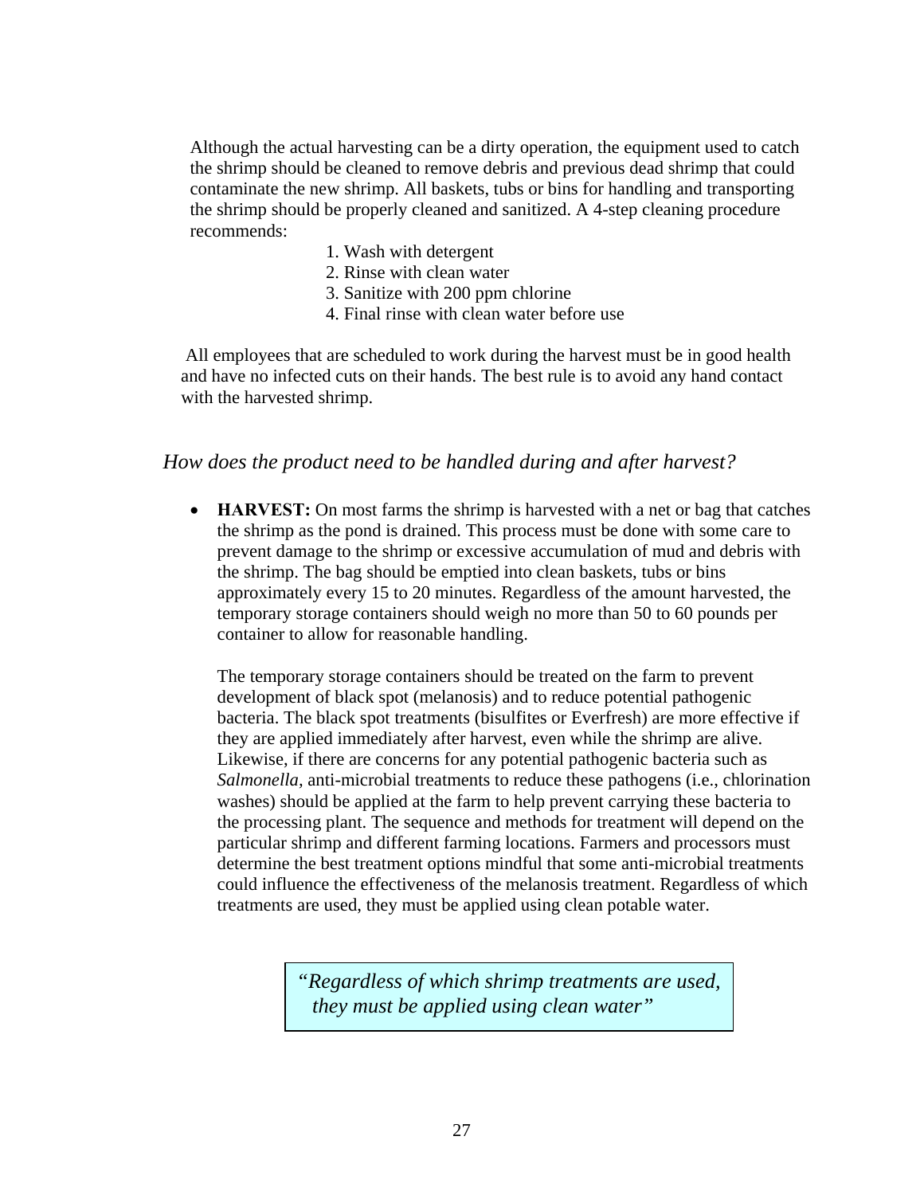Although the actual harvesting can be a dirty operation, the equipment used to catch the shrimp should be cleaned to remove debris and previous dead shrimp that could contaminate the new shrimp. All baskets, tubs or bins for handling and transporting the shrimp should be properly cleaned and sanitized. A 4-step cleaning procedure recommends:

1. Wash with detergent
2. Rinse with clean water
3. Sanitize with 200 ppm chlorine
4. Final rinse with clean water before use

All employees that are scheduled to work during the harvest must be in good health and have no infected cuts on their hands. The best rule is to avoid any hand contact with the harvested shrimp.

### *How does the product need to be handled during and after harvest?*

- **HARVEST:** On most farms the shrimp is harvested with a net or bag that catches the shrimp as the pond is drained. This process must be done with some care to prevent damage to the shrimp or excessive accumulation of mud and debris with the shrimp. The bag should be emptied into clean baskets, tubs or bins approximately every 15 to 20 minutes. Regardless of the amount harvested, the temporary storage containers should weigh no more than 50 to 60 pounds per container to allow for reasonable handling.

  The temporary storage containers should be treated on the farm to prevent development of black spot (melanosis) and to reduce potential pathogenic bacteria. The black spot treatments (bisulfites or Everfresh) are more effective if they are applied immediately after harvest, even while the shrimp are alive. Likewise, if there are concerns for any potential pathogenic bacteria such as *Salmonella,* anti-microbial treatments to reduce these pathogens (i.e., chlorination washes) should be applied at the farm to help prevent carrying these bacteria to the processing plant. The sequence and methods for treatment will depend on the particular shrimp and different farming locations. Farmers and processors must determine the best treatment options mindful that some anti-microbial treatments could influence the effectiveness of the melanosis treatment. Regardless of which treatments are used, they must be applied using clean potable water.

> *"Regardless of which shrimp treatments are used, they must be applied using clean water"*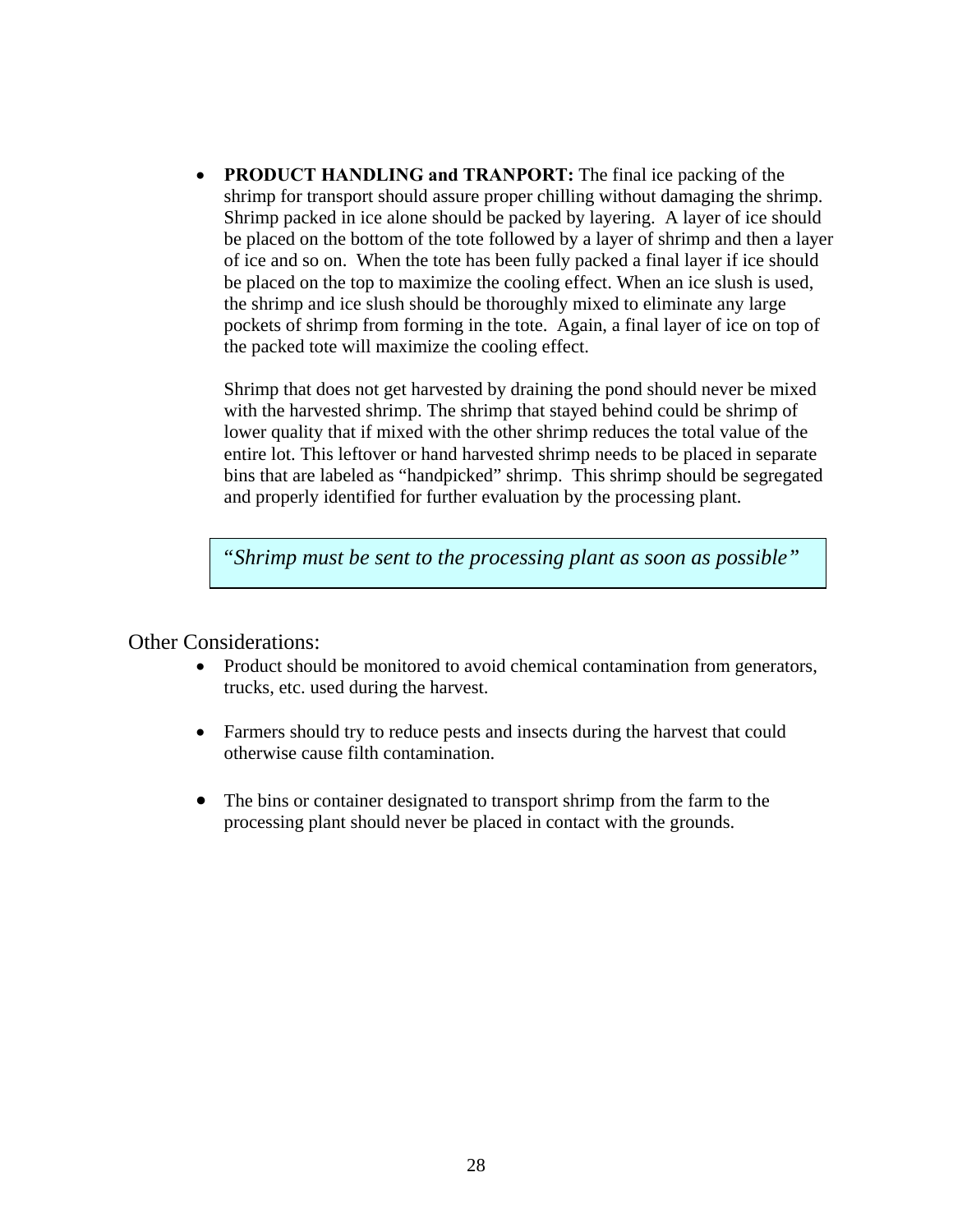- **PRODUCT HANDLING and TRANPORT:** The final ice packing of the shrimp for transport should assure proper chilling without damaging the shrimp. Shrimp packed in ice alone should be packed by layering. A layer of ice should be placed on the bottom of the tote followed by a layer of shrimp and then a layer of ice and so on. When the tote has been fully packed a final layer if ice should be placed on the top to maximize the cooling effect. When an ice slush is used, the shrimp and ice slush should be thoroughly mixed to eliminate any large pockets of shrimp from forming in the tote. Again, a final layer of ice on top of the packed tote will maximize the cooling effect.

  Shrimp that does not get harvested by draining the pond should never be mixed with the harvested shrimp. The shrimp that stayed behind could be shrimp of lower quality that if mixed with the other shrimp reduces the total value of the entire lot. This leftover or hand harvested shrimp needs to be placed in separate bins that are labeled as "handpicked" shrimp. This shrimp should be segregated and properly identified for further evaluation by the processing plant.

> "*Shrimp must be sent to the processing plant as soon as possible*"

Other Considerations:

- Product should be monitored to avoid chemical contamination from generators, trucks, etc. used during the harvest.

- Farmers should try to reduce pests and insects during the harvest that could otherwise cause filth contamination.

- The bins or container designated to transport shrimp from the farm to the processing plant should never be placed in contact with the grounds.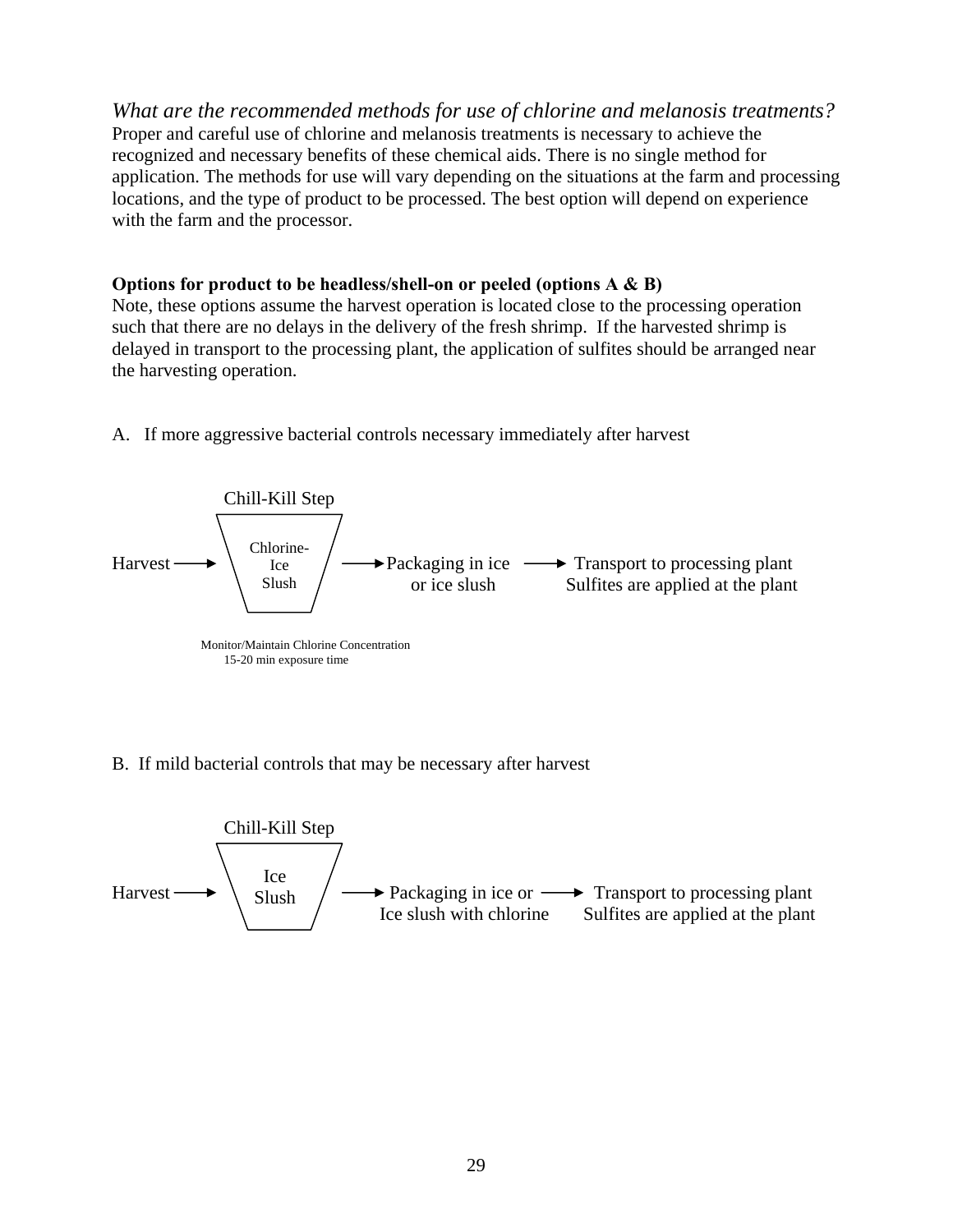*What are the recommended methods for use of chlorine and melanosis treatments?*

Proper and careful use of chlorine and melanosis treatments is necessary to achieve the recognized and necessary benefits of these chemical aids. There is no single method for application. The methods for use will vary depending on the situations at the farm and processing locations, and the type of product to be processed. The best option will depend on experience with the farm and the processor.

**Options for product to be headless/shell-on or peeled (options A & B)**

Note, these options assume the harvest operation is located close to the processing operation such that there are no delays in the delivery of the fresh shrimp. If the harvested shrimp is delayed in transport to the processing plant, the application of sulfites should be arranged near the harvesting operation.

A. If more aggressive bacterial controls necessary immediately after harvest

Chill-Kill Step

Harvest → Chlorine-Ice Slush → Packaging in ice or ice slush → Transport to processing plant Sulfites are applied at the plant

Monitor/Maintain Chlorine Concentration
15-20 min exposure time

B. If mild bacterial controls that may be necessary after harvest

Chill-Kill Step

Harvest → Ice Slush → Packaging in ice or Ice slush with chlorine → Transport to processing plant Sulfites are applied at the plant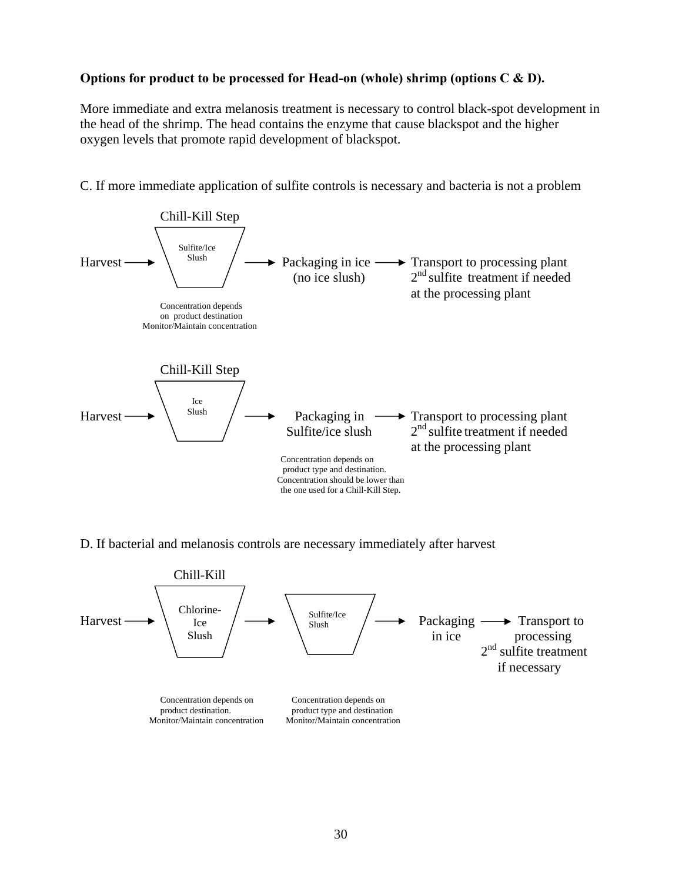**Options for product to be processed for Head-on (whole) shrimp (options C & D).**

More immediate and extra melanosis treatment is necessary to control black-spot development in the head of the shrimp. The head contains the enzyme that cause blackspot and the higher oxygen levels that promote rapid development of blackspot.

C. If more immediate application of sulfite controls is necessary and bacteria is not a problem

Chill-Kill Step

Harvest → [Sulfite/Ice Slush] → Packaging in ice (no ice slush) → Transport to processing plant 2nd sulfite treatment if needed at the processing plant

Concentration depends on product destination
Monitor/Maintain concentration

Chill-Kill Step

Harvest → [Ice Slush] → Packaging in Sulfite/ice slush → Transport to processing plant 2nd sulfite treatment if needed at the processing plant

Concentration depends on product type and destination. Concentration should be lower than the one used for a Chill-Kill Step.

D. If bacterial and melanosis controls are necessary immediately after harvest

Chill-Kill

Harvest → [Chlorine-Ice Slush] → [Sulfite/Ice Slush] → Packaging in ice → Transport to processing 2nd sulfite treatment if necessary

Concentration depends on product destination.
Monitor/Maintain concentration

Concentration depends on product type and destination
Monitor/Maintain concentration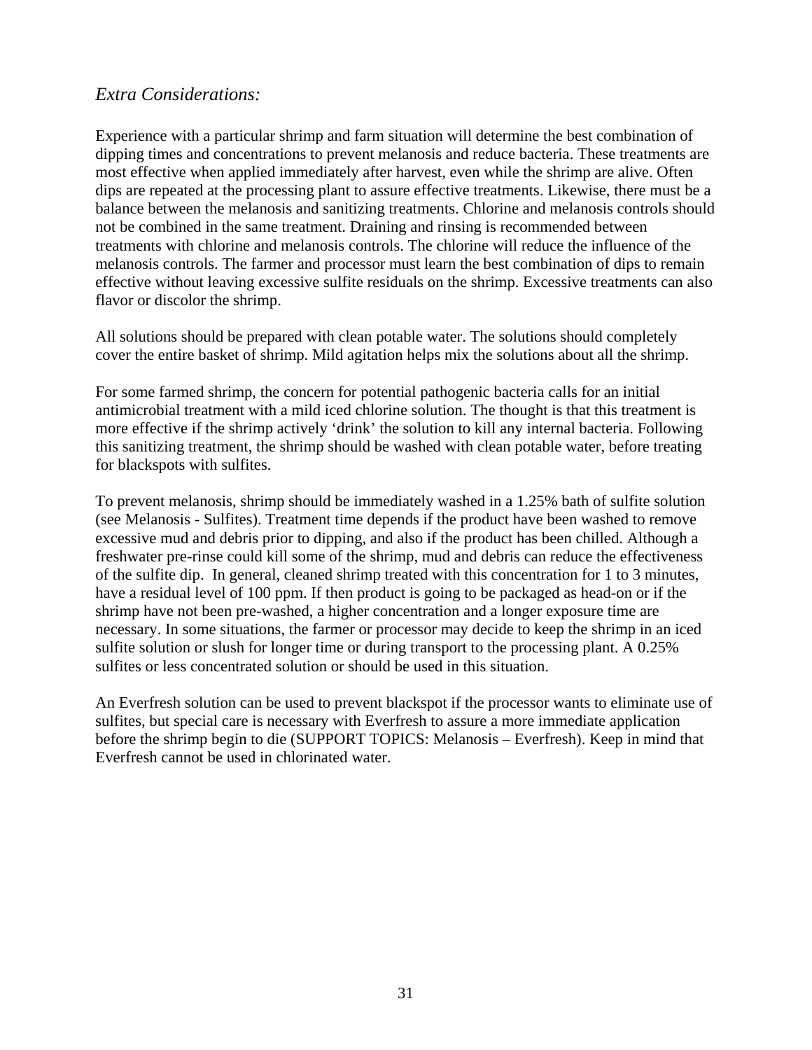### *Extra Considerations:*

Experience with a particular shrimp and farm situation will determine the best combination of dipping times and concentrations to prevent melanosis and reduce bacteria. These treatments are most effective when applied immediately after harvest, even while the shrimp are alive. Often dips are repeated at the processing plant to assure effective treatments. Likewise, there must be a balance between the melanosis and sanitizing treatments. Chlorine and melanosis controls should not be combined in the same treatment. Draining and rinsing is recommended between treatments with chlorine and melanosis controls. The chlorine will reduce the influence of the melanosis controls. The farmer and processor must learn the best combination of dips to remain effective without leaving excessive sulfite residuals on the shrimp. Excessive treatments can also flavor or discolor the shrimp.

All solutions should be prepared with clean potable water. The solutions should completely cover the entire basket of shrimp. Mild agitation helps mix the solutions about all the shrimp.

For some farmed shrimp, the concern for potential pathogenic bacteria calls for an initial antimicrobial treatment with a mild iced chlorine solution. The thought is that this treatment is more effective if the shrimp actively 'drink' the solution to kill any internal bacteria. Following this sanitizing treatment, the shrimp should be washed with clean potable water, before treating for blackspots with sulfites.

To prevent melanosis, shrimp should be immediately washed in a 1.25% bath of sulfite solution (see Melanosis - Sulfites). Treatment time depends if the product have been washed to remove excessive mud and debris prior to dipping, and also if the product has been chilled. Although a freshwater pre-rinse could kill some of the shrimp, mud and debris can reduce the effectiveness of the sulfite dip. In general, cleaned shrimp treated with this concentration for 1 to 3 minutes, have a residual level of 100 ppm. If then product is going to be packaged as head-on or if the shrimp have not been pre-washed, a higher concentration and a longer exposure time are necessary. In some situations, the farmer or processor may decide to keep the shrimp in an iced sulfite solution or slush for longer time or during transport to the processing plant. A 0.25% sulfites or less concentrated solution or should be used in this situation.

An Everfresh solution can be used to prevent blackspot if the processor wants to eliminate use of sulfites, but special care is necessary with Everfresh to assure a more immediate application before the shrimp begin to die (SUPPORT TOPICS: Melanosis – Everfresh). Keep in mind that Everfresh cannot be used in chlorinated water.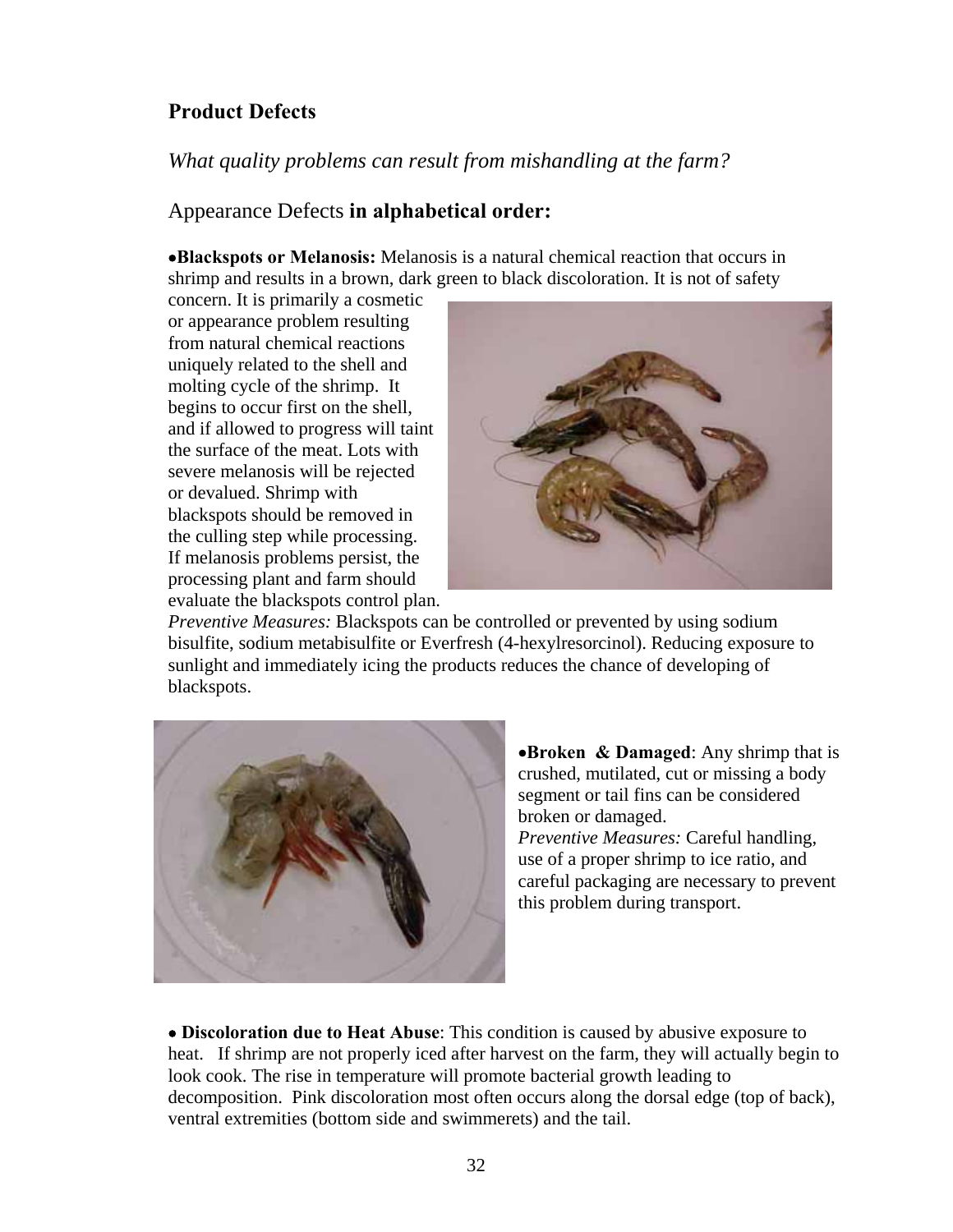## Product Defects

*What quality problems can result from mishandling at the farm?*

### Appearance Defects **in alphabetical order:**

- **Blackspots or Melanosis:** Melanosis is a natural chemical reaction that occurs in shrimp and results in a brown, dark green to black discoloration. It is not of safety concern. It is primarily a cosmetic or appearance problem resulting from natural chemical reactions uniquely related to the shell and molting cycle of the shrimp. It begins to occur first on the shell, and if allowed to progress will taint the surface of the meat. Lots with severe melanosis will be rejected or devalued. Shrimp with blackspots should be removed in the culling step while processing. If melanosis problems persist, the processing plant and farm should evaluate the blackspots control plan.

*Preventive Measures:* Blackspots can be controlled or prevented by using sodium bisulfite, sodium metabisulfite or Everfresh (4-hexylresorcinol). Reducing exposure to sunlight and immediately icing the products reduces the chance of developing of blackspots.

- **Broken & Damaged**: Any shrimp that is crushed, mutilated, cut or missing a body segment or tail fins can be considered broken or damaged.

*Preventive Measures:* Careful handling, use of a proper shrimp to ice ratio, and careful packaging are necessary to prevent this problem during transport.

- **Discoloration due to Heat Abuse**: This condition is caused by abusive exposure to heat. If shrimp are not properly iced after harvest on the farm, they will actually begin to look cook. The rise in temperature will promote bacterial growth leading to decomposition. Pink discoloration most often occurs along the dorsal edge (top of back), ventral extremities (bottom side and swimmerets) and the tail.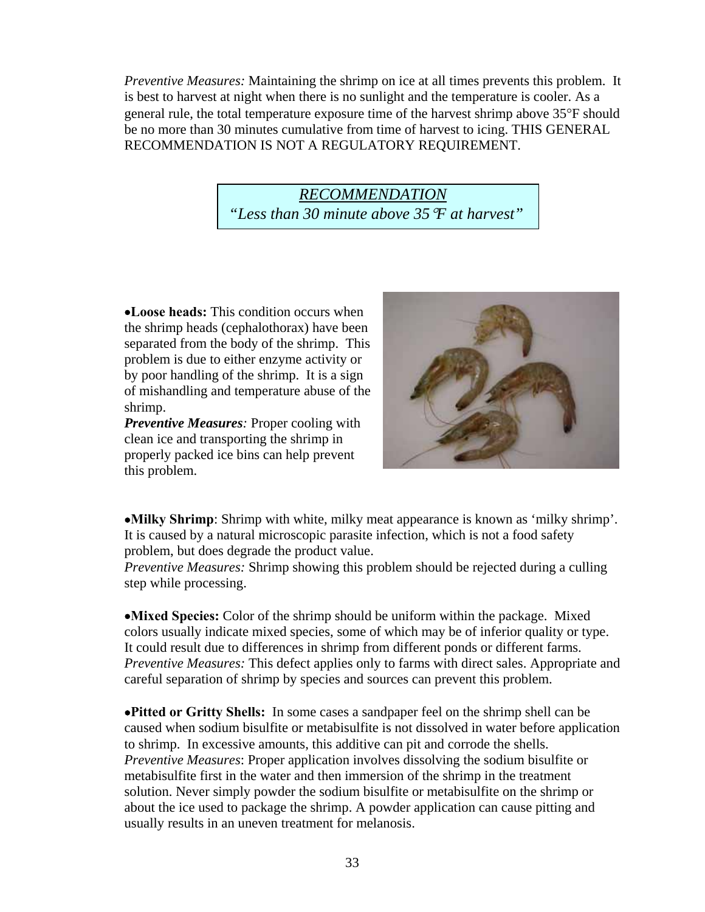*Preventive Measures:* Maintaining the shrimp on ice at all times prevents this problem. It is best to harvest at night when there is no sunlight and the temperature is cooler. As a general rule, the total temperature exposure time of the harvest shrimp above 35°F should be no more than 30 minutes cumulative from time of harvest to icing. THIS GENERAL RECOMMENDATION IS NOT A REGULATORY REQUIREMENT.

> ***<u>RECOMMENDATION</u>***
> *"Less than 30 minute above 35°F at harvest"*

- **Loose heads:** This condition occurs when the shrimp heads (cephalothorax) have been separated from the body of the shrimp. This problem is due to either enzyme activity or by poor handling of the shrimp. It is a sign of mishandling and temperature abuse of the shrimp.
***Preventive Measures**:* Proper cooling with clean ice and transporting the shrimp in properly packed ice bins can help prevent this problem.

- **Milky Shrimp**: Shrimp with white, milky meat appearance is known as 'milky shrimp'. It is caused by a natural microscopic parasite infection, which is not a food safety problem, but does degrade the product value.
*Preventive Measures:* Shrimp showing this problem should be rejected during a culling step while processing.

- **Mixed Species:** Color of the shrimp should be uniform within the package. Mixed colors usually indicate mixed species, some of which may be of inferior quality or type. It could result due to differences in shrimp from different ponds or different farms.
*Preventive Measures:* This defect applies only to farms with direct sales. Appropriate and careful separation of shrimp by species and sources can prevent this problem.

- **Pitted or Gritty Shells:** In some cases a sandpaper feel on the shrimp shell can be caused when sodium bisulfite or metabisulfite is not dissolved in water before application to shrimp. In excessive amounts, this additive can pit and corrode the shells.
*Preventive Measures*: Proper application involves dissolving the sodium bisulfite or metabisulfite first in the water and then immersion of the shrimp in the treatment solution. Never simply powder the sodium bisulfite or metabisulfite on the shrimp or about the ice used to package the shrimp. A powder application can cause pitting and usually results in an uneven treatment for melanosis.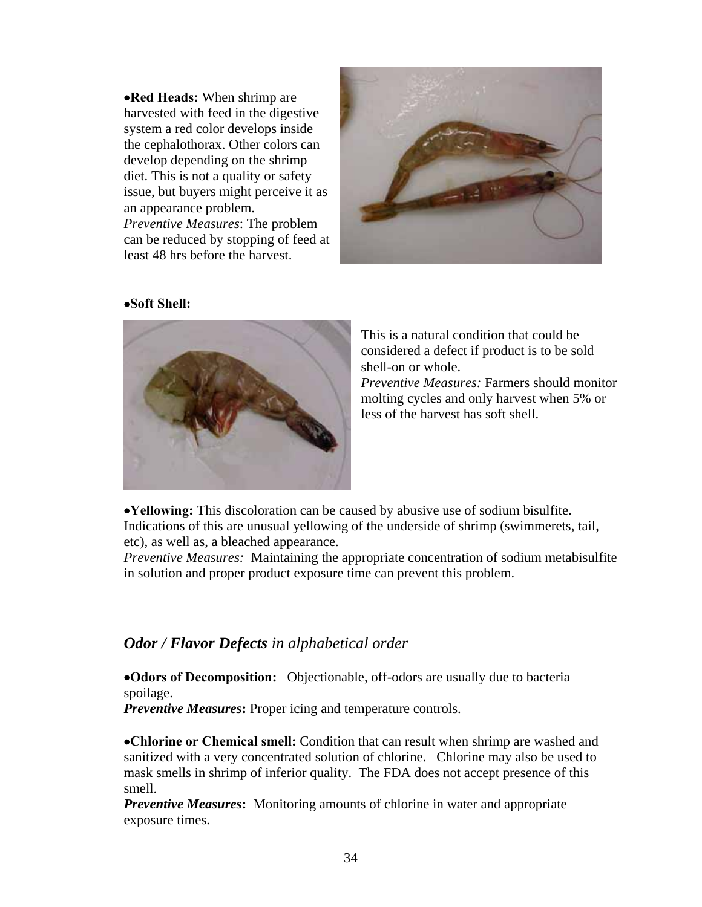• **Red Heads:** When shrimp are harvested with feed in the digestive system a red color develops inside the cephalothorax. Other colors can develop depending on the shrimp diet. This is not a quality or safety issue, but buyers might perceive it as an appearance problem.
*Preventive Measures*: The problem can be reduced by stopping of feed at least 48 hrs before the harvest.

• **Soft Shell:**

This is a natural condition that could be considered a defect if product is to be sold shell-on or whole.
*Preventive Measures:* Farmers should monitor molting cycles and only harvest when 5% or less of the harvest has soft shell.

• **Yellowing:** This discoloration can be caused by abusive use of sodium bisulfite. Indications of this are unusual yellowing of the underside of shrimp (swimmerets, tail, etc), as well as, a bleached appearance.
*Preventive Measures:* Maintaining the appropriate concentration of sodium metabisulfite in solution and proper product exposure time can prevent this problem.

## *Odor / Flavor Defects in alphabetical order*

• **Odors of Decomposition:** Objectionable, off-odors are usually due to bacteria spoilage.
***Preventive Measures*:** Proper icing and temperature controls.

• **Chlorine or Chemical smell:** Condition that can result when shrimp are washed and sanitized with a very concentrated solution of chlorine. Chlorine may also be used to mask smells in shrimp of inferior quality. The FDA does not accept presence of this smell.
***Preventive Measures*:** Monitoring amounts of chlorine in water and appropriate exposure times.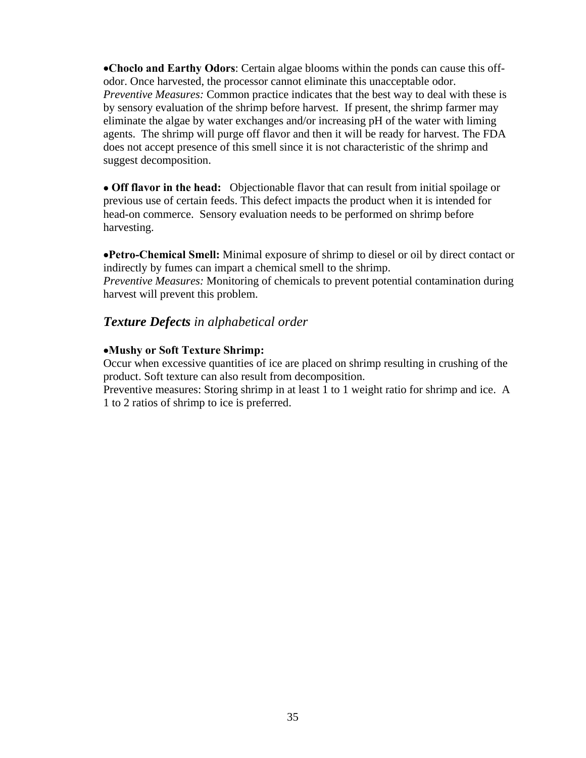- **Choclo and Earthy Odors**: Certain algae blooms within the ponds can cause this off-odor. Once harvested, the processor cannot eliminate this unacceptable odor.
*Preventive Measures:* Common practice indicates that the best way to deal with these is by sensory evaluation of the shrimp before harvest. If present, the shrimp farmer may eliminate the algae by water exchanges and/or increasing pH of the water with liming agents. The shrimp will purge off flavor and then it will be ready for harvest. The FDA does not accept presence of this smell since it is not characteristic of the shrimp and suggest decomposition.

- **Off flavor in the head:** Objectionable flavor that can result from initial spoilage or previous use of certain feeds. This defect impacts the product when it is intended for head-on commerce. Sensory evaluation needs to be performed on shrimp before harvesting.

- **Petro-Chemical Smell:** Minimal exposure of shrimp to diesel or oil by direct contact or indirectly by fumes can impart a chemical smell to the shrimp.
*Preventive Measures:* Monitoring of chemicals to prevent potential contamination during harvest will prevent this problem.

## ***Texture Defects*** *in alphabetical order*

- **Mushy or Soft Texture Shrimp:**
Occur when excessive quantities of ice are placed on shrimp resulting in crushing of the product. Soft texture can also result from decomposition.
Preventive measures: Storing shrimp in at least 1 to 1 weight ratio for shrimp and ice. A 1 to 2 ratios of shrimp to ice is preferred.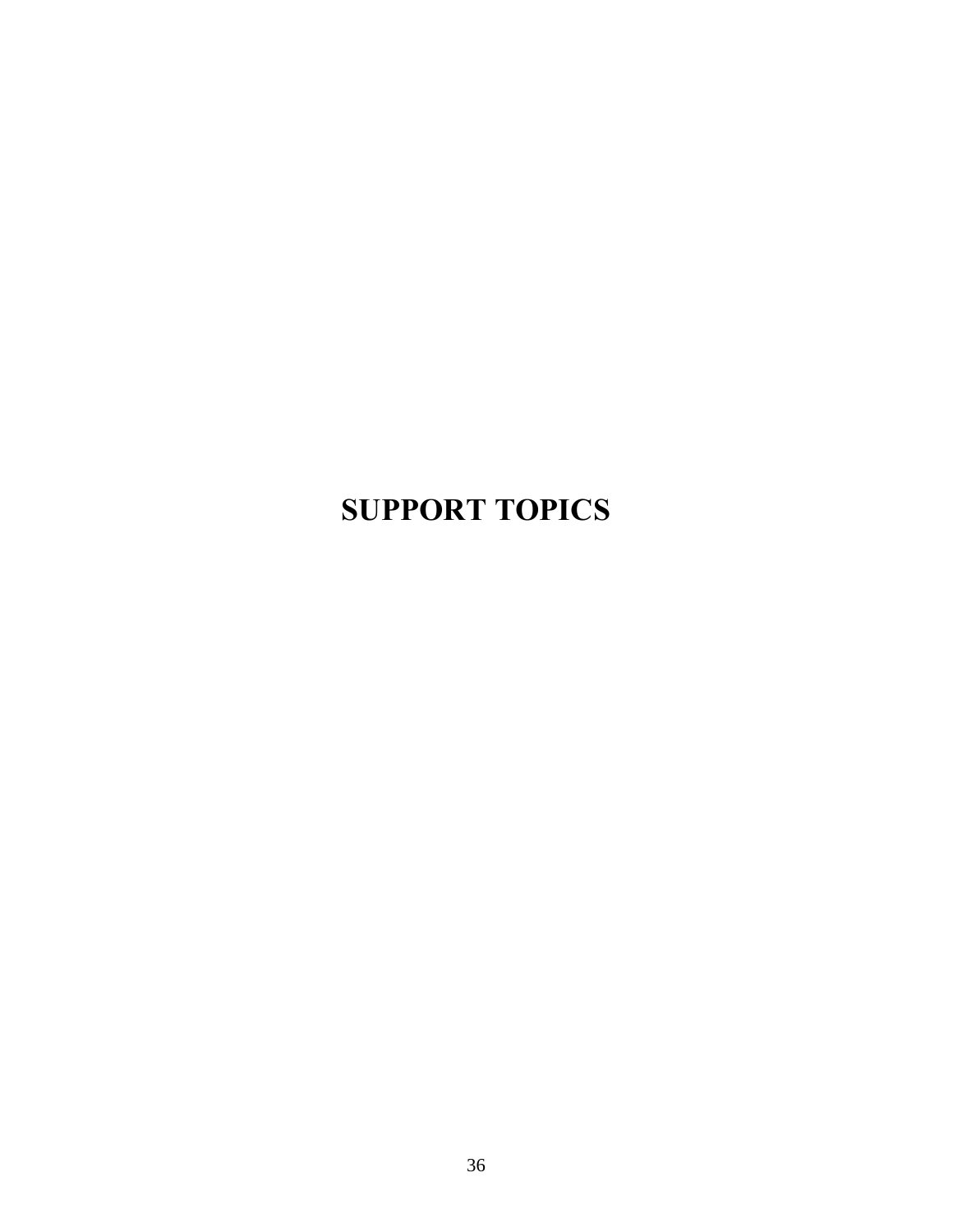# SUPPORT TOPICS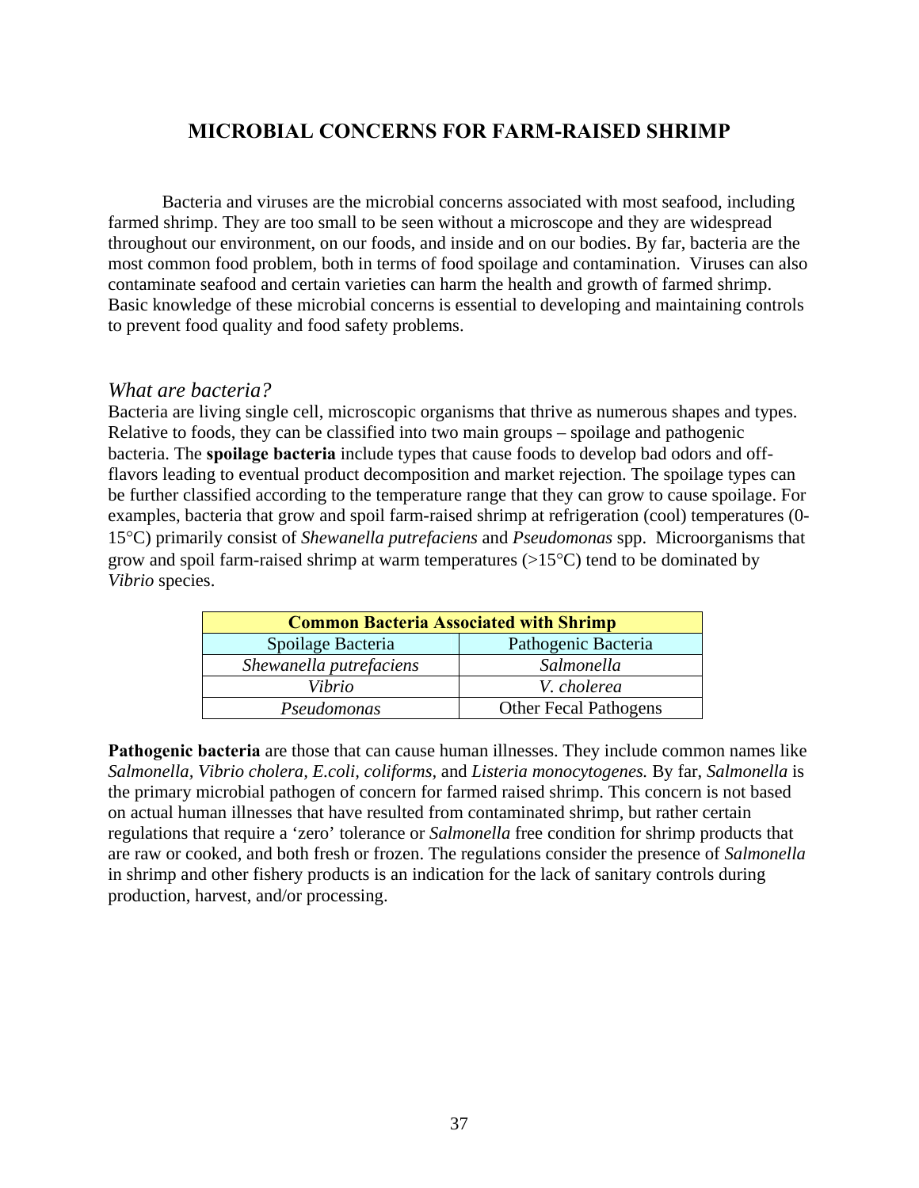# MICROBIAL CONCERNS FOR FARM-RAISED SHRIMP

Bacteria and viruses are the microbial concerns associated with most seafood, including farmed shrimp. They are too small to be seen without a microscope and they are widespread throughout our environment, on our foods, and inside and on our bodies. By far, bacteria are the most common food problem, both in terms of food spoilage and contamination. Viruses can also contaminate seafood and certain varieties can harm the health and growth of farmed shrimp. Basic knowledge of these microbial concerns is essential to developing and maintaining controls to prevent food quality and food safety problems.

## *What are bacteria?*

Bacteria are living single cell, microscopic organisms that thrive as numerous shapes and types. Relative to foods, they can be classified into two main groups – spoilage and pathogenic bacteria. The **spoilage bacteria** include types that cause foods to develop bad odors and off-flavors leading to eventual product decomposition and market rejection. The spoilage types can be further classified according to the temperature range that they can grow to cause spoilage. For examples, bacteria that grow and spoil farm-raised shrimp at refrigeration (cool) temperatures (0-15°C) primarily consist of *Shewanella putrefaciens* and *Pseudomonas* spp. Microorganisms that grow and spoil farm-raised shrimp at warm temperatures (>15°C) tend to be dominated by *Vibrio* species.

| **Common Bacteria Associated with Shrimp** | |
|---|---|
| Spoilage Bacteria | Pathogenic Bacteria |
| *Shewanella putrefaciens* | *Salmonella* |
| *Vibrio* | *V. cholerea* |
| *Pseudomonas* | Other Fecal Pathogens |

**Pathogenic bacteria** are those that can cause human illnesses. They include common names like *Salmonella, Vibrio cholera, E.coli, coliforms,* and *Listeria monocytogenes.* By far, *Salmonella* is the primary microbial pathogen of concern for farmed raised shrimp. This concern is not based on actual human illnesses that have resulted from contaminated shrimp, but rather certain regulations that require a 'zero' tolerance or *Salmonella* free condition for shrimp products that are raw or cooked, and both fresh or frozen. The regulations consider the presence of *Salmonella* in shrimp and other fishery products is an indication for the lack of sanitary controls during production, harvest, and/or processing.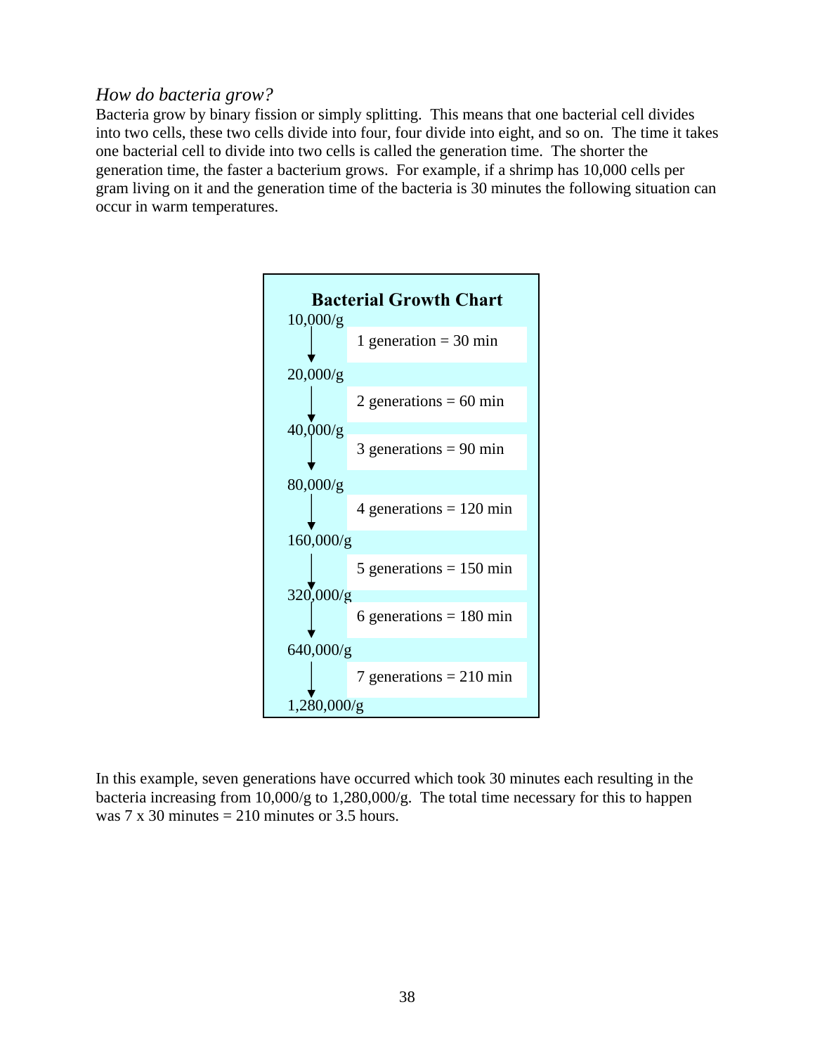*How do bacteria grow?*

Bacteria grow by binary fission or simply splitting. This means that one bacterial cell divides into two cells, these two cells divide into four, four divide into eight, and so on. The time it takes one bacterial cell to divide into two cells is called the generation time. The shorter the generation time, the faster a bacterium grows. For example, if a shrimp has 10,000 cells per gram living on it and the generation time of the bacteria is 30 minutes the following situation can occur in warm temperatures.

**Bacterial Growth Chart**

10,000/g
↓ 1 generation = 30 min
20,000/g
↓ 2 generations = 60 min
40,000/g
↓ 3 generations = 90 min
80,000/g
↓ 4 generations = 120 min
160,000/g
↓ 5 generations = 150 min
320,000/g
↓ 6 generations = 180 min
640,000/g
↓ 7 generations = 210 min
1,280,000/g

In this example, seven generations have occurred which took 30 minutes each resulting in the bacteria increasing from 10,000/g to 1,280,000/g. The total time necessary for this to happen was 7 x 30 minutes = 210 minutes or 3.5 hours.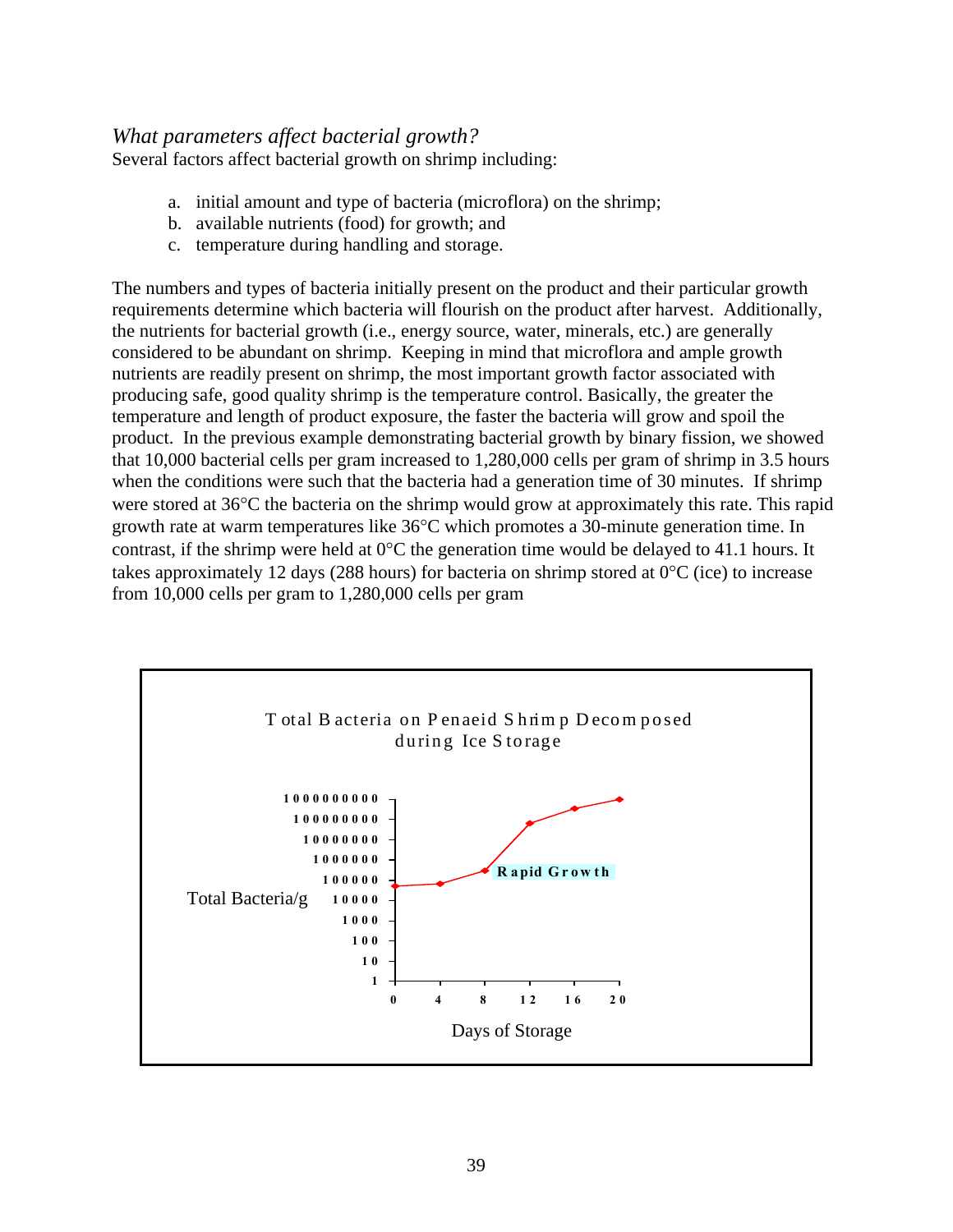*What parameters affect bacterial growth?*

Several factors affect bacterial growth on shrimp including:

a. initial amount and type of bacteria (microflora) on the shrimp;
b. available nutrients (food) for growth; and
c. temperature during handling and storage.

The numbers and types of bacteria initially present on the product and their particular growth requirements determine which bacteria will flourish on the product after harvest. Additionally, the nutrients for bacterial growth (i.e., energy source, water, minerals, etc.) are generally considered to be abundant on shrimp. Keeping in mind that microflora and ample growth nutrients are readily present on shrimp, the most important growth factor associated with producing safe, good quality shrimp is the temperature control. Basically, the greater the temperature and length of product exposure, the faster the bacteria will grow and spoil the product. In the previous example demonstrating bacterial growth by binary fission, we showed that 10,000 bacterial cells per gram increased to 1,280,000 cells per gram of shrimp in 3.5 hours when the conditions were such that the bacteria had a generation time of 30 minutes. If shrimp were stored at 36°C the bacteria on the shrimp would grow at approximately this rate. This rapid growth rate at warm temperatures like 36°C which promotes a 30-minute generation time. In contrast, if the shrimp were held at 0°C the generation time would be delayed to 41.1 hours. It takes approximately 12 days (288 hours) for bacteria on shrimp stored at 0°C (ice) to increase from 10,000 cells per gram to 1,280,000 cells per gram

Total Bacteria on Penaeid Shrimp Decomposed during Ice Storage

Total Bacteria/g: 1, 10, 100, 1000, 10000, 100000, 1000000, 10000000, 100000000, 1000000000

Rapid Growth

Days of Storage: 0, 4, 8, 12, 16, 20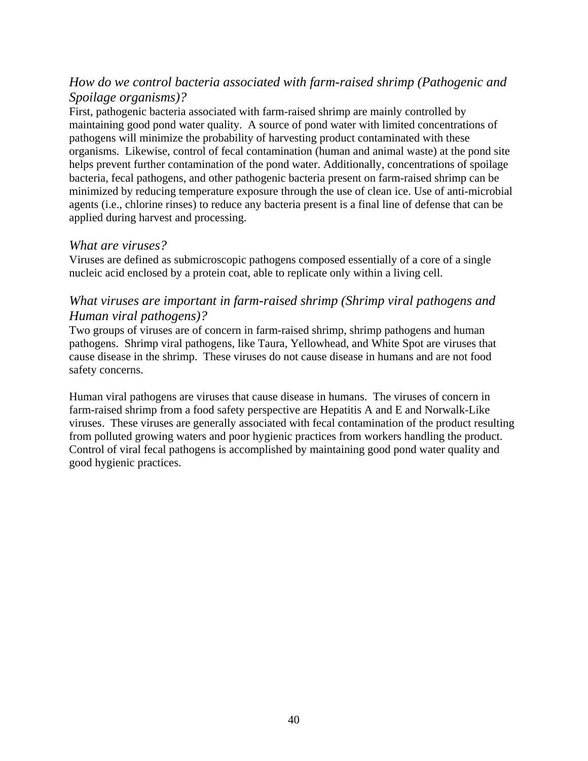### *How do we control bacteria associated with farm-raised shrimp (Pathogenic and Spoilage organisms)?*

First, pathogenic bacteria associated with farm-raised shrimp are mainly controlled by maintaining good pond water quality. A source of pond water with limited concentrations of pathogens will minimize the probability of harvesting product contaminated with these organisms. Likewise, control of fecal contamination (human and animal waste) at the pond site helps prevent further contamination of the pond water. Additionally, concentrations of spoilage bacteria, fecal pathogens, and other pathogenic bacteria present on farm-raised shrimp can be minimized by reducing temperature exposure through the use of clean ice. Use of anti-microbial agents (i.e., chlorine rinses) to reduce any bacteria present is a final line of defense that can be applied during harvest and processing.

### *What are viruses?*

Viruses are defined as submicroscopic pathogens composed essentially of a core of a single nucleic acid enclosed by a protein coat, able to replicate only within a living cell.

### *What viruses are important in farm-raised shrimp (Shrimp viral pathogens and Human viral pathogens)?*

Two groups of viruses are of concern in farm-raised shrimp, shrimp pathogens and human pathogens. Shrimp viral pathogens, like Taura, Yellowhead, and White Spot are viruses that cause disease in the shrimp. These viruses do not cause disease in humans and are not food safety concerns.

Human viral pathogens are viruses that cause disease in humans. The viruses of concern in farm-raised shrimp from a food safety perspective are Hepatitis A and E and Norwalk-Like viruses. These viruses are generally associated with fecal contamination of the product resulting from polluted growing waters and poor hygienic practices from workers handling the product. Control of viral fecal pathogens is accomplished by maintaining good pond water quality and good hygienic practices.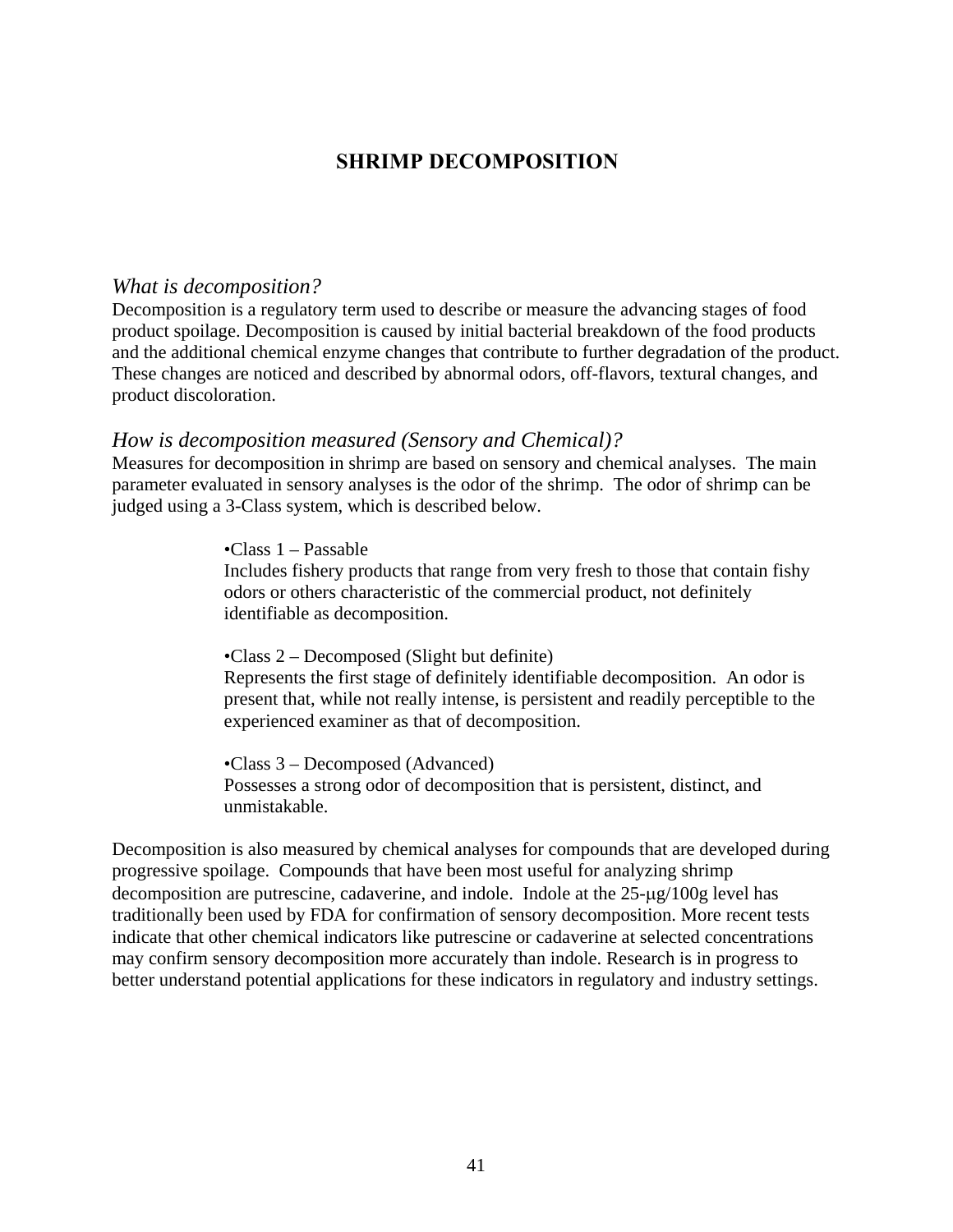# SHRIMP DECOMPOSITION

### *What is decomposition?*

Decomposition is a regulatory term used to describe or measure the advancing stages of food product spoilage. Decomposition is caused by initial bacterial breakdown of the food products and the additional chemical enzyme changes that contribute to further degradation of the product. These changes are noticed and described by abnormal odors, off-flavors, textural changes, and product discoloration.

### *How is decomposition measured (Sensory and Chemical)?*

Measures for decomposition in shrimp are based on sensory and chemical analyses. The main parameter evaluated in sensory analyses is the odor of the shrimp. The odor of shrimp can be judged using a 3-Class system, which is described below.

- Class 1 – Passable
  Includes fishery products that range from very fresh to those that contain fishy odors or others characteristic of the commercial product, not definitely identifiable as decomposition.

- Class 2 – Decomposed (Slight but definite)
  Represents the first stage of definitely identifiable decomposition. An odor is present that, while not really intense, is persistent and readily perceptible to the experienced examiner as that of decomposition.

- Class 3 – Decomposed (Advanced)
  Possesses a strong odor of decomposition that is persistent, distinct, and unmistakable.

Decomposition is also measured by chemical analyses for compounds that are developed during progressive spoilage. Compounds that have been most useful for analyzing shrimp decomposition are putrescine, cadaverine, and indole. Indole at the 25-μg/100g level has traditionally been used by FDA for confirmation of sensory decomposition. More recent tests indicate that other chemical indicators like putrescine or cadaverine at selected concentrations may confirm sensory decomposition more accurately than indole. Research is in progress to better understand potential applications for these indicators in regulatory and industry settings.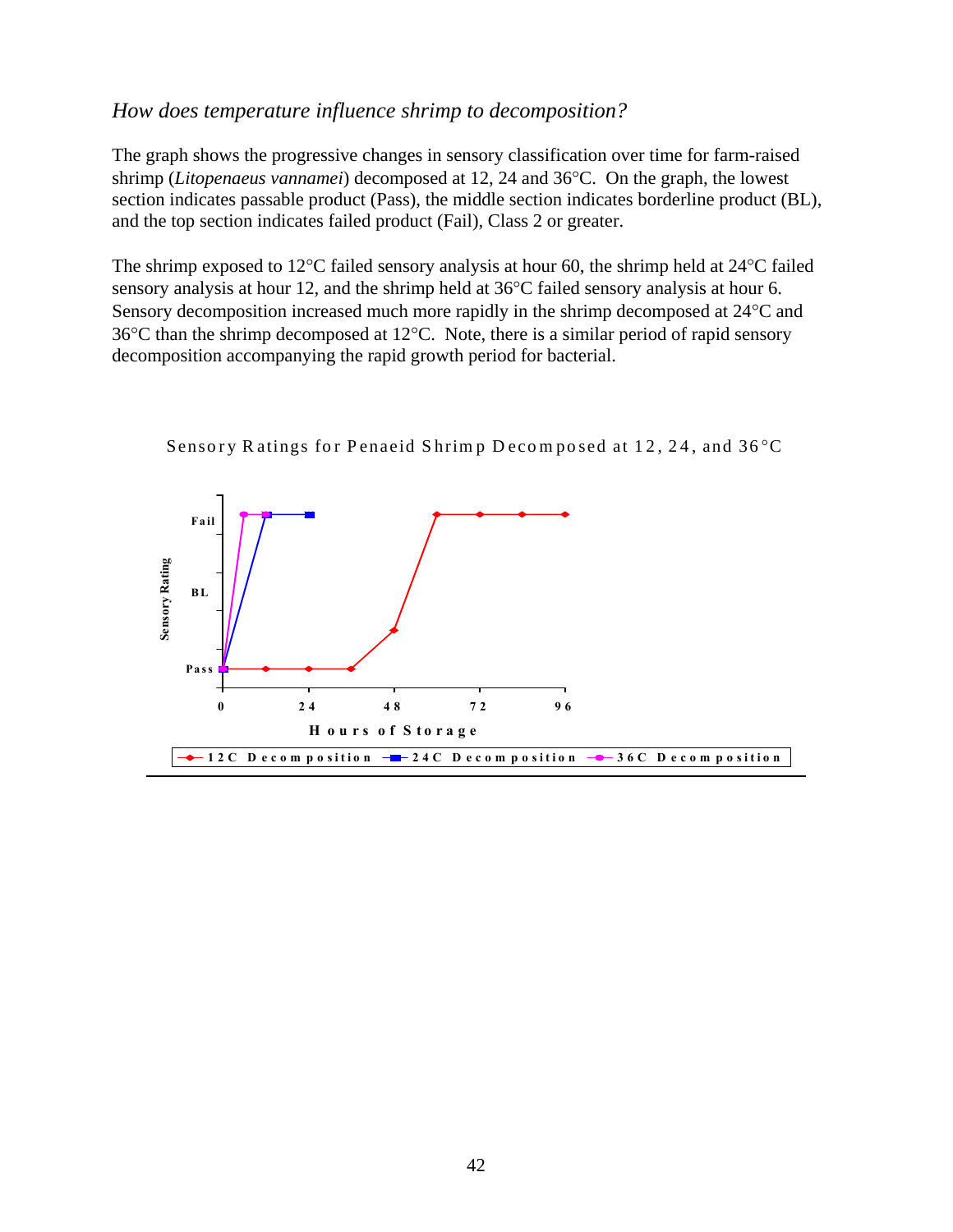*How does temperature influence shrimp to decomposition?*

The graph shows the progressive changes in sensory classification over time for farm-raised shrimp (*Litopenaeus vannamei*) decomposed at 12, 24 and 36°C. On the graph, the lowest section indicates passable product (Pass), the middle section indicates borderline product (BL), and the top section indicates failed product (Fail), Class 2 or greater.

The shrimp exposed to 12°C failed sensory analysis at hour 60, the shrimp held at 24°C failed sensory analysis at hour 12, and the shrimp held at 36°C failed sensory analysis at hour 6. Sensory decomposition increased much more rapidly in the shrimp decomposed at 24°C and 36°C than the shrimp decomposed at 12°C. Note, there is a similar period of rapid sensory decomposition accompanying the rapid growth period for bacterial.

Sensory Ratings for Penaeid Shrimp Decomposed at 12, 24, and 36°C

Sensory Rating: Pass, BL, Fail

Hours of Storage: 0, 24, 48, 72, 96

12C Decomposition — 24C Decomposition — 36C Decomposition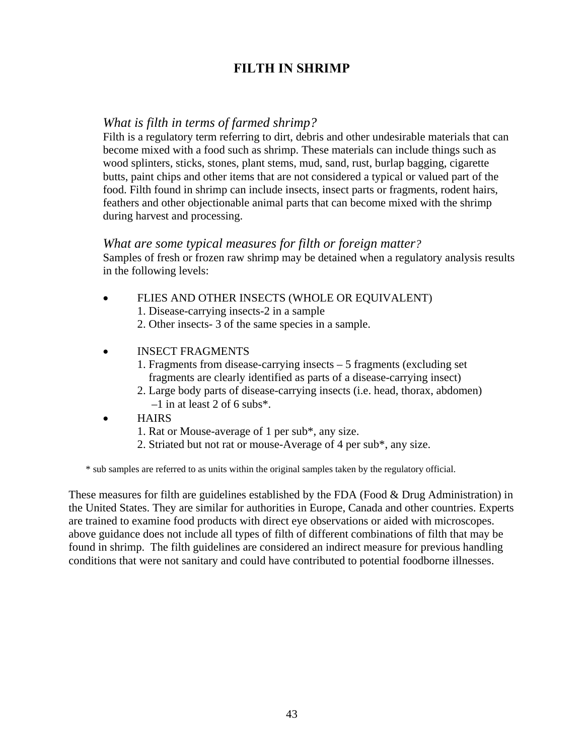## FILTH IN SHRIMP

### *What is filth in terms of farmed shrimp?*

Filth is a regulatory term referring to dirt, debris and other undesirable materials that can become mixed with a food such as shrimp. These materials can include things such as wood splinters, sticks, stones, plant stems, mud, sand, rust, burlap bagging, cigarette butts, paint chips and other items that are not considered a typical or valued part of the food. Filth found in shrimp can include insects, insect parts or fragments, rodent hairs, feathers and other objectionable animal parts that can become mixed with the shrimp during harvest and processing.

### *What are some typical measures for filth or foreign matter?*

Samples of fresh or frozen raw shrimp may be detained when a regulatory analysis results in the following levels:

- FLIES AND OTHER INSECTS (WHOLE OR EQUIVALENT)
  1. Disease-carrying insects-2 in a sample
  2. Other insects- 3 of the same species in a sample.

- INSECT FRAGMENTS
  1. Fragments from disease-carrying insects – 5 fragments (excluding set fragments are clearly identified as parts of a disease-carrying insect)
  2. Large body parts of disease-carrying insects (i.e. head, thorax, abdomen) –1 in at least 2 of 6 subs*.
- HAIRS
  1. Rat or Mouse-average of 1 per sub*, any size.
  2. Striated but not rat or mouse-Average of 4 per sub*, any size.

\* sub samples are referred to as units within the original samples taken by the regulatory official.

These measures for filth are guidelines established by the FDA (Food & Drug Administration) in the United States. They are similar for authorities in Europe, Canada and other countries. Experts are trained to examine food products with direct eye observations or aided with microscopes. above guidance does not include all types of filth of different combinations of filth that may be found in shrimp. The filth guidelines are considered an indirect measure for previous handling conditions that were not sanitary and could have contributed to potential foodborne illnesses.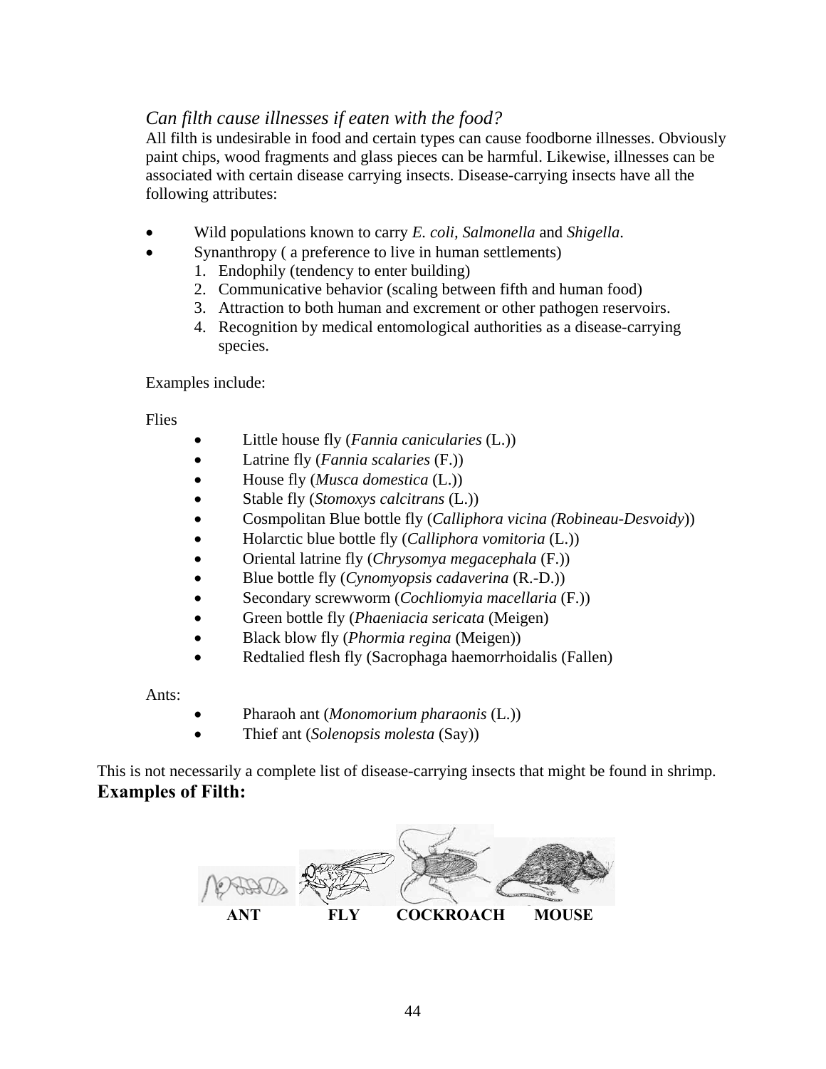*Can filth cause illnesses if eaten with the food?*

All filth is undesirable in food and certain types can cause foodborne illnesses. Obviously paint chips, wood fragments and glass pieces can be harmful. Likewise, illnesses can be associated with certain disease carrying insects. Disease-carrying insects have all the following attributes:

- Wild populations known to carry *E. coli, Salmonella* and *Shigella*.
- Synanthropy ( a preference to live in human settlements)
  1. Endophily (tendency to enter building)
  2. Communicative behavior (scaling between fifth and human food)
  3. Attraction to both human and excrement or other pathogen reservoirs.
  4. Recognition by medical entomological authorities as a disease-carrying species.

Examples include:

Flies

- Little house fly (*Fannia canicularies* (L.))
- Latrine fly (*Fannia scalaries* (F.))
- House fly (*Musca domestica* (L.))
- Stable fly (*Stomoxys calcitrans* (L.))
- Cosmpolitan Blue bottle fly (*Calliphora vicina (Robineau-Desvoidy)*)
- Holarctic blue bottle fly (*Calliphora vomitoria* (L.))
- Oriental latrine fly (*Chrysomya megacephala* (F.))
- Blue bottle fly (*Cynomyopsis cadaverina* (R.-D.))
- Secondary screwworm (*Cochliomyia macellaria* (F.))
- Green bottle fly (*Phaeniacia sericata* (Meigen)
- Black blow fly (*Phormia regina* (Meigen))
- Redtalied flesh fly (Sacrophaga haemorrhoidalis (Fallen)

Ants:

- Pharaoh ant (*Monomorium pharaonis* (L.))
- Thief ant (*Solenopsis molesta* (Say))

This is not necessarily a complete list of disease-carrying insects that might be found in shrimp.

**Examples of Filth:**

ANT FLY COCKROACH MOUSE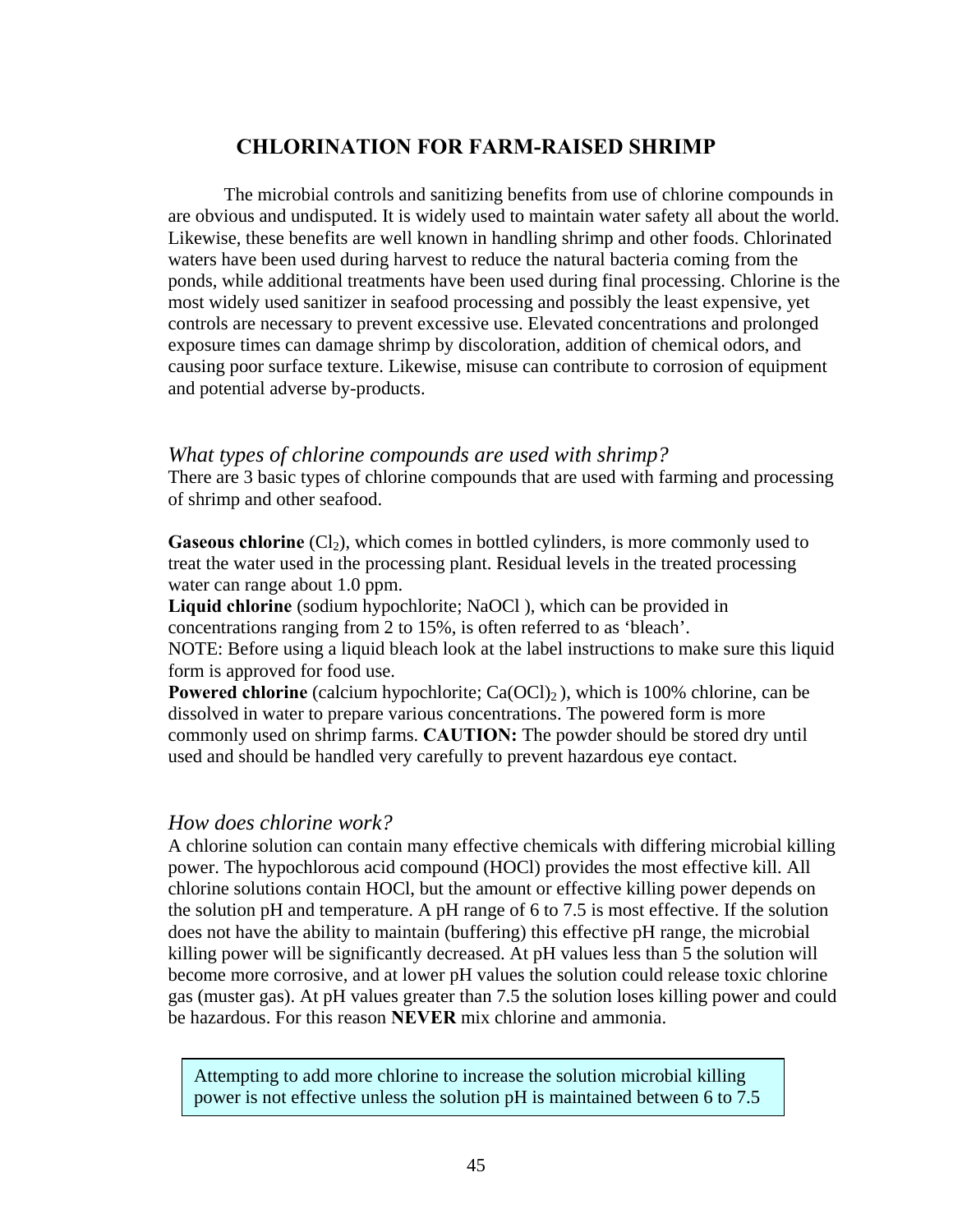## CHLORINATION FOR FARM-RAISED SHRIMP

The microbial controls and sanitizing benefits from use of chlorine compounds in are obvious and undisputed. It is widely used to maintain water safety all about the world. Likewise, these benefits are well known in handling shrimp and other foods. Chlorinated waters have been used during harvest to reduce the natural bacteria coming from the ponds, while additional treatments have been used during final processing. Chlorine is the most widely used sanitizer in seafood processing and possibly the least expensive, yet controls are necessary to prevent excessive use. Elevated concentrations and prolonged exposure times can damage shrimp by discoloration, addition of chemical odors, and causing poor surface texture. Likewise, misuse can contribute to corrosion of equipment and potential adverse by-products.

### *What types of chlorine compounds are used with shrimp?*

There are 3 basic types of chlorine compounds that are used with farming and processing of shrimp and other seafood.

**Gaseous chlorine** ($Cl_2$), which comes in bottled cylinders, is more commonly used to treat the water used in the processing plant. Residual levels in the treated processing water can range about 1.0 ppm.

**Liquid chlorine** (sodium hypochlorite; NaOCl ), which can be provided in concentrations ranging from 2 to 15%, is often referred to as 'bleach'.

NOTE: Before using a liquid bleach look at the label instructions to make sure this liquid form is approved for food use.

**Powered chlorine** (calcium hypochlorite; $Ca(OCl)_2$ ), which is 100% chlorine, can be dissolved in water to prepare various concentrations. The powered form is more commonly used on shrimp farms. **CAUTION:** The powder should be stored dry until used and should be handled very carefully to prevent hazardous eye contact.

### *How does chlorine work?*

A chlorine solution can contain many effective chemicals with differing microbial killing power. The hypochlorous acid compound (HOCl) provides the most effective kill. All chlorine solutions contain HOCl, but the amount or effective killing power depends on the solution pH and temperature. A pH range of 6 to 7.5 is most effective. If the solution does not have the ability to maintain (buffering) this effective pH range, the microbial killing power will be significantly decreased. At pH values less than 5 the solution will become more corrosive, and at lower pH values the solution could release toxic chlorine gas (muster gas). At pH values greater than 7.5 the solution loses killing power and could be hazardous. For this reason **NEVER** mix chlorine and ammonia.

> Attempting to add more chlorine to increase the solution microbial killing power is not effective unless the solution pH is maintained between 6 to 7.5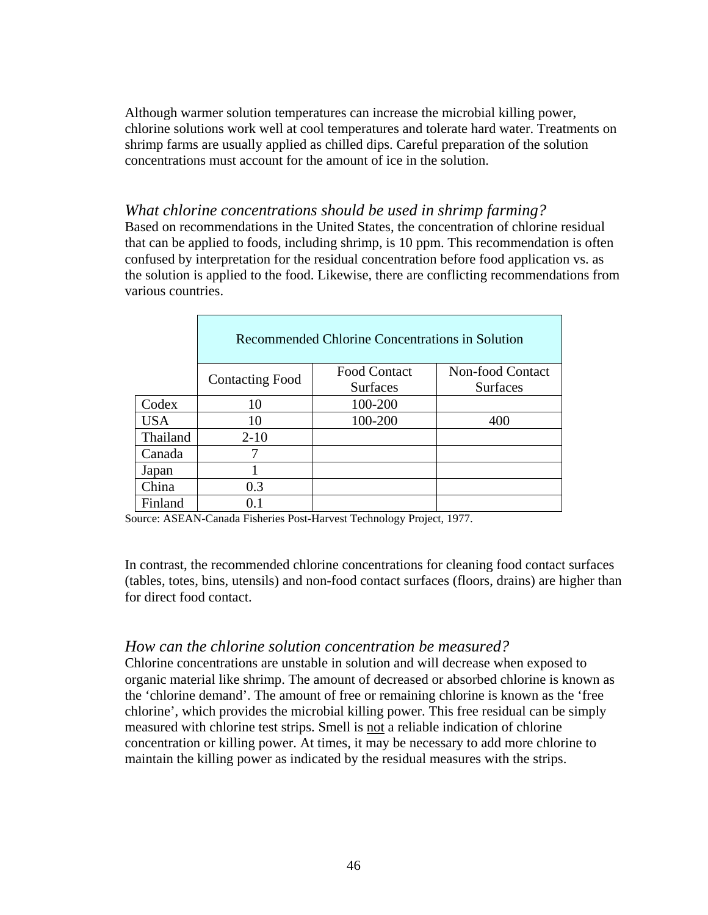Although warmer solution temperatures can increase the microbial killing power, chlorine solutions work well at cool temperatures and tolerate hard water. Treatments on shrimp farms are usually applied as chilled dips. Careful preparation of the solution concentrations must account for the amount of ice in the solution.

### *What chlorine concentrations should be used in shrimp farming?*

Based on recommendations in the United States, the concentration of chlorine residual that can be applied to foods, including shrimp, is 10 ppm. This recommendation is often confused by interpretation for the residual concentration before food application vs. as the solution is applied to the food. Likewise, there are conflicting recommendations from various countries.

| | Recommended Chlorine Concentrations in Solution | | |
|---|---|---|---|
| | Contacting Food | Food Contact Surfaces | Non-food Contact Surfaces |
| Codex | 10 | 100-200 | |
| USA | 10 | 100-200 | 400 |
| Thailand | 2-10 | | |
| Canada | 7 | | |
| Japan | 1 | | |
| China | 0.3 | | |
| Finland | 0.1 | | |

Source: ASEAN-Canada Fisheries Post-Harvest Technology Project, 1977.

In contrast, the recommended chlorine concentrations for cleaning food contact surfaces (tables, totes, bins, utensils) and non-food contact surfaces (floors, drains) are higher than for direct food contact.

### *How can the chlorine solution concentration be measured?*

Chlorine concentrations are unstable in solution and will decrease when exposed to organic material like shrimp. The amount of decreased or absorbed chlorine is known as the 'chlorine demand'. The amount of free or remaining chlorine is known as the 'free chlorine', which provides the microbial killing power. This free residual can be simply measured with chlorine test strips. Smell is <u>not</u> a reliable indication of chlorine concentration or killing power. At times, it may be necessary to add more chlorine to maintain the killing power as indicated by the residual measures with the strips.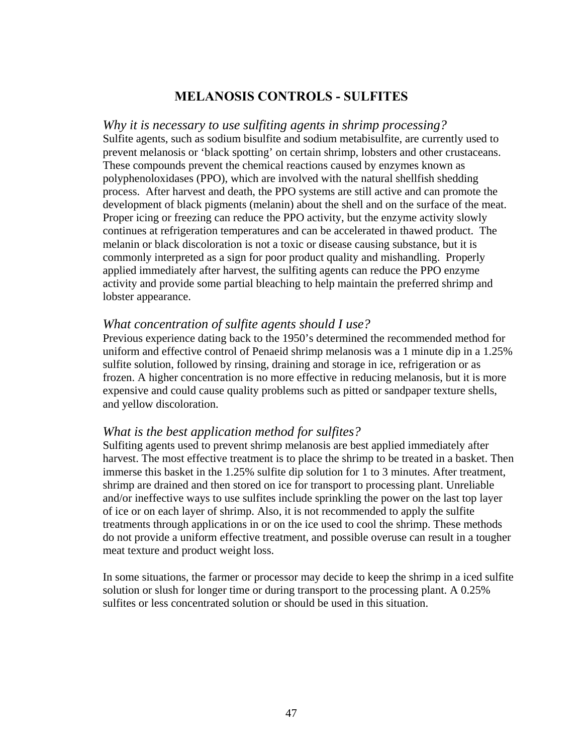# MELANOSIS CONTROLS - SULFITES

### *Why it is necessary to use sulfiting agents in shrimp processing?*

Sulfite agents, such as sodium bisulfite and sodium metabisulfite, are currently used to prevent melanosis or 'black spotting' on certain shrimp, lobsters and other crustaceans. These compounds prevent the chemical reactions caused by enzymes known as polyphenoloxidases (PPO), which are involved with the natural shellfish shedding process. After harvest and death, the PPO systems are still active and can promote the development of black pigments (melanin) about the shell and on the surface of the meat. Proper icing or freezing can reduce the PPO activity, but the enzyme activity slowly continues at refrigeration temperatures and can be accelerated in thawed product. The melanin or black discoloration is not a toxic or disease causing substance, but it is commonly interpreted as a sign for poor product quality and mishandling. Properly applied immediately after harvest, the sulfiting agents can reduce the PPO enzyme activity and provide some partial bleaching to help maintain the preferred shrimp and lobster appearance.

### *What concentration of sulfite agents should I use?*

Previous experience dating back to the 1950's determined the recommended method for uniform and effective control of Penaeid shrimp melanosis was a 1 minute dip in a 1.25% sulfite solution, followed by rinsing, draining and storage in ice, refrigeration or as frozen. A higher concentration is no more effective in reducing melanosis, but it is more expensive and could cause quality problems such as pitted or sandpaper texture shells, and yellow discoloration.

### *What is the best application method for sulfites?*

Sulfiting agents used to prevent shrimp melanosis are best applied immediately after harvest. The most effective treatment is to place the shrimp to be treated in a basket. Then immerse this basket in the 1.25% sulfite dip solution for 1 to 3 minutes. After treatment, shrimp are drained and then stored on ice for transport to processing plant. Unreliable and/or ineffective ways to use sulfites include sprinkling the power on the last top layer of ice or on each layer of shrimp. Also, it is not recommended to apply the sulfite treatments through applications in or on the ice used to cool the shrimp. These methods do not provide a uniform effective treatment, and possible overuse can result in a tougher meat texture and product weight loss.

In some situations, the farmer or processor may decide to keep the shrimp in a iced sulfite solution or slush for longer time or during transport to the processing plant. A 0.25% sulfites or less concentrated solution or should be used in this situation.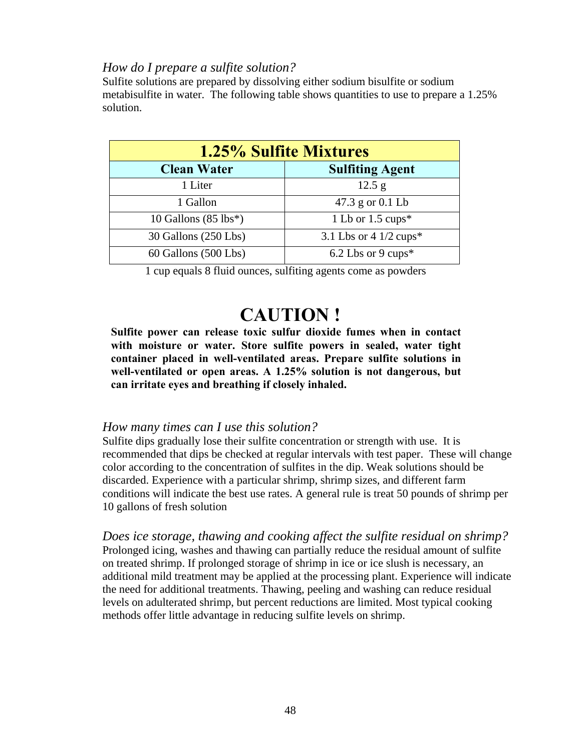*How do I prepare a sulfite solution?*

Sulfite solutions are prepared by dissolving either sodium bisulfite or sodium metabisulfite in water. The following table shows quantities to use to prepare a 1.25% solution.

| 1.25% Sulfite Mixtures | |
|---|---|
| **Clean Water** | **Sulfiting Agent** |
| 1 Liter | 12.5 g |
| 1 Gallon | 47.3 g or 0.1 Lb |
| 10 Gallons (85 lbs*) | 1 Lb or 1.5 cups* |
| 30 Gallons (250 Lbs) | 3.1 Lbs or 4 1/2 cups* |
| 60 Gallons (500 Lbs) | 6.2 Lbs or 9 cups* |

1 cup equals 8 fluid ounces, sulfiting agents come as powders

# CAUTION !

**Sulfite power can release toxic sulfur dioxide fumes when in contact with moisture or water. Store sulfite powers in sealed, water tight container placed in well-ventilated areas. Prepare sulfite solutions in well-ventilated or open areas. A 1.25% solution is not dangerous, but can irritate eyes and breathing if closely inhaled.**

*How many times can I use this solution?*

Sulfite dips gradually lose their sulfite concentration or strength with use. It is recommended that dips be checked at regular intervals with test paper. These will change color according to the concentration of sulfites in the dip. Weak solutions should be discarded. Experience with a particular shrimp, shrimp sizes, and different farm conditions will indicate the best use rates. A general rule is treat 50 pounds of shrimp per 10 gallons of fresh solution

*Does ice storage, thawing and cooking affect the sulfite residual on shrimp?*

Prolonged icing, washes and thawing can partially reduce the residual amount of sulfite on treated shrimp. If prolonged storage of shrimp in ice or ice slush is necessary, an additional mild treatment may be applied at the processing plant. Experience will indicate the need for additional treatments. Thawing, peeling and washing can reduce residual levels on adulterated shrimp, but percent reductions are limited. Most typical cooking methods offer little advantage in reducing sulfite levels on shrimp.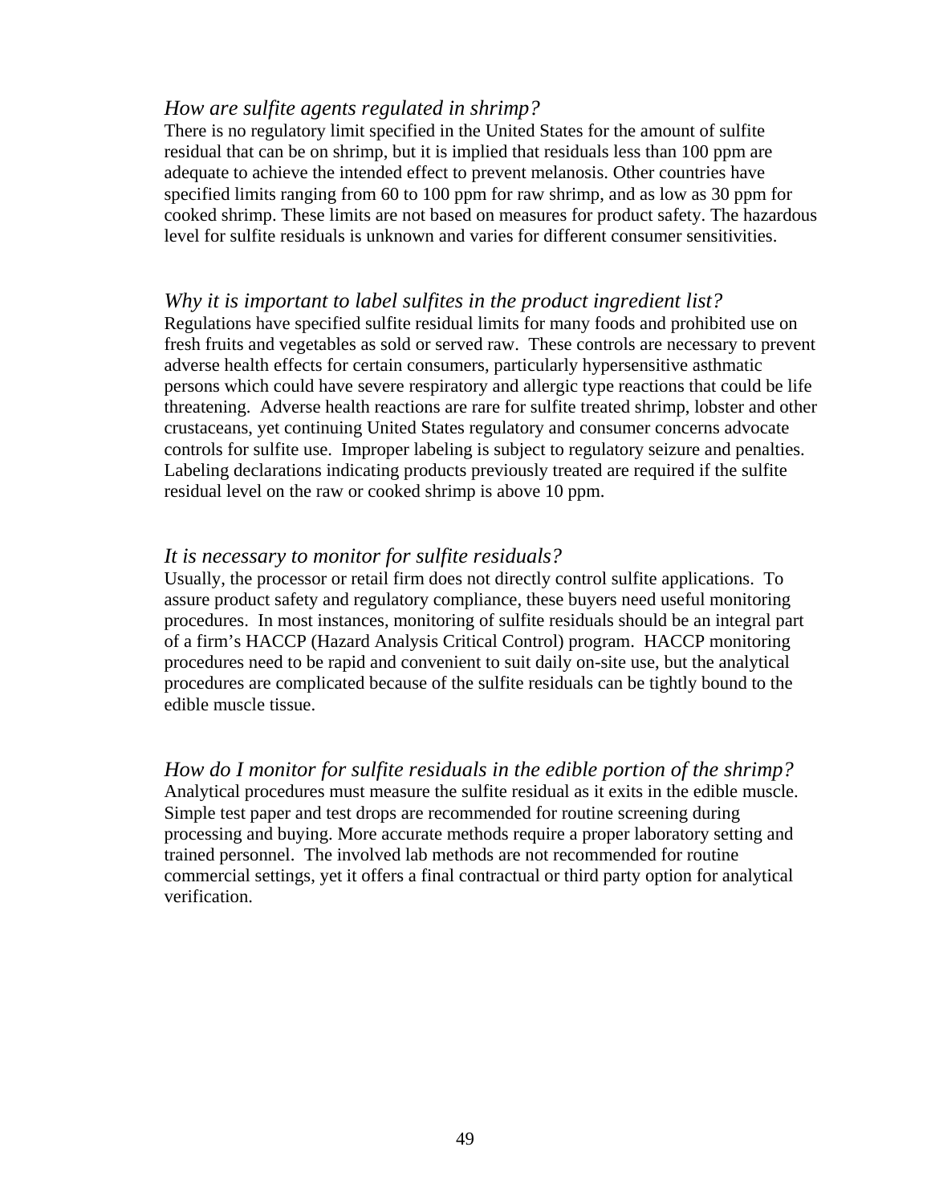### *How are sulfite agents regulated in shrimp?*

There is no regulatory limit specified in the United States for the amount of sulfite residual that can be on shrimp, but it is implied that residuals less than 100 ppm are adequate to achieve the intended effect to prevent melanosis. Other countries have specified limits ranging from 60 to 100 ppm for raw shrimp, and as low as 30 ppm for cooked shrimp. These limits are not based on measures for product safety. The hazardous level for sulfite residuals is unknown and varies for different consumer sensitivities.

### *Why it is important to label sulfites in the product ingredient list?*

Regulations have specified sulfite residual limits for many foods and prohibited use on fresh fruits and vegetables as sold or served raw. These controls are necessary to prevent adverse health effects for certain consumers, particularly hypersensitive asthmatic persons which could have severe respiratory and allergic type reactions that could be life threatening. Adverse health reactions are rare for sulfite treated shrimp, lobster and other crustaceans, yet continuing United States regulatory and consumer concerns advocate controls for sulfite use. Improper labeling is subject to regulatory seizure and penalties. Labeling declarations indicating products previously treated are required if the sulfite residual level on the raw or cooked shrimp is above 10 ppm.

### *It is necessary to monitor for sulfite residuals?*

Usually, the processor or retail firm does not directly control sulfite applications. To assure product safety and regulatory compliance, these buyers need useful monitoring procedures. In most instances, monitoring of sulfite residuals should be an integral part of a firm's HACCP (Hazard Analysis Critical Control) program. HACCP monitoring procedures need to be rapid and convenient to suit daily on-site use, but the analytical procedures are complicated because of the sulfite residuals can be tightly bound to the edible muscle tissue.

### *How do I monitor for sulfite residuals in the edible portion of the shrimp?*

Analytical procedures must measure the sulfite residual as it exits in the edible muscle. Simple test paper and test drops are recommended for routine screening during processing and buying. More accurate methods require a proper laboratory setting and trained personnel. The involved lab methods are not recommended for routine commercial settings, yet it offers a final contractual or third party option for analytical verification.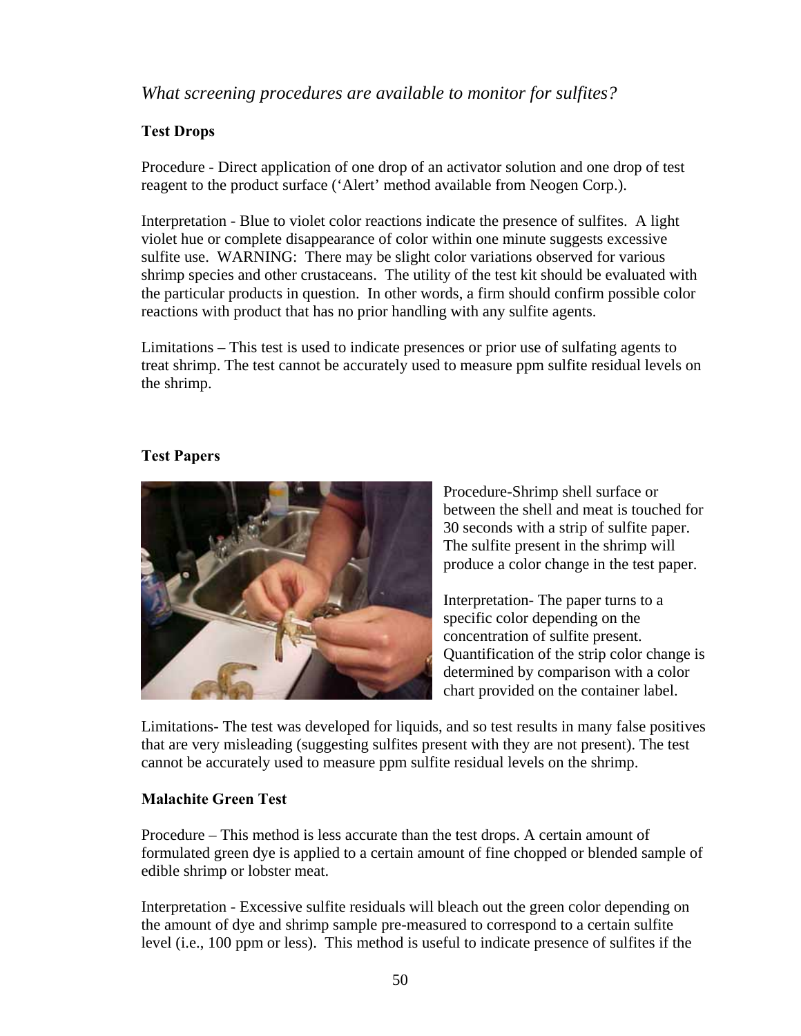### *What screening procedures are available to monitor for sulfites?*

**Test Drops**

Procedure - Direct application of one drop of an activator solution and one drop of test reagent to the product surface ('Alert' method available from Neogen Corp.).

Interpretation - Blue to violet color reactions indicate the presence of sulfites. A light violet hue or complete disappearance of color within one minute suggests excessive sulfite use. WARNING: There may be slight color variations observed for various shrimp species and other crustaceans. The utility of the test kit should be evaluated with the particular products in question. In other words, a firm should confirm possible color reactions with product that has no prior handling with any sulfite agents.

Limitations – This test is used to indicate presences or prior use of sulfating agents to treat shrimp. The test cannot be accurately used to measure ppm sulfite residual levels on the shrimp.

**Test Papers**

Procedure-Shrimp shell surface or between the shell and meat is touched for 30 seconds with a strip of sulfite paper. The sulfite present in the shrimp will produce a color change in the test paper.

Interpretation- The paper turns to a specific color depending on the concentration of sulfite present. Quantification of the strip color change is determined by comparison with a color chart provided on the container label.

Limitations- The test was developed for liquids, and so test results in many false positives that are very misleading (suggesting sulfites present with they are not present). The test cannot be accurately used to measure ppm sulfite residual levels on the shrimp.

**Malachite Green Test**

Procedure – This method is less accurate than the test drops. A certain amount of formulated green dye is applied to a certain amount of fine chopped or blended sample of edible shrimp or lobster meat.

Interpretation - Excessive sulfite residuals will bleach out the green color depending on the amount of dye and shrimp sample pre-measured to correspond to a certain sulfite level (i.e., 100 ppm or less). This method is useful to indicate presence of sulfites if the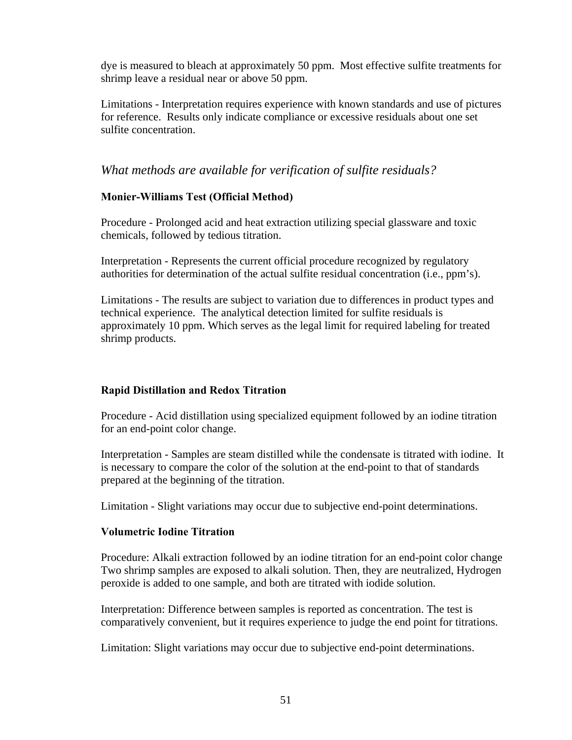dye is measured to bleach at approximately 50 ppm. Most effective sulfite treatments for shrimp leave a residual near or above 50 ppm.

Limitations - Interpretation requires experience with known standards and use of pictures for reference. Results only indicate compliance or excessive residuals about one set sulfite concentration.

## *What methods are available for verification of sulfite residuals?*

### Monier-Williams Test (Official Method)

Procedure - Prolonged acid and heat extraction utilizing special glassware and toxic chemicals, followed by tedious titration.

Interpretation - Represents the current official procedure recognized by regulatory authorities for determination of the actual sulfite residual concentration (i.e., ppm's).

Limitations - The results are subject to variation due to differences in product types and technical experience. The analytical detection limited for sulfite residuals is approximately 10 ppm. Which serves as the legal limit for required labeling for treated shrimp products.

### Rapid Distillation and Redox Titration

Procedure - Acid distillation using specialized equipment followed by an iodine titration for an end-point color change.

Interpretation - Samples are steam distilled while the condensate is titrated with iodine. It is necessary to compare the color of the solution at the end-point to that of standards prepared at the beginning of the titration.

Limitation - Slight variations may occur due to subjective end-point determinations.

### Volumetric Iodine Titration

Procedure: Alkali extraction followed by an iodine titration for an end-point color change Two shrimp samples are exposed to alkali solution. Then, they are neutralized, Hydrogen peroxide is added to one sample, and both are titrated with iodide solution.

Interpretation: Difference between samples is reported as concentration. The test is comparatively convenient, but it requires experience to judge the end point for titrations.

Limitation: Slight variations may occur due to subjective end-point determinations.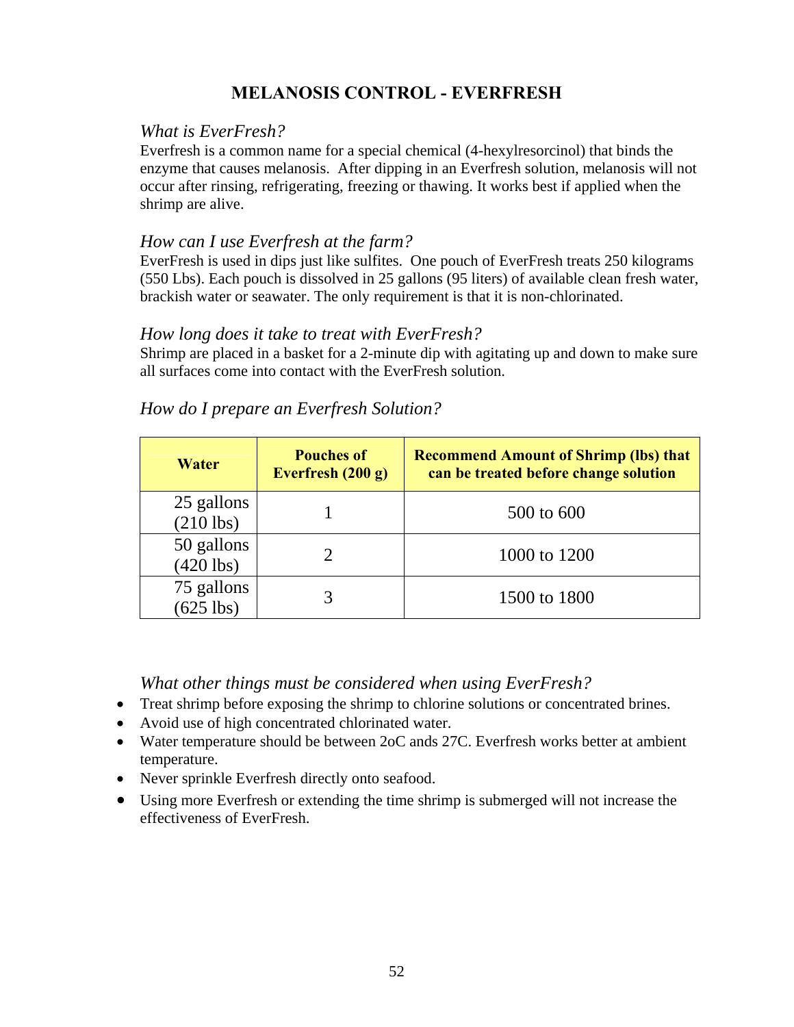# MELANOSIS CONTROL - EVERFRESH

### *What is EverFresh?*

Everfresh is a common name for a special chemical (4-hexylresorcinol) that binds the enzyme that causes melanosis. After dipping in an Everfresh solution, melanosis will not occur after rinsing, refrigerating, freezing or thawing. It works best if applied when the shrimp are alive.

### *How can I use Everfresh at the farm?*

EverFresh is used in dips just like sulfites. One pouch of EverFresh treats 250 kilograms (550 Lbs). Each pouch is dissolved in 25 gallons (95 liters) of available clean fresh water, brackish water or seawater. The only requirement is that it is non-chlorinated.

### *How long does it take to treat with EverFresh?*

Shrimp are placed in a basket for a 2-minute dip with agitating up and down to make sure all surfaces come into contact with the EverFresh solution.

### *How do I prepare an Everfresh Solution?*

| Water | Pouches of Everfresh (200 g) | Recommend Amount of Shrimp (lbs) that can be treated before change solution |
|---|---|---|
| 25 gallons (210 lbs) | 1 | 500 to 600 |
| 50 gallons (420 lbs) | 2 | 1000 to 1200 |
| 75 gallons (625 lbs) | 3 | 1500 to 1800 |

### *What other things must be considered when using EverFresh?*

- Treat shrimp before exposing the shrimp to chlorine solutions or concentrated brines.
- Avoid use of high concentrated chlorinated water.
- Water temperature should be between 2oC ands 27C. Everfresh works better at ambient temperature.
- Never sprinkle Everfresh directly onto seafood.
- Using more Everfresh or extending the time shrimp is submerged will not increase the effectiveness of EverFresh.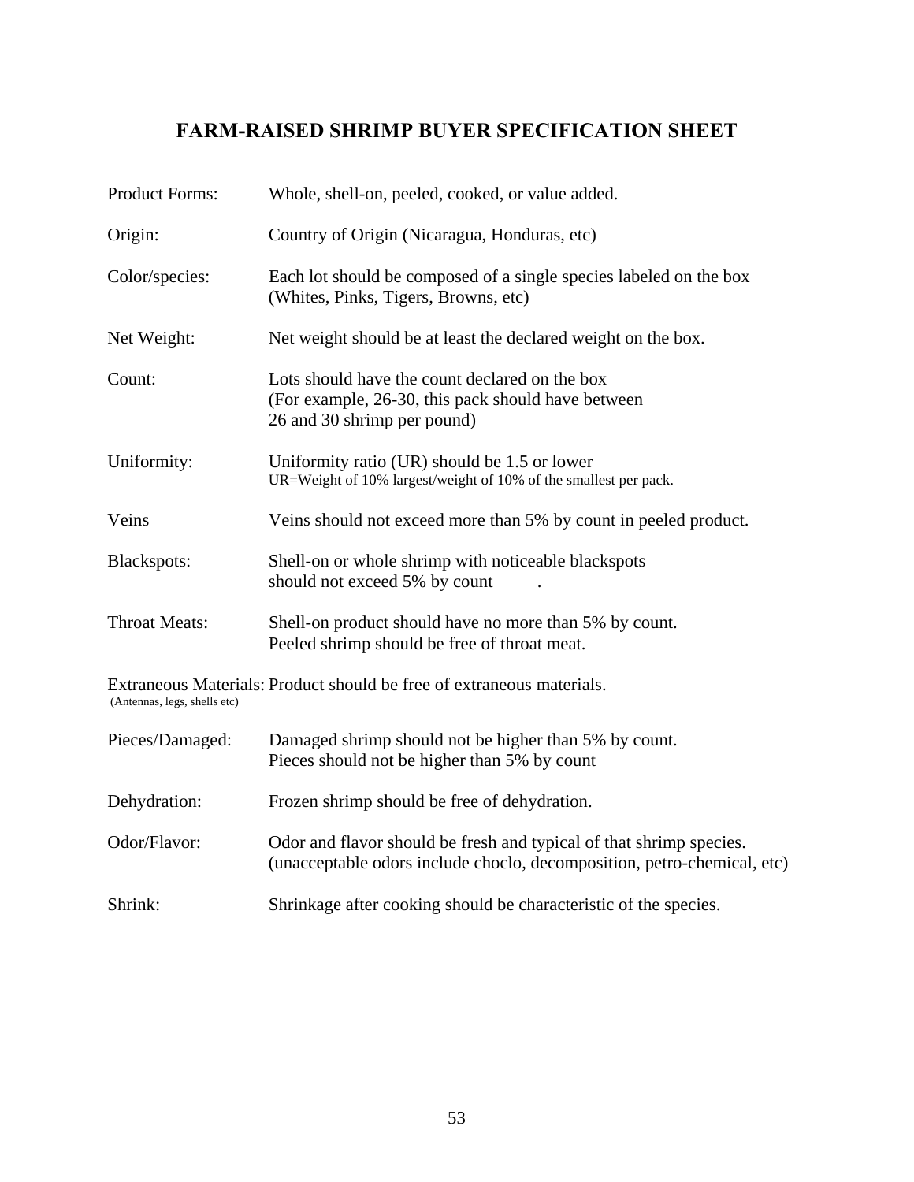# FARM-RAISED SHRIMP BUYER SPECIFICATION SHEET

| | |
|---|---|
| Product Forms: | Whole, shell-on, peeled, cooked, or value added. |
| Origin: | Country of Origin (Nicaragua, Honduras, etc) |
| Color/species: | Each lot should be composed of a single species labeled on the box (Whites, Pinks, Tigers, Browns, etc) |
| Net Weight: | Net weight should be at least the declared weight on the box. |
| Count: | Lots should have the count declared on the box (For example, 26-30, this pack should have between 26 and 30 shrimp per pound) |
| Uniformity: | Uniformity ratio (UR) should be 1.5 or lower<br>UR=Weight of 10% largest/weight of 10% of the smallest per pack. |
| Veins | Veins should not exceed more than 5% by count in peeled product. |
| Blackspots: | Shell-on or whole shrimp with noticeable blackspots should not exceed 5% by count . |
| Throat Meats: | Shell-on product should have no more than 5% by count.<br>Peeled shrimp should be free of throat meat. |
| Extraneous Materials: (Antennas, legs, shells etc) | Product should be free of extraneous materials. |
| Pieces/Damaged: | Damaged shrimp should not be higher than 5% by count.<br>Pieces should not be higher than 5% by count |
| Dehydration: | Frozen shrimp should be free of dehydration. |
| Odor/Flavor: | Odor and flavor should be fresh and typical of that shrimp species. (unacceptable odors include choclo, decomposition, petro-chemical, etc) |
| Shrink: | Shrinkage after cooking should be characteristic of the species. |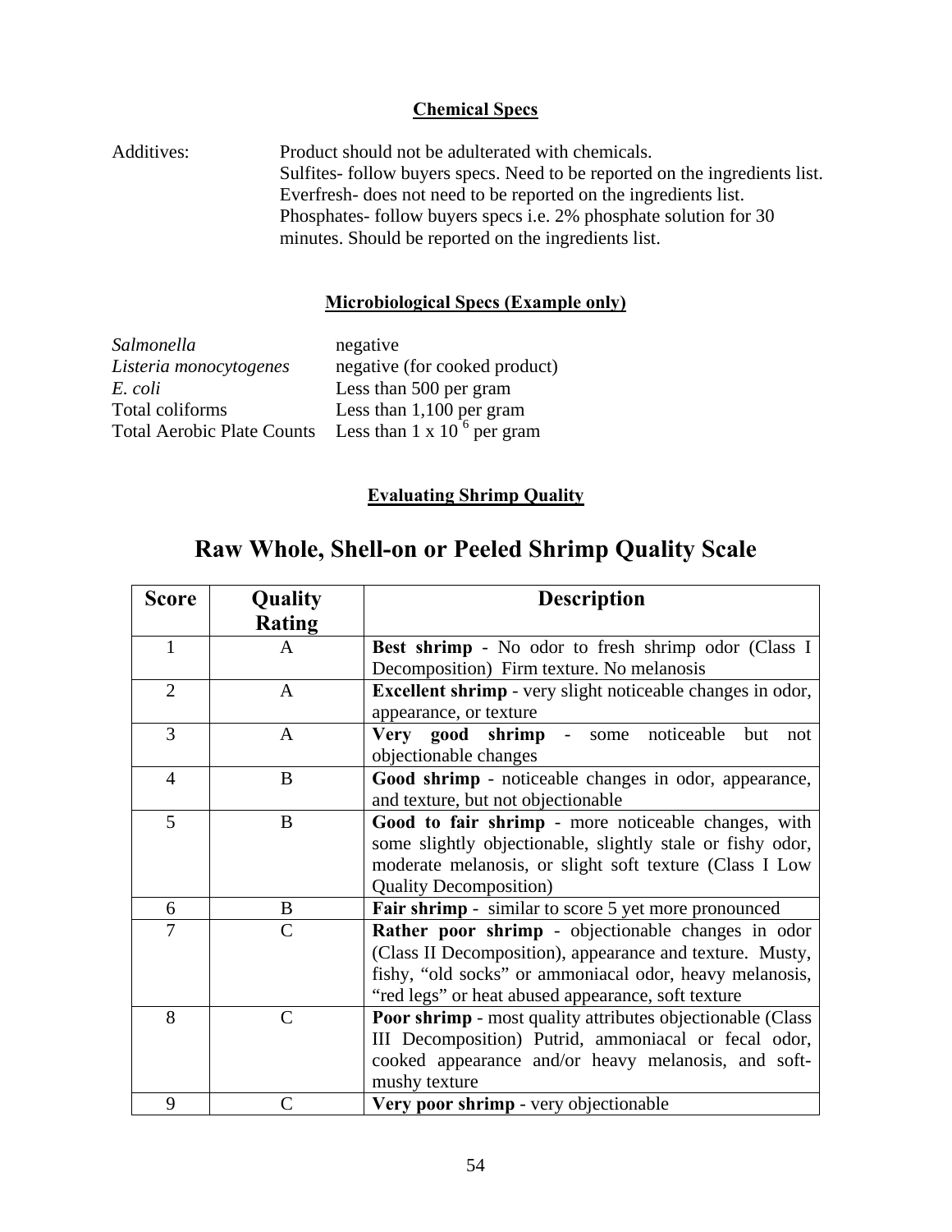## Chemical Specs

Additives: Product should not be adulterated with chemicals.
Sulfites- follow buyers specs. Need to be reported on the ingredients list.
Everfresh- does not need to be reported on the ingredients list.
Phosphates- follow buyers specs i.e. 2% phosphate solution for 30 minutes. Should be reported on the ingredients list.

## Microbiological Specs (Example only)

| | |
|---|---|
| *Salmonella* | negative |
| *Listeria monocytogenes* | negative (for cooked product) |
| *E. coli* | Less than 500 per gram |
| Total coliforms | Less than 1,100 per gram |
| Total Aerobic Plate Counts | Less than $1 \times 10^6$ per gram |

## Evaluating Shrimp Quality

# Raw Whole, Shell-on or Peeled Shrimp Quality Scale

| Score | Quality Rating | Description |
|---|---|---|
| 1 | A | **Best shrimp** - No odor to fresh shrimp odor (Class I Decomposition) Firm texture. No melanosis |
| 2 | A | **Excellent shrimp** - very slight noticeable changes in odor, appearance, or texture |
| 3 | A | **Very good shrimp** - some noticeable but not objectionable changes |
| 4 | B | **Good shrimp** - noticeable changes in odor, appearance, and texture, but not objectionable |
| 5 | B | **Good to fair shrimp** - more noticeable changes, with some slightly objectionable, slightly stale or fishy odor, moderate melanosis, or slight soft texture (Class I Low Quality Decomposition) |
| 6 | B | **Fair shrimp** - similar to score 5 yet more pronounced |
| 7 | C | **Rather poor shrimp** - objectionable changes in odor (Class II Decomposition), appearance and texture. Musty, fishy, "old socks" or ammoniacal odor, heavy melanosis, "red legs" or heat abused appearance, soft texture |
| 8 | C | **Poor shrimp** - most quality attributes objectionable (Class III Decomposition) Putrid, ammoniacal or fecal odor, cooked appearance and/or heavy melanosis, and soft-mushy texture |
| 9 | C | **Very poor shrimp** - very objectionable |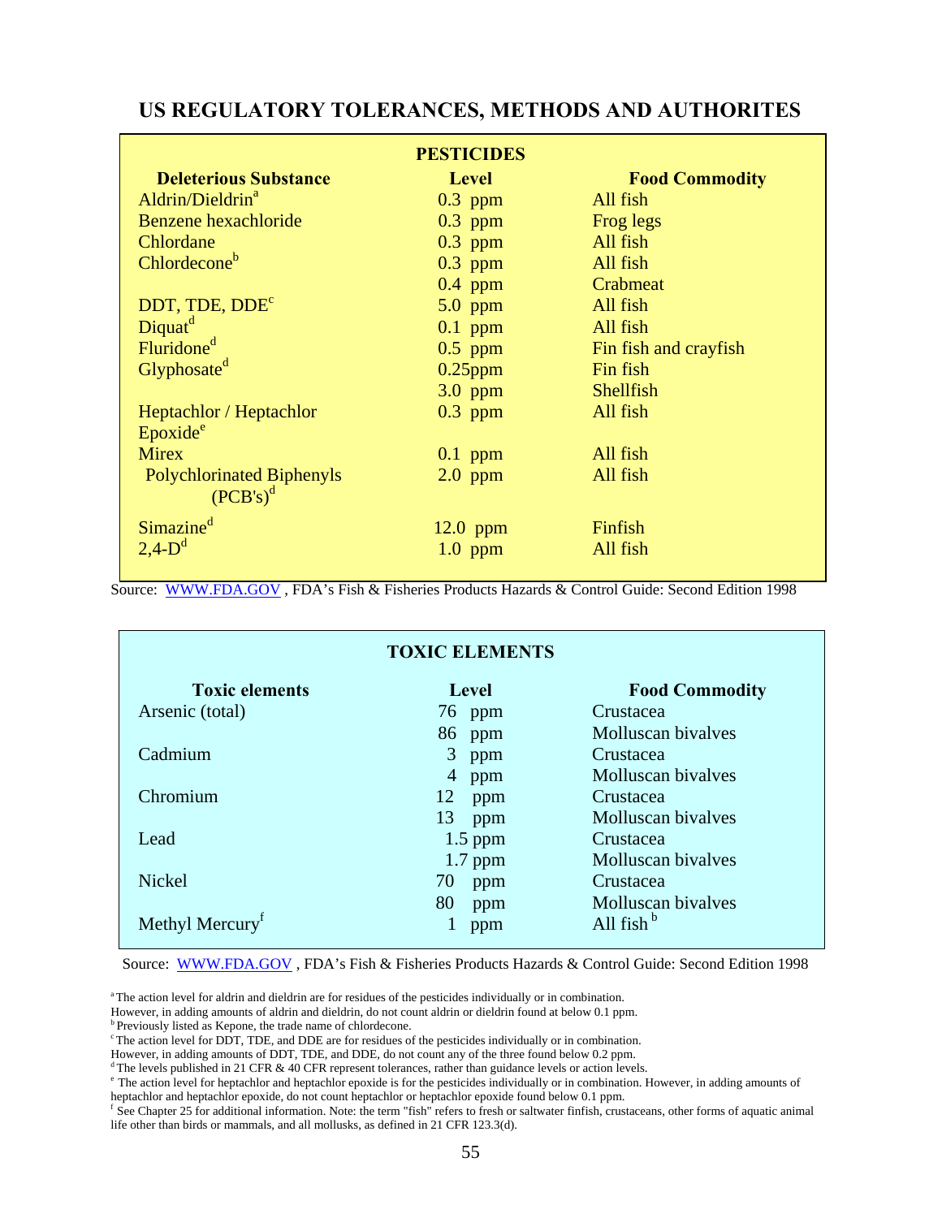## US REGULATORY TOLERANCES, METHODS AND AUTHORITES

| PESTICIDES | | |
|---|---|---|
| **Deleterious Substance** | **Level** | **Food Commodity** |
| Aldrin/Dieldrin[a] | 0.3 ppm | All fish |
| Benzene hexachloride | 0.3 ppm | Frog legs |
| Chlordane | 0.3 ppm | All fish |
| Chlordecone[b] | 0.3 ppm | All fish |
| | 0.4 ppm | Crabmeat |
| DDT, TDE, DDE[c] | 5.0 ppm | All fish |
| Diquat[d] | 0.1 ppm | All fish |
| Fluridone[d] | 0.5 ppm | Fin fish and crayfish |
| Glyphosate[d] | 0.25ppm | Fin fish |
| | 3.0 ppm | Shellfish |
| Heptachlor / Heptachlor Epoxide[e] | 0.3 ppm | All fish |
| Mirex | 0.1 ppm | All fish |
| Polychlorinated Biphenyls (PCB's)[d] | 2.0 ppm | All fish |
| Simazine[d] | 12.0 ppm | Finfish |
| 2,4-D[d] | 1.0 ppm | All fish |

Source: WWW.FDA.GOV , FDA's Fish & Fisheries Products Hazards & Control Guide: Second Edition 1998

| TOXIC ELEMENTS | | |
|---|---|---|
| **Toxic elements** | **Level** | **Food Commodity** |
| Arsenic (total) | 76 ppm | Crustacea |
| | 86 ppm | Molluscan bivalves |
| Cadmium | 3 ppm | Crustacea |
| | 4 ppm | Molluscan bivalves |
| Chromium | 12 ppm | Crustacea |
| | 13 ppm | Molluscan bivalves |
| Lead | 1.5 ppm | Crustacea |
| | 1.7 ppm | Molluscan bivalves |
| Nickel | 70 ppm | Crustacea |
| | 80 ppm | Molluscan bivalves |
| Methyl Mercury[f] | 1 ppm | All fish[b] |

Source: WWW.FDA.GOV , FDA's Fish & Fisheries Products Hazards & Control Guide: Second Edition 1998

[a] The action level for aldrin and dieldrin are for residues of the pesticides individually or in combination. However, in adding amounts of aldrin and dieldrin, do not count aldrin or dieldrin found at below 0.1 ppm.
[b] Previously listed as Kepone, the trade name of chlordecone.
[c] The action level for DDT, TDE, and DDE are for residues of the pesticides individually or in combination. However, in adding amounts of DDT, TDE, and DDE, do not count any of the three found below 0.2 ppm.
[d] The levels published in 21 CFR & 40 CFR represent tolerances, rather than guidance levels or action levels.
[e] The action level for heptachlor and heptachlor epoxide is for the pesticides individually or in combination. However, in adding amounts of heptachlor and heptachlor epoxide, do not count heptachlor or heptachlor epoxide found below 0.1 ppm.
[f] See Chapter 25 for additional information. Note: the term "fish" refers to fresh or saltwater finfish, crustaceans, other forms of aquatic animal life other than birds or mammals, and all mollusks, as defined in 21 CFR 123.3(d).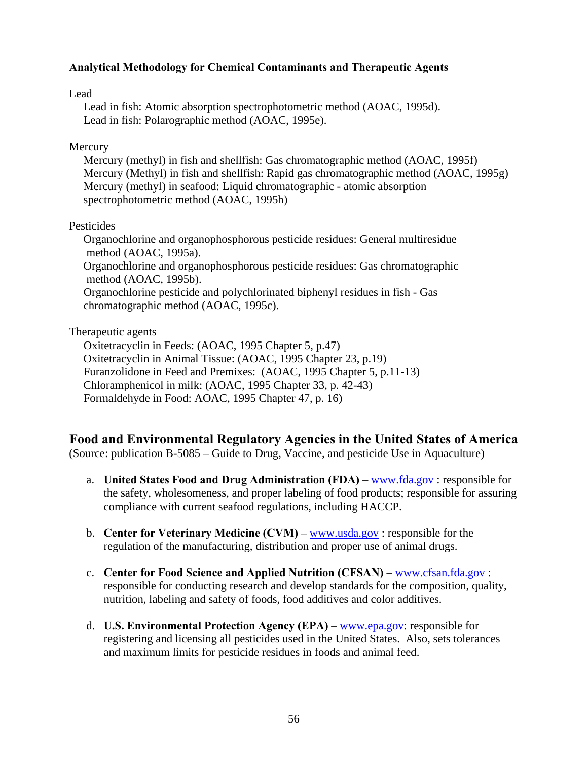**Analytical Methodology for Chemical Contaminants and Therapeutic Agents**

Lead

Lead in fish: Atomic absorption spectrophotometric method (AOAC, 1995d).
Lead in fish: Polarographic method (AOAC, 1995e).

Mercury

Mercury (methyl) in fish and shellfish: Gas chromatographic method (AOAC, 1995f)
Mercury (Methyl) in fish and shellfish: Rapid gas chromatographic method (AOAC, 1995g)
Mercury (methyl) in seafood: Liquid chromatographic - atomic absorption spectrophotometric method (AOAC, 1995h)

Pesticides

Organochlorine and organophosphorous pesticide residues: General multiresidue method (AOAC, 1995a).
Organochlorine and organophosphorous pesticide residues: Gas chromatographic method (AOAC, 1995b).
Organochlorine pesticide and polychlorinated biphenyl residues in fish - Gas chromatographic method (AOAC, 1995c).

Therapeutic agents

Oxitetracyclin in Feeds: (AOAC, 1995 Chapter 5, p.47)
Oxitetracyclin in Animal Tissue: (AOAC, 1995 Chapter 23, p.19)
Furanzolidone in Feed and Premixes: (AOAC, 1995 Chapter 5, p.11-13)
Chloramphenicol in milk: (AOAC, 1995 Chapter 33, p. 42-43)
Formaldehyde in Food: AOAC, 1995 Chapter 47, p. 16)

## Food and Environmental Regulatory Agencies in the United States of America

(Source: publication B-5085 – Guide to Drug, Vaccine, and pesticide Use in Aquaculture)

a. **United States Food and Drug Administration (FDA)** – www.fda.gov : responsible for the safety, wholesomeness, and proper labeling of food products; responsible for assuring compliance with current seafood regulations, including HACCP.

b. **Center for Veterinary Medicine (CVM)** – www.usda.gov : responsible for the regulation of the manufacturing, distribution and proper use of animal drugs.

c. **Center for Food Science and Applied Nutrition (CFSAN)** – www.cfsan.fda.gov : responsible for conducting research and develop standards for the composition, quality, nutrition, labeling and safety of foods, food additives and color additives.

d. **U.S. Environmental Protection Agency (EPA)** – www.epa.gov: responsible for registering and licensing all pesticides used in the United States. Also, sets tolerances and maximum limits for pesticide residues in foods and animal feed.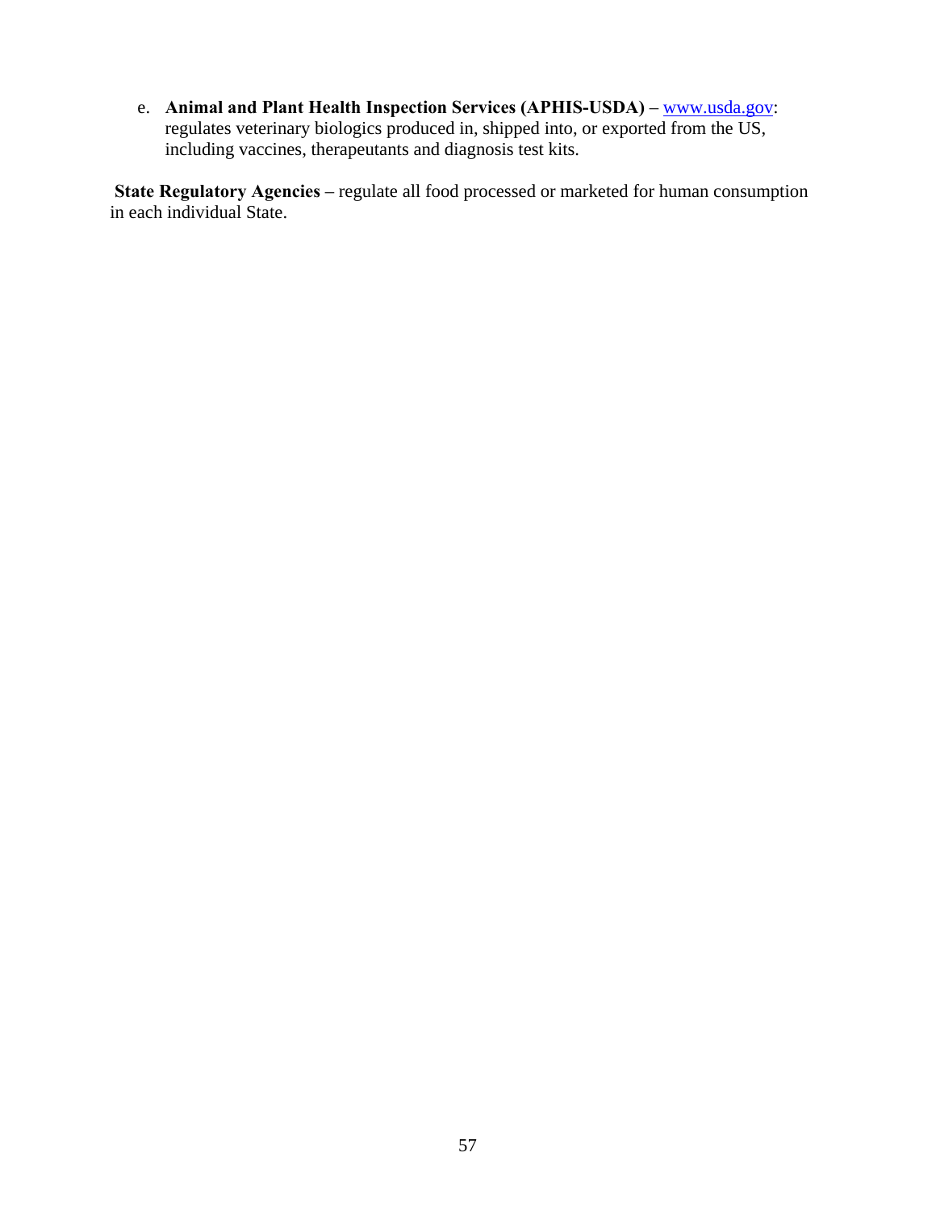e. **Animal and Plant Health Inspection Services (APHIS-USDA)** – [www.usda.gov](http://www.usda.gov): regulates veterinary biologics produced in, shipped into, or exported from the US, including vaccines, therapeutants and diagnosis test kits.

**State Regulatory Agencies** – regulate all food processed or marketed for human consumption in each individual State.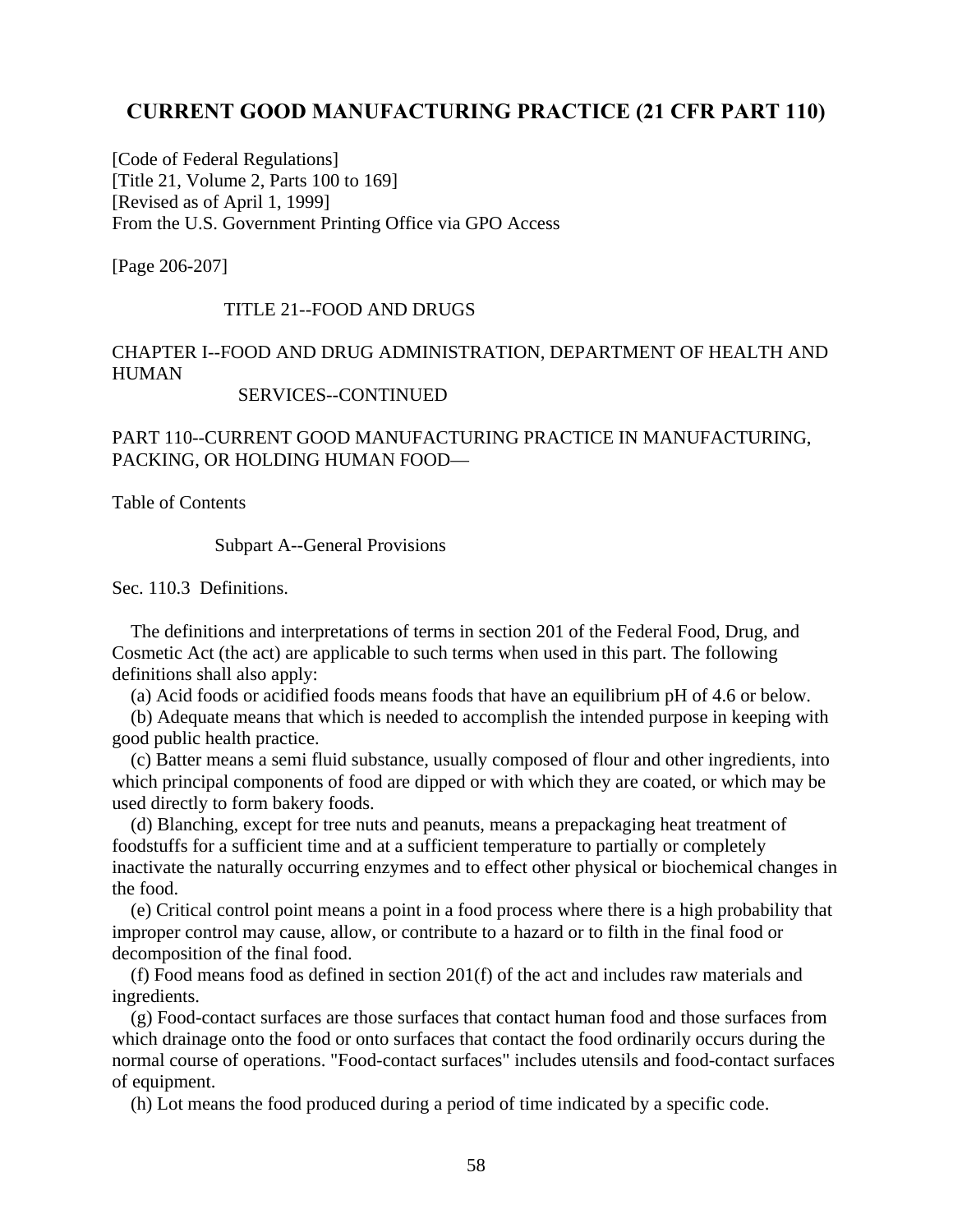## CURRENT GOOD MANUFACTURING PRACTICE (21 CFR PART 110)

[Code of Federal Regulations]
[Title 21, Volume 2, Parts 100 to 169]
[Revised as of April 1, 1999]
From the U.S. Government Printing Office via GPO Access

[Page 206-207]

TITLE 21--FOOD AND DRUGS

CHAPTER I--FOOD AND DRUG ADMINISTRATION, DEPARTMENT OF HEALTH AND HUMAN
SERVICES--CONTINUED

PART 110--CURRENT GOOD MANUFACTURING PRACTICE IN MANUFACTURING, PACKING, OR HOLDING HUMAN FOOD—

Table of Contents

Subpart A--General Provisions

Sec. 110.3 Definitions.

The definitions and interpretations of terms in section 201 of the Federal Food, Drug, and Cosmetic Act (the act) are applicable to such terms when used in this part. The following definitions shall also apply:

(a) Acid foods or acidified foods means foods that have an equilibrium pH of 4.6 or below.

(b) Adequate means that which is needed to accomplish the intended purpose in keeping with good public health practice.

(c) Batter means a semi fluid substance, usually composed of flour and other ingredients, into which principal components of food are dipped or with which they are coated, or which may be used directly to form bakery foods.

(d) Blanching, except for tree nuts and peanuts, means a prepackaging heat treatment of foodstuffs for a sufficient time and at a sufficient temperature to partially or completely inactivate the naturally occurring enzymes and to effect other physical or biochemical changes in the food.

(e) Critical control point means a point in a food process where there is a high probability that improper control may cause, allow, or contribute to a hazard or to filth in the final food or decomposition of the final food.

(f) Food means food as defined in section 201(f) of the act and includes raw materials and ingredients.

(g) Food-contact surfaces are those surfaces that contact human food and those surfaces from which drainage onto the food or onto surfaces that contact the food ordinarily occurs during the normal course of operations. "Food-contact surfaces" includes utensils and food-contact surfaces of equipment.

(h) Lot means the food produced during a period of time indicated by a specific code.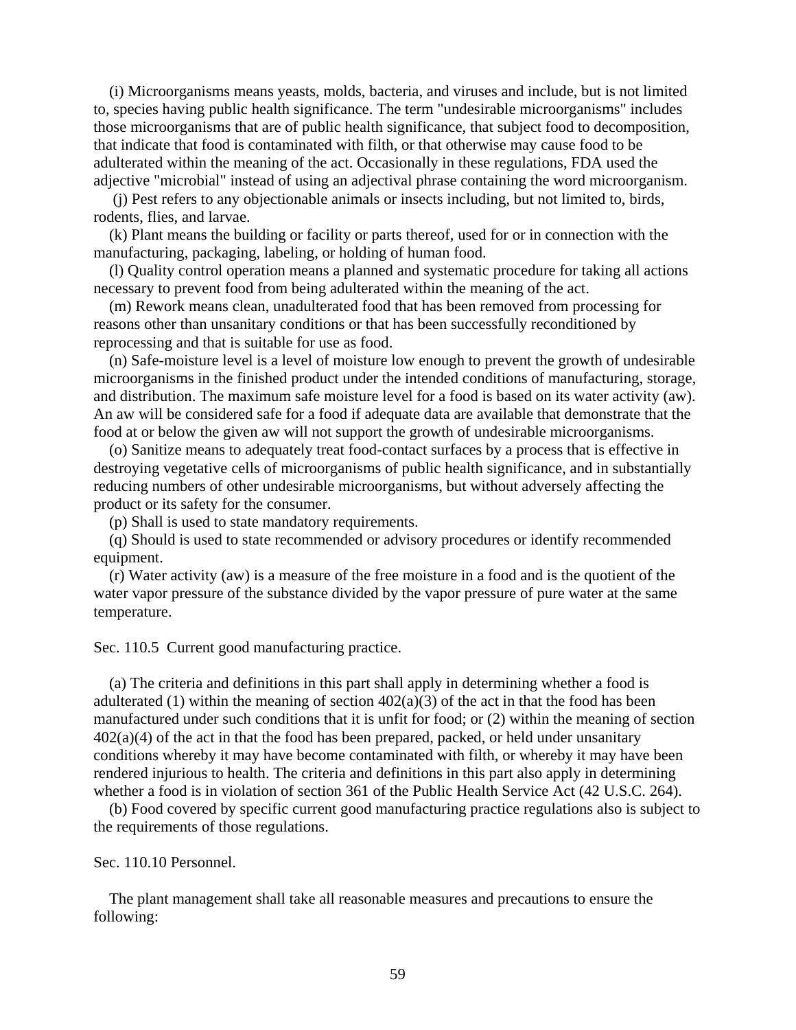(i) Microorganisms means yeasts, molds, bacteria, and viruses and include, but is not limited to, species having public health significance. The term "undesirable microorganisms" includes those microorganisms that are of public health significance, that subject food to decomposition, that indicate that food is contaminated with filth, or that otherwise may cause food to be adulterated within the meaning of the act. Occasionally in these regulations, FDA used the adjective "microbial" instead of using an adjectival phrase containing the word microorganism.

(j) Pest refers to any objectionable animals or insects including, but not limited to, birds, rodents, flies, and larvae.

(k) Plant means the building or facility or parts thereof, used for or in connection with the manufacturing, packaging, labeling, or holding of human food.

(l) Quality control operation means a planned and systematic procedure for taking all actions necessary to prevent food from being adulterated within the meaning of the act.

(m) Rework means clean, unadulterated food that has been removed from processing for reasons other than unsanitary conditions or that has been successfully reconditioned by reprocessing and that is suitable for use as food.

(n) Safe-moisture level is a level of moisture low enough to prevent the growth of undesirable microorganisms in the finished product under the intended conditions of manufacturing, storage, and distribution. The maximum safe moisture level for a food is based on its water activity (aw). An aw will be considered safe for a food if adequate data are available that demonstrate that the food at or below the given aw will not support the growth of undesirable microorganisms.

(o) Sanitize means to adequately treat food-contact surfaces by a process that is effective in destroying vegetative cells of microorganisms of public health significance, and in substantially reducing numbers of other undesirable microorganisms, but without adversely affecting the product or its safety for the consumer.

(p) Shall is used to state mandatory requirements.

(q) Should is used to state recommended or advisory procedures or identify recommended equipment.

(r) Water activity (aw) is a measure of the free moisture in a food and is the quotient of the water vapor pressure of the substance divided by the vapor pressure of pure water at the same temperature.

Sec. 110.5 Current good manufacturing practice.

(a) The criteria and definitions in this part shall apply in determining whether a food is adulterated (1) within the meaning of section 402(a)(3) of the act in that the food has been manufactured under such conditions that it is unfit for food; or (2) within the meaning of section 402(a)(4) of the act in that the food has been prepared, packed, or held under unsanitary conditions whereby it may have become contaminated with filth, or whereby it may have been rendered injurious to health. The criteria and definitions in this part also apply in determining whether a food is in violation of section 361 of the Public Health Service Act (42 U.S.C. 264).

(b) Food covered by specific current good manufacturing practice regulations also is subject to the requirements of those regulations.

Sec. 110.10 Personnel.

The plant management shall take all reasonable measures and precautions to ensure the following: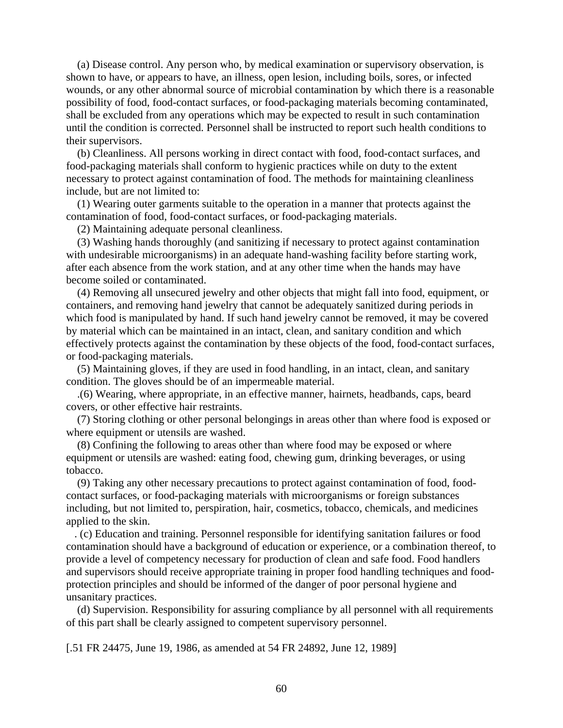(a) Disease control. Any person who, by medical examination or supervisory observation, is shown to have, or appears to have, an illness, open lesion, including boils, sores, or infected wounds, or any other abnormal source of microbial contamination by which there is a reasonable possibility of food, food-contact surfaces, or food-packaging materials becoming contaminated, shall be excluded from any operations which may be expected to result in such contamination until the condition is corrected. Personnel shall be instructed to report such health conditions to their supervisors.

(b) Cleanliness. All persons working in direct contact with food, food-contact surfaces, and food-packaging materials shall conform to hygienic practices while on duty to the extent necessary to protect against contamination of food. The methods for maintaining cleanliness include, but are not limited to:

(1) Wearing outer garments suitable to the operation in a manner that protects against the contamination of food, food-contact surfaces, or food-packaging materials.

(2) Maintaining adequate personal cleanliness.

(3) Washing hands thoroughly (and sanitizing if necessary to protect against contamination with undesirable microorganisms) in an adequate hand-washing facility before starting work, after each absence from the work station, and at any other time when the hands may have become soiled or contaminated.

(4) Removing all unsecured jewelry and other objects that might fall into food, equipment, or containers, and removing hand jewelry that cannot be adequately sanitized during periods in which food is manipulated by hand. If such hand jewelry cannot be removed, it may be covered by material which can be maintained in an intact, clean, and sanitary condition and which effectively protects against the contamination by these objects of the food, food-contact surfaces, or food-packaging materials.

(5) Maintaining gloves, if they are used in food handling, in an intact, clean, and sanitary condition. The gloves should be of an impermeable material.

.(6) Wearing, where appropriate, in an effective manner, hairnets, headbands, caps, beard covers, or other effective hair restraints.

(7) Storing clothing or other personal belongings in areas other than where food is exposed or where equipment or utensils are washed.

(8) Confining the following to areas other than where food may be exposed or where equipment or utensils are washed: eating food, chewing gum, drinking beverages, or using tobacco.

(9) Taking any other necessary precautions to protect against contamination of food, food-contact surfaces, or food-packaging materials with microorganisms or foreign substances including, but not limited to, perspiration, hair, cosmetics, tobacco, chemicals, and medicines applied to the skin.

. (c) Education and training. Personnel responsible for identifying sanitation failures or food contamination should have a background of education or experience, or a combination thereof, to provide a level of competency necessary for production of clean and safe food. Food handlers and supervisors should receive appropriate training in proper food handling techniques and food-protection principles and should be informed of the danger of poor personal hygiene and unsanitary practices.

(d) Supervision. Responsibility for assuring compliance by all personnel with all requirements of this part shall be clearly assigned to competent supervisory personnel.

[.51 FR 24475, June 19, 1986, as amended at 54 FR 24892, June 12, 1989]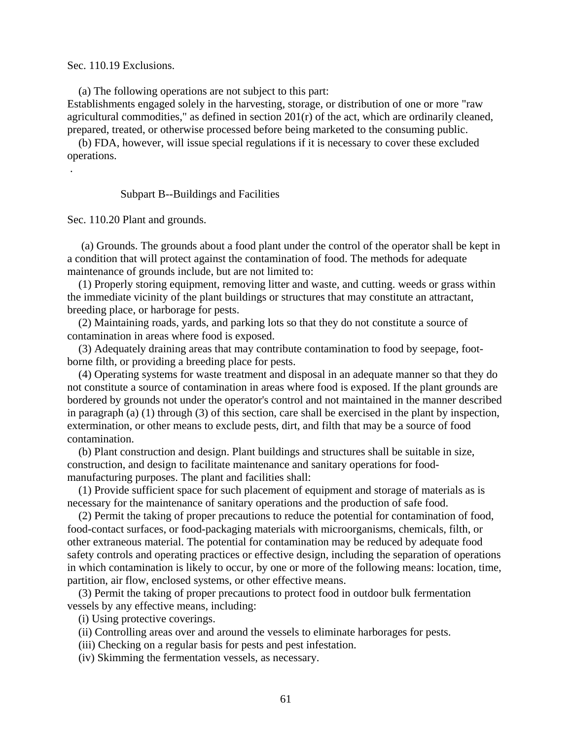Sec. 110.19 Exclusions.

(a) The following operations are not subject to this part:
Establishments engaged solely in the harvesting, storage, or distribution of one or more "raw agricultural commodities," as defined in section 201(r) of the act, which are ordinarily cleaned, prepared, treated, or otherwise processed before being marketed to the consuming public.

(b) FDA, however, will issue special regulations if it is necessary to cover these excluded operations.

.

## Subpart B--Buildings and Facilities

Sec. 110.20 Plant and grounds.

(a) Grounds. The grounds about a food plant under the control of the operator shall be kept in a condition that will protect against the contamination of food. The methods for adequate maintenance of grounds include, but are not limited to:

(1) Properly storing equipment, removing litter and waste, and cutting. weeds or grass within the immediate vicinity of the plant buildings or structures that may constitute an attractant, breeding place, or harborage for pests.

(2) Maintaining roads, yards, and parking lots so that they do not constitute a source of contamination in areas where food is exposed.

(3) Adequately draining areas that may contribute contamination to food by seepage, foot-borne filth, or providing a breeding place for pests.

(4) Operating systems for waste treatment and disposal in an adequate manner so that they do not constitute a source of contamination in areas where food is exposed. If the plant grounds are bordered by grounds not under the operator's control and not maintained in the manner described in paragraph (a) (1) through (3) of this section, care shall be exercised in the plant by inspection, extermination, or other means to exclude pests, dirt, and filth that may be a source of food contamination.

(b) Plant construction and design. Plant buildings and structures shall be suitable in size, construction, and design to facilitate maintenance and sanitary operations for food-manufacturing purposes. The plant and facilities shall:

(1) Provide sufficient space for such placement of equipment and storage of materials as is necessary for the maintenance of sanitary operations and the production of safe food.

(2) Permit the taking of proper precautions to reduce the potential for contamination of food, food-contact surfaces, or food-packaging materials with microorganisms, chemicals, filth, or other extraneous material. The potential for contamination may be reduced by adequate food safety controls and operating practices or effective design, including the separation of operations in which contamination is likely to occur, by one or more of the following means: location, time, partition, air flow, enclosed systems, or other effective means.

(3) Permit the taking of proper precautions to protect food in outdoor bulk fermentation vessels by any effective means, including:

(i) Using protective coverings.

(ii) Controlling areas over and around the vessels to eliminate harborages for pests.

(iii) Checking on a regular basis for pests and pest infestation.

(iv) Skimming the fermentation vessels, as necessary.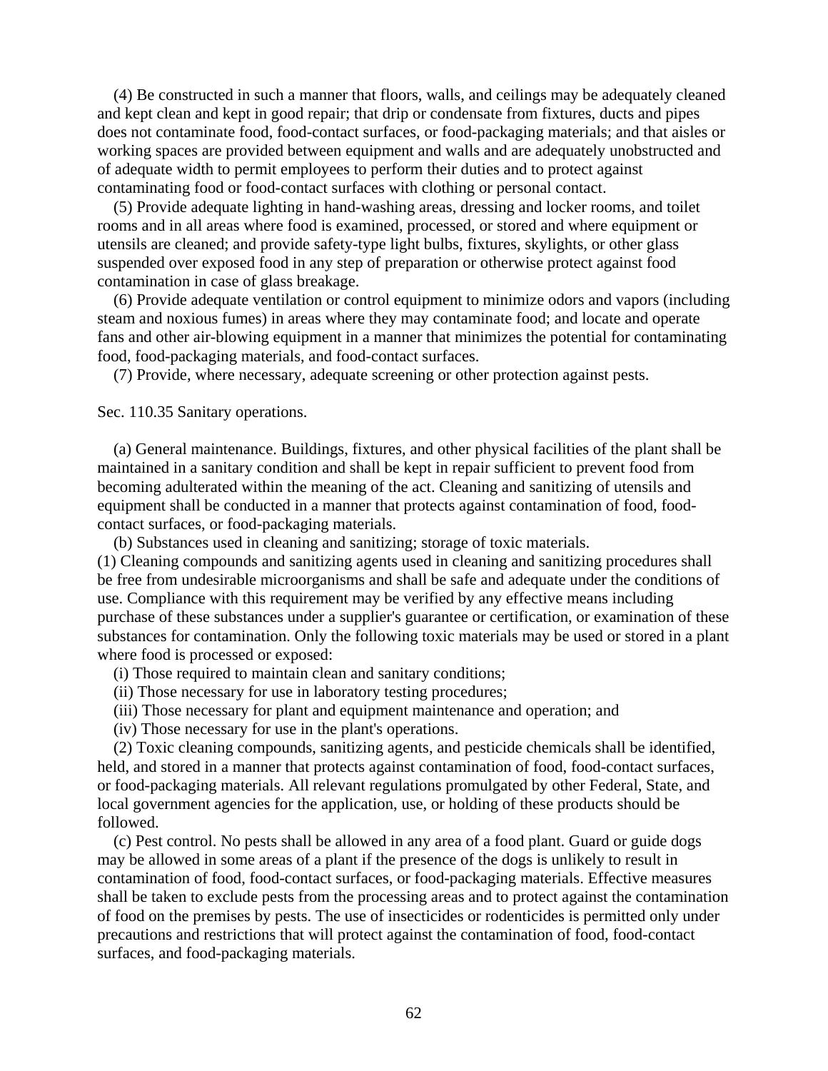(4) Be constructed in such a manner that floors, walls, and ceilings may be adequately cleaned and kept clean and kept in good repair; that drip or condensate from fixtures, ducts and pipes does not contaminate food, food-contact surfaces, or food-packaging materials; and that aisles or working spaces are provided between equipment and walls and are adequately unobstructed and of adequate width to permit employees to perform their duties and to protect against contaminating food or food-contact surfaces with clothing or personal contact.

(5) Provide adequate lighting in hand-washing areas, dressing and locker rooms, and toilet rooms and in all areas where food is examined, processed, or stored and where equipment or utensils are cleaned; and provide safety-type light bulbs, fixtures, skylights, or other glass suspended over exposed food in any step of preparation or otherwise protect against food contamination in case of glass breakage.

(6) Provide adequate ventilation or control equipment to minimize odors and vapors (including steam and noxious fumes) in areas where they may contaminate food; and locate and operate fans and other air-blowing equipment in a manner that minimizes the potential for contaminating food, food-packaging materials, and food-contact surfaces.

(7) Provide, where necessary, adequate screening or other protection against pests.

Sec. 110.35 Sanitary operations.

(a) General maintenance. Buildings, fixtures, and other physical facilities of the plant shall be maintained in a sanitary condition and shall be kept in repair sufficient to prevent food from becoming adulterated within the meaning of the act. Cleaning and sanitizing of utensils and equipment shall be conducted in a manner that protects against contamination of food, food-contact surfaces, or food-packaging materials.

(b) Substances used in cleaning and sanitizing; storage of toxic materials.
(1) Cleaning compounds and sanitizing agents used in cleaning and sanitizing procedures shall be free from undesirable microorganisms and shall be safe and adequate under the conditions of use. Compliance with this requirement may be verified by any effective means including purchase of these substances under a supplier's guarantee or certification, or examination of these substances for contamination. Only the following toxic materials may be used or stored in a plant where food is processed or exposed:

(i) Those required to maintain clean and sanitary conditions;

(ii) Those necessary for use in laboratory testing procedures;

(iii) Those necessary for plant and equipment maintenance and operation; and

(iv) Those necessary for use in the plant's operations.

(2) Toxic cleaning compounds, sanitizing agents, and pesticide chemicals shall be identified, held, and stored in a manner that protects against contamination of food, food-contact surfaces, or food-packaging materials. All relevant regulations promulgated by other Federal, State, and local government agencies for the application, use, or holding of these products should be followed.

(c) Pest control. No pests shall be allowed in any area of a food plant. Guard or guide dogs may be allowed in some areas of a plant if the presence of the dogs is unlikely to result in contamination of food, food-contact surfaces, or food-packaging materials. Effective measures shall be taken to exclude pests from the processing areas and to protect against the contamination of food on the premises by pests. The use of insecticides or rodenticides is permitted only under precautions and restrictions that will protect against the contamination of food, food-contact surfaces, and food-packaging materials.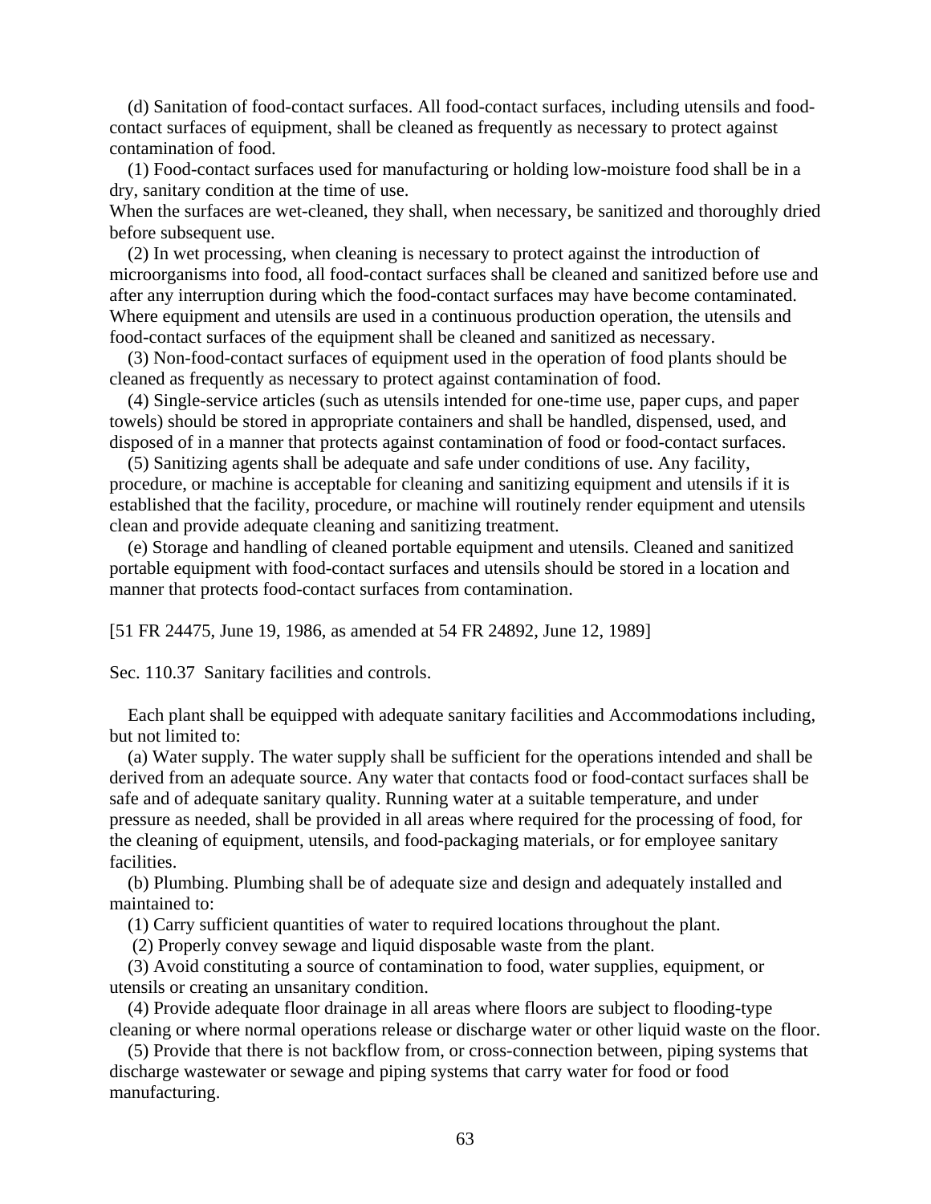(d) Sanitation of food-contact surfaces. All food-contact surfaces, including utensils and food-contact surfaces of equipment, shall be cleaned as frequently as necessary to protect against contamination of food.

(1) Food-contact surfaces used for manufacturing or holding low-moisture food shall be in a dry, sanitary condition at the time of use.
When the surfaces are wet-cleaned, they shall, when necessary, be sanitized and thoroughly dried before subsequent use.

(2) In wet processing, when cleaning is necessary to protect against the introduction of microorganisms into food, all food-contact surfaces shall be cleaned and sanitized before use and after any interruption during which the food-contact surfaces may have become contaminated. Where equipment and utensils are used in a continuous production operation, the utensils and food-contact surfaces of the equipment shall be cleaned and sanitized as necessary.

(3) Non-food-contact surfaces of equipment used in the operation of food plants should be cleaned as frequently as necessary to protect against contamination of food.

(4) Single-service articles (such as utensils intended for one-time use, paper cups, and paper towels) should be stored in appropriate containers and shall be handled, dispensed, used, and disposed of in a manner that protects against contamination of food or food-contact surfaces.

(5) Sanitizing agents shall be adequate and safe under conditions of use. Any facility, procedure, or machine is acceptable for cleaning and sanitizing equipment and utensils if it is established that the facility, procedure, or machine will routinely render equipment and utensils clean and provide adequate cleaning and sanitizing treatment.

(e) Storage and handling of cleaned portable equipment and utensils. Cleaned and sanitized portable equipment with food-contact surfaces and utensils should be stored in a location and manner that protects food-contact surfaces from contamination.

[51 FR 24475, June 19, 1986, as amended at 54 FR 24892, June 12, 1989]

Sec. 110.37 Sanitary facilities and controls.

Each plant shall be equipped with adequate sanitary facilities and Accommodations including, but not limited to:

(a) Water supply. The water supply shall be sufficient for the operations intended and shall be derived from an adequate source. Any water that contacts food or food-contact surfaces shall be safe and of adequate sanitary quality. Running water at a suitable temperature, and under pressure as needed, shall be provided in all areas where required for the processing of food, for the cleaning of equipment, utensils, and food-packaging materials, or for employee sanitary facilities.

(b) Plumbing. Plumbing shall be of adequate size and design and adequately installed and maintained to:

(1) Carry sufficient quantities of water to required locations throughout the plant.

(2) Properly convey sewage and liquid disposable waste from the plant.

(3) Avoid constituting a source of contamination to food, water supplies, equipment, or utensils or creating an unsanitary condition.

(4) Provide adequate floor drainage in all areas where floors are subject to flooding-type cleaning or where normal operations release or discharge water or other liquid waste on the floor.

(5) Provide that there is not backflow from, or cross-connection between, piping systems that discharge wastewater or sewage and piping systems that carry water for food or food manufacturing.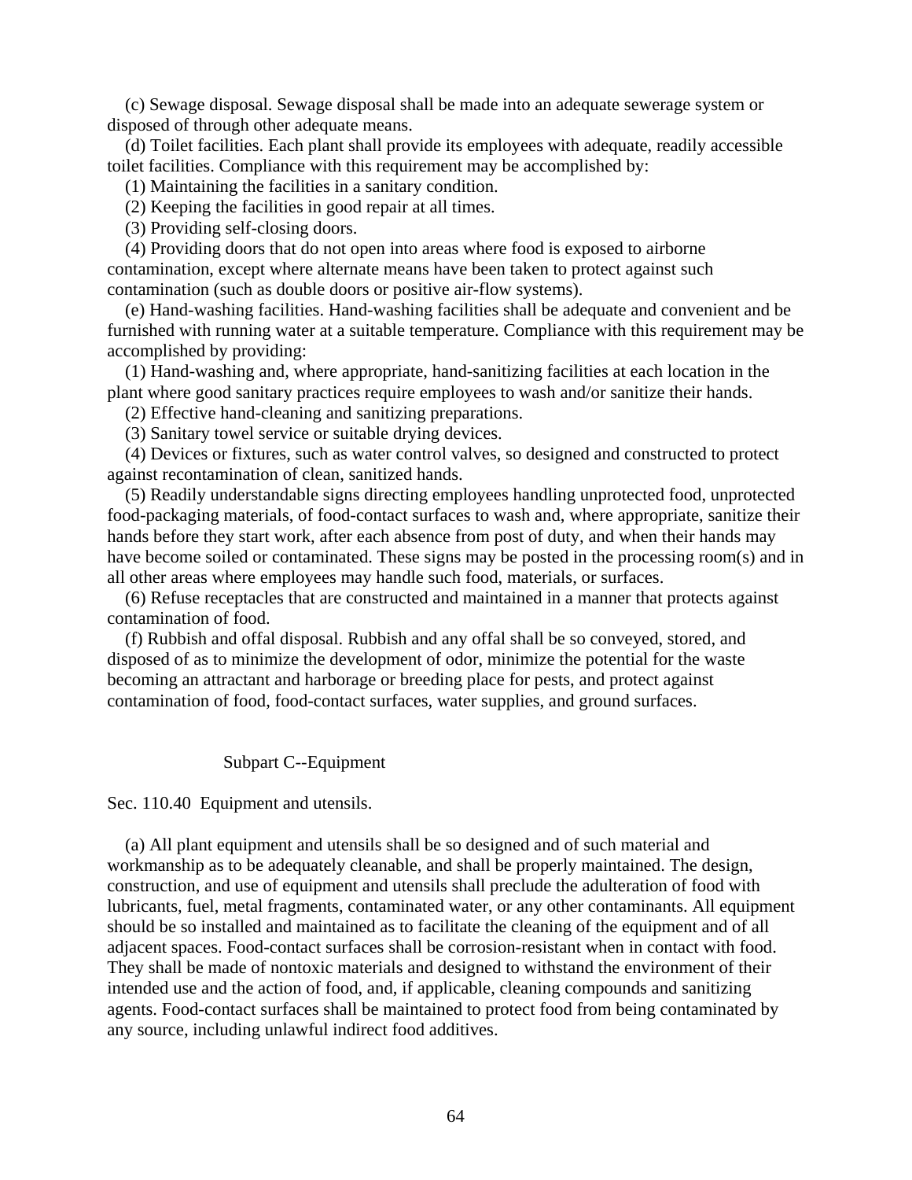(c) Sewage disposal. Sewage disposal shall be made into an adequate sewerage system or disposed of through other adequate means.

(d) Toilet facilities. Each plant shall provide its employees with adequate, readily accessible toilet facilities. Compliance with this requirement may be accomplished by:

(1) Maintaining the facilities in a sanitary condition.

(2) Keeping the facilities in good repair at all times.

(3) Providing self-closing doors.

(4) Providing doors that do not open into areas where food is exposed to airborne contamination, except where alternate means have been taken to protect against such contamination (such as double doors or positive air-flow systems).

(e) Hand-washing facilities. Hand-washing facilities shall be adequate and convenient and be furnished with running water at a suitable temperature. Compliance with this requirement may be accomplished by providing:

(1) Hand-washing and, where appropriate, hand-sanitizing facilities at each location in the plant where good sanitary practices require employees to wash and/or sanitize their hands.

(2) Effective hand-cleaning and sanitizing preparations.

(3) Sanitary towel service or suitable drying devices.

(4) Devices or fixtures, such as water control valves, so designed and constructed to protect against recontamination of clean, sanitized hands.

(5) Readily understandable signs directing employees handling unprotected food, unprotected food-packaging materials, of food-contact surfaces to wash and, where appropriate, sanitize their hands before they start work, after each absence from post of duty, and when their hands may have become soiled or contaminated. These signs may be posted in the processing room(s) and in all other areas where employees may handle such food, materials, or surfaces.

(6) Refuse receptacles that are constructed and maintained in a manner that protects against contamination of food.

(f) Rubbish and offal disposal. Rubbish and any offal shall be so conveyed, stored, and disposed of as to minimize the development of odor, minimize the potential for the waste becoming an attractant and harborage or breeding place for pests, and protect against contamination of food, food-contact surfaces, water supplies, and ground surfaces.

## Subpart C--Equipment

### Sec. 110.40 Equipment and utensils.

(a) All plant equipment and utensils shall be so designed and of such material and workmanship as to be adequately cleanable, and shall be properly maintained. The design, construction, and use of equipment and utensils shall preclude the adulteration of food with lubricants, fuel, metal fragments, contaminated water, or any other contaminants. All equipment should be so installed and maintained as to facilitate the cleaning of the equipment and of all adjacent spaces. Food-contact surfaces shall be corrosion-resistant when in contact with food. They shall be made of nontoxic materials and designed to withstand the environment of their intended use and the action of food, and, if applicable, cleaning compounds and sanitizing agents. Food-contact surfaces shall be maintained to protect food from being contaminated by any source, including unlawful indirect food additives.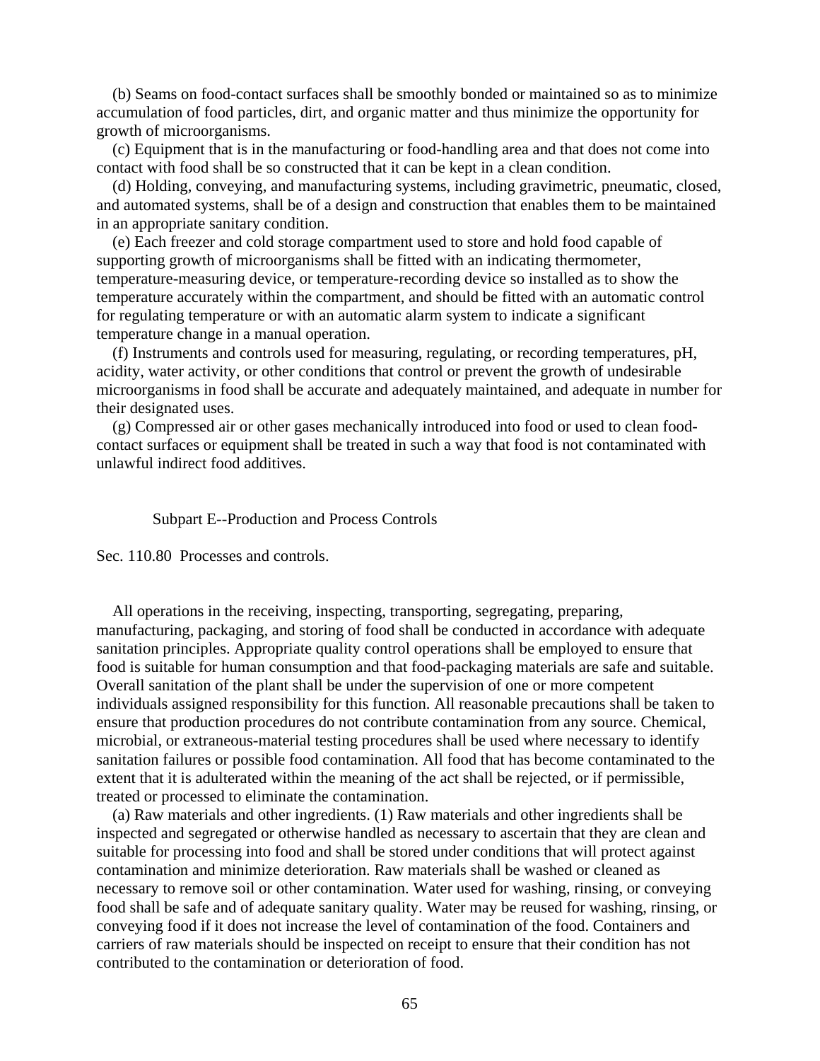(b) Seams on food-contact surfaces shall be smoothly bonded or maintained so as to minimize accumulation of food particles, dirt, and organic matter and thus minimize the opportunity for growth of microorganisms.

(c) Equipment that is in the manufacturing or food-handling area and that does not come into contact with food shall be so constructed that it can be kept in a clean condition.

(d) Holding, conveying, and manufacturing systems, including gravimetric, pneumatic, closed, and automated systems, shall be of a design and construction that enables them to be maintained in an appropriate sanitary condition.

(e) Each freezer and cold storage compartment used to store and hold food capable of supporting growth of microorganisms shall be fitted with an indicating thermometer, temperature-measuring device, or temperature-recording device so installed as to show the temperature accurately within the compartment, and should be fitted with an automatic control for regulating temperature or with an automatic alarm system to indicate a significant temperature change in a manual operation.

(f) Instruments and controls used for measuring, regulating, or recording temperatures, pH, acidity, water activity, or other conditions that control or prevent the growth of undesirable microorganisms in food shall be accurate and adequately maintained, and adequate in number for their designated uses.

(g) Compressed air or other gases mechanically introduced into food or used to clean food-contact surfaces or equipment shall be treated in such a way that food is not contaminated with unlawful indirect food additives.

## Subpart E--Production and Process Controls

### Sec. 110.80 Processes and controls.

All operations in the receiving, inspecting, transporting, segregating, preparing, manufacturing, packaging, and storing of food shall be conducted in accordance with adequate sanitation principles. Appropriate quality control operations shall be employed to ensure that food is suitable for human consumption and that food-packaging materials are safe and suitable. Overall sanitation of the plant shall be under the supervision of one or more competent individuals assigned responsibility for this function. All reasonable precautions shall be taken to ensure that production procedures do not contribute contamination from any source. Chemical, microbial, or extraneous-material testing procedures shall be used where necessary to identify sanitation failures or possible food contamination. All food that has become contaminated to the extent that it is adulterated within the meaning of the act shall be rejected, or if permissible, treated or processed to eliminate the contamination.

(a) Raw materials and other ingredients. (1) Raw materials and other ingredients shall be inspected and segregated or otherwise handled as necessary to ascertain that they are clean and suitable for processing into food and shall be stored under conditions that will protect against contamination and minimize deterioration. Raw materials shall be washed or cleaned as necessary to remove soil or other contamination. Water used for washing, rinsing, or conveying food shall be safe and of adequate sanitary quality. Water may be reused for washing, rinsing, or conveying food if it does not increase the level of contamination of the food. Containers and carriers of raw materials should be inspected on receipt to ensure that their condition has not contributed to the contamination or deterioration of food.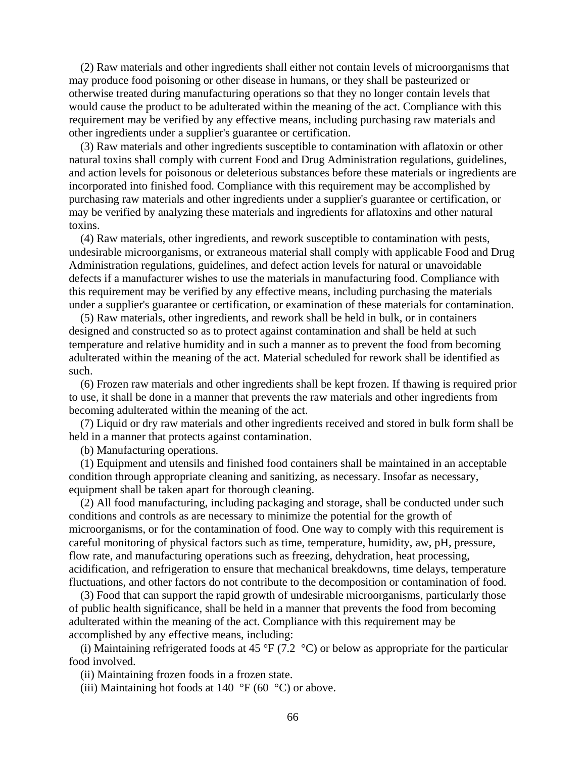(2) Raw materials and other ingredients shall either not contain levels of microorganisms that may produce food poisoning or other disease in humans, or they shall be pasteurized or otherwise treated during manufacturing operations so that they no longer contain levels that would cause the product to be adulterated within the meaning of the act. Compliance with this requirement may be verified by any effective means, including purchasing raw materials and other ingredients under a supplier's guarantee or certification.

(3) Raw materials and other ingredients susceptible to contamination with aflatoxin or other natural toxins shall comply with current Food and Drug Administration regulations, guidelines, and action levels for poisonous or deleterious substances before these materials or ingredients are incorporated into finished food. Compliance with this requirement may be accomplished by purchasing raw materials and other ingredients under a supplier's guarantee or certification, or may be verified by analyzing these materials and ingredients for aflatoxins and other natural toxins.

(4) Raw materials, other ingredients, and rework susceptible to contamination with pests, undesirable microorganisms, or extraneous material shall comply with applicable Food and Drug Administration regulations, guidelines, and defect action levels for natural or unavoidable defects if a manufacturer wishes to use the materials in manufacturing food. Compliance with this requirement may be verified by any effective means, including purchasing the materials under a supplier's guarantee or certification, or examination of these materials for contamination.

(5) Raw materials, other ingredients, and rework shall be held in bulk, or in containers designed and constructed so as to protect against contamination and shall be held at such temperature and relative humidity and in such a manner as to prevent the food from becoming adulterated within the meaning of the act. Material scheduled for rework shall be identified as such.

(6) Frozen raw materials and other ingredients shall be kept frozen. If thawing is required prior to use, it shall be done in a manner that prevents the raw materials and other ingredients from becoming adulterated within the meaning of the act.

(7) Liquid or dry raw materials and other ingredients received and stored in bulk form shall be held in a manner that protects against contamination.

(b) Manufacturing operations.

(1) Equipment and utensils and finished food containers shall be maintained in an acceptable condition through appropriate cleaning and sanitizing, as necessary. Insofar as necessary, equipment shall be taken apart for thorough cleaning.

(2) All food manufacturing, including packaging and storage, shall be conducted under such conditions and controls as are necessary to minimize the potential for the growth of microorganisms, or for the contamination of food. One way to comply with this requirement is careful monitoring of physical factors such as time, temperature, humidity, aw, pH, pressure, flow rate, and manufacturing operations such as freezing, dehydration, heat processing, acidification, and refrigeration to ensure that mechanical breakdowns, time delays, temperature fluctuations, and other factors do not contribute to the decomposition or contamination of food.

(3) Food that can support the rapid growth of undesirable microorganisms, particularly those of public health significance, shall be held in a manner that prevents the food from becoming adulterated within the meaning of the act. Compliance with this requirement may be accomplished by any effective means, including:

(i) Maintaining refrigerated foods at 45 °F (7.2 °C) or below as appropriate for the particular food involved.

(ii) Maintaining frozen foods in a frozen state.

(iii) Maintaining hot foods at 140 °F (60 °C) or above.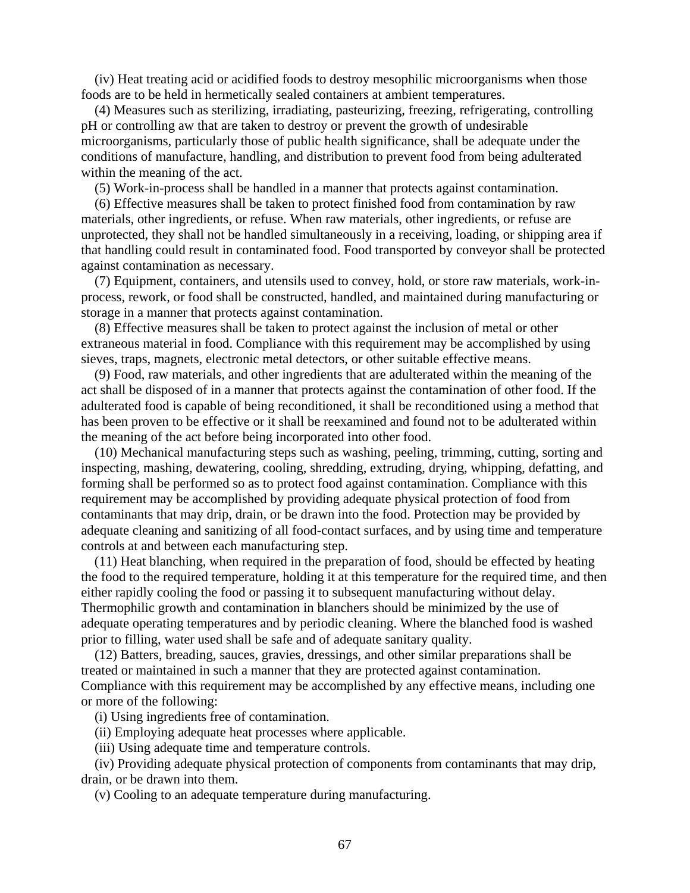(iv) Heat treating acid or acidified foods to destroy mesophilic microorganisms when those foods are to be held in hermetically sealed containers at ambient temperatures.

(4) Measures such as sterilizing, irradiating, pasteurizing, freezing, refrigerating, controlling pH or controlling aw that are taken to destroy or prevent the growth of undesirable microorganisms, particularly those of public health significance, shall be adequate under the conditions of manufacture, handling, and distribution to prevent food from being adulterated within the meaning of the act.

(5) Work-in-process shall be handled in a manner that protects against contamination.

(6) Effective measures shall be taken to protect finished food from contamination by raw materials, other ingredients, or refuse. When raw materials, other ingredients, or refuse are unprotected, they shall not be handled simultaneously in a receiving, loading, or shipping area if that handling could result in contaminated food. Food transported by conveyor shall be protected against contamination as necessary.

(7) Equipment, containers, and utensils used to convey, hold, or store raw materials, work-in-process, rework, or food shall be constructed, handled, and maintained during manufacturing or storage in a manner that protects against contamination.

(8) Effective measures shall be taken to protect against the inclusion of metal or other extraneous material in food. Compliance with this requirement may be accomplished by using sieves, traps, magnets, electronic metal detectors, or other suitable effective means.

(9) Food, raw materials, and other ingredients that are adulterated within the meaning of the act shall be disposed of in a manner that protects against the contamination of other food. If the adulterated food is capable of being reconditioned, it shall be reconditioned using a method that has been proven to be effective or it shall be reexamined and found not to be adulterated within the meaning of the act before being incorporated into other food.

(10) Mechanical manufacturing steps such as washing, peeling, trimming, cutting, sorting and inspecting, mashing, dewatering, cooling, shredding, extruding, drying, whipping, defatting, and forming shall be performed so as to protect food against contamination. Compliance with this requirement may be accomplished by providing adequate physical protection of food from contaminants that may drip, drain, or be drawn into the food. Protection may be provided by adequate cleaning and sanitizing of all food-contact surfaces, and by using time and temperature controls at and between each manufacturing step.

(11) Heat blanching, when required in the preparation of food, should be effected by heating the food to the required temperature, holding it at this temperature for the required time, and then either rapidly cooling the food or passing it to subsequent manufacturing without delay. Thermophilic growth and contamination in blanchers should be minimized by the use of adequate operating temperatures and by periodic cleaning. Where the blanched food is washed prior to filling, water used shall be safe and of adequate sanitary quality.

(12) Batters, breading, sauces, gravies, dressings, and other similar preparations shall be treated or maintained in such a manner that they are protected against contamination. Compliance with this requirement may be accomplished by any effective means, including one or more of the following:

(i) Using ingredients free of contamination.

(ii) Employing adequate heat processes where applicable.

(iii) Using adequate time and temperature controls.

(iv) Providing adequate physical protection of components from contaminants that may drip, drain, or be drawn into them.

(v) Cooling to an adequate temperature during manufacturing.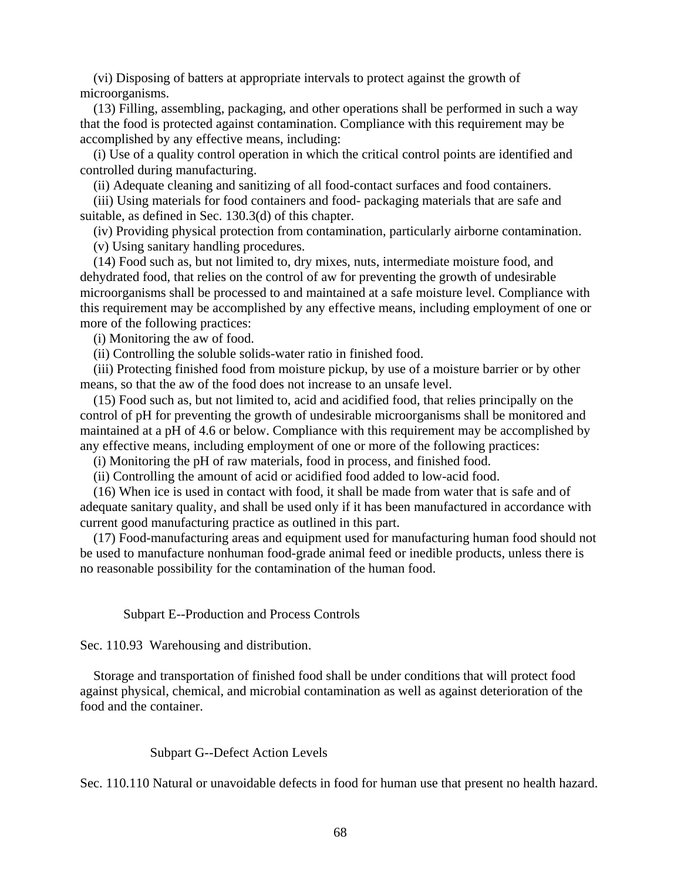(vi) Disposing of batters at appropriate intervals to protect against the growth of microorganisms.

(13) Filling, assembling, packaging, and other operations shall be performed in such a way that the food is protected against contamination. Compliance with this requirement may be accomplished by any effective means, including:

(i) Use of a quality control operation in which the critical control points are identified and controlled during manufacturing.

(ii) Adequate cleaning and sanitizing of all food-contact surfaces and food containers.

(iii) Using materials for food containers and food- packaging materials that are safe and suitable, as defined in Sec. 130.3(d) of this chapter.

(iv) Providing physical protection from contamination, particularly airborne contamination.

(v) Using sanitary handling procedures.

(14) Food such as, but not limited to, dry mixes, nuts, intermediate moisture food, and dehydrated food, that relies on the control of aw for preventing the growth of undesirable microorganisms shall be processed to and maintained at a safe moisture level. Compliance with this requirement may be accomplished by any effective means, including employment of one or more of the following practices:

(i) Monitoring the aw of food.

(ii) Controlling the soluble solids-water ratio in finished food.

(iii) Protecting finished food from moisture pickup, by use of a moisture barrier or by other means, so that the aw of the food does not increase to an unsafe level.

(15) Food such as, but not limited to, acid and acidified food, that relies principally on the control of pH for preventing the growth of undesirable microorganisms shall be monitored and maintained at a pH of 4.6 or below. Compliance with this requirement may be accomplished by any effective means, including employment of one or more of the following practices:

(i) Monitoring the pH of raw materials, food in process, and finished food.

(ii) Controlling the amount of acid or acidified food added to low-acid food.

(16) When ice is used in contact with food, it shall be made from water that is safe and of adequate sanitary quality, and shall be used only if it has been manufactured in accordance with current good manufacturing practice as outlined in this part.

(17) Food-manufacturing areas and equipment used for manufacturing human food should not be used to manufacture nonhuman food-grade animal feed or inedible products, unless there is no reasonable possibility for the contamination of the human food.

## Subpart E--Production and Process Controls

### Sec. 110.93 Warehousing and distribution.

Storage and transportation of finished food shall be under conditions that will protect food against physical, chemical, and microbial contamination as well as against deterioration of the food and the container.

## Subpart G--Defect Action Levels

### Sec. 110.110 Natural or unavoidable defects in food for human use that present no health hazard.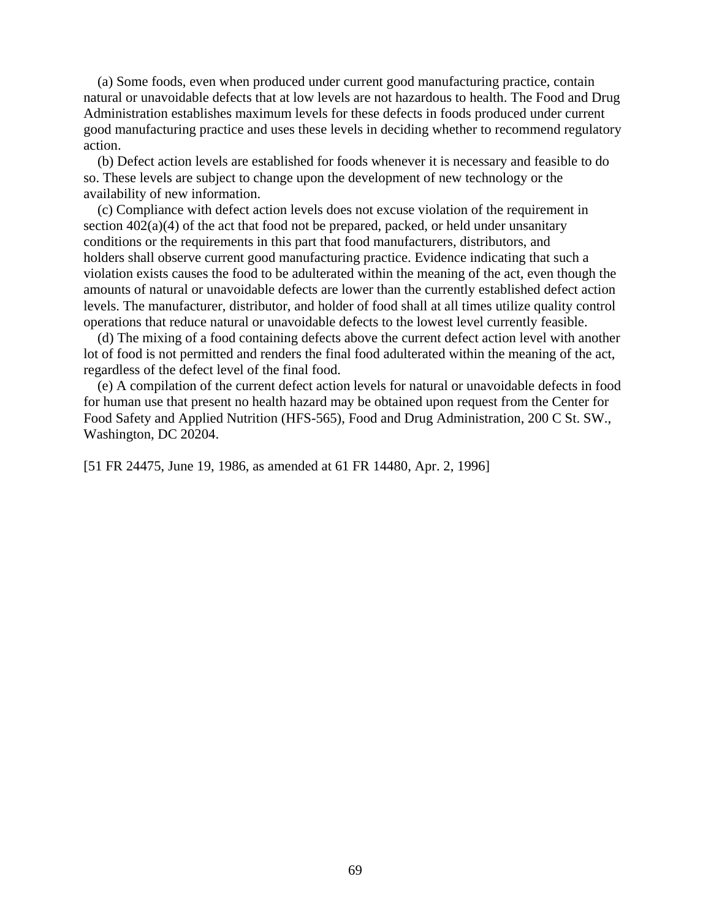(a) Some foods, even when produced under current good manufacturing practice, contain natural or unavoidable defects that at low levels are not hazardous to health. The Food and Drug Administration establishes maximum levels for these defects in foods produced under current good manufacturing practice and uses these levels in deciding whether to recommend regulatory action.

(b) Defect action levels are established for foods whenever it is necessary and feasible to do so. These levels are subject to change upon the development of new technology or the availability of new information.

(c) Compliance with defect action levels does not excuse violation of the requirement in section 402(a)(4) of the act that food not be prepared, packed, or held under unsanitary conditions or the requirements in this part that food manufacturers, distributors, and holders shall observe current good manufacturing practice. Evidence indicating that such a violation exists causes the food to be adulterated within the meaning of the act, even though the amounts of natural or unavoidable defects are lower than the currently established defect action levels. The manufacturer, distributor, and holder of food shall at all times utilize quality control operations that reduce natural or unavoidable defects to the lowest level currently feasible.

(d) The mixing of a food containing defects above the current defect action level with another lot of food is not permitted and renders the final food adulterated within the meaning of the act, regardless of the defect level of the final food.

(e) A compilation of the current defect action levels for natural or unavoidable defects in food for human use that present no health hazard may be obtained upon request from the Center for Food Safety and Applied Nutrition (HFS-565), Food and Drug Administration, 200 C St. SW., Washington, DC 20204.

[51 FR 24475, June 19, 1986, as amended at 61 FR 14480, Apr. 2, 1996]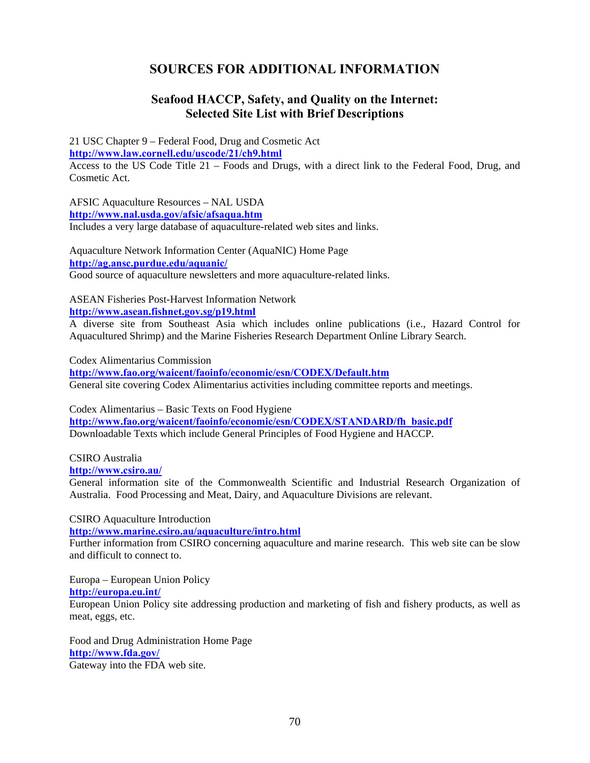# SOURCES FOR ADDITIONAL INFORMATION

## Seafood HACCP, Safety, and Quality on the Internet: Selected Site List with Brief Descriptions

21 USC Chapter 9 – Federal Food, Drug and Cosmetic Act
**http://www.law.cornell.edu/uscode/21/ch9.html**
Access to the US Code Title 21 – Foods and Drugs, with a direct link to the Federal Food, Drug, and Cosmetic Act.

AFSIC Aquaculture Resources – NAL USDA
**http://www.nal.usda.gov/afsic/afsaqua.htm**
Includes a very large database of aquaculture-related web sites and links.

Aquaculture Network Information Center (AquaNIC) Home Page
**http://ag.ansc.purdue.edu/aquanic/**
Good source of aquaculture newsletters and more aquaculture-related links.

ASEAN Fisheries Post-Harvest Information Network
**http://www.asean.fishnet.gov.sg/p19.html**
A diverse site from Southeast Asia which includes online publications (i.e., Hazard Control for Aquacultured Shrimp) and the Marine Fisheries Research Department Online Library Search.

Codex Alimentarius Commission
**http://www.fao.org/waicent/faoinfo/economic/esn/CODEX/Default.htm**
General site covering Codex Alimentarius activities including committee reports and meetings.

Codex Alimentarius – Basic Texts on Food Hygiene
**http://www.fao.org/waicent/faoinfo/economic/esn/CODEX/STANDARD/fh_basic.pdf**
Downloadable Texts which include General Principles of Food Hygiene and HACCP.

CSIRO Australia
**http://www.csiro.au/**
General information site of the Commonwealth Scientific and Industrial Research Organization of Australia. Food Processing and Meat, Dairy, and Aquaculture Divisions are relevant.

CSIRO Aquaculture Introduction
**http://www.marine.csiro.au/aquaculture/intro.html**
Further information from CSIRO concerning aquaculture and marine research. This web site can be slow and difficult to connect to.

Europa – European Union Policy
**http://europa.eu.int/**
European Union Policy site addressing production and marketing of fish and fishery products, as well as meat, eggs, etc.

Food and Drug Administration Home Page
**http://www.fda.gov/**
Gateway into the FDA web site.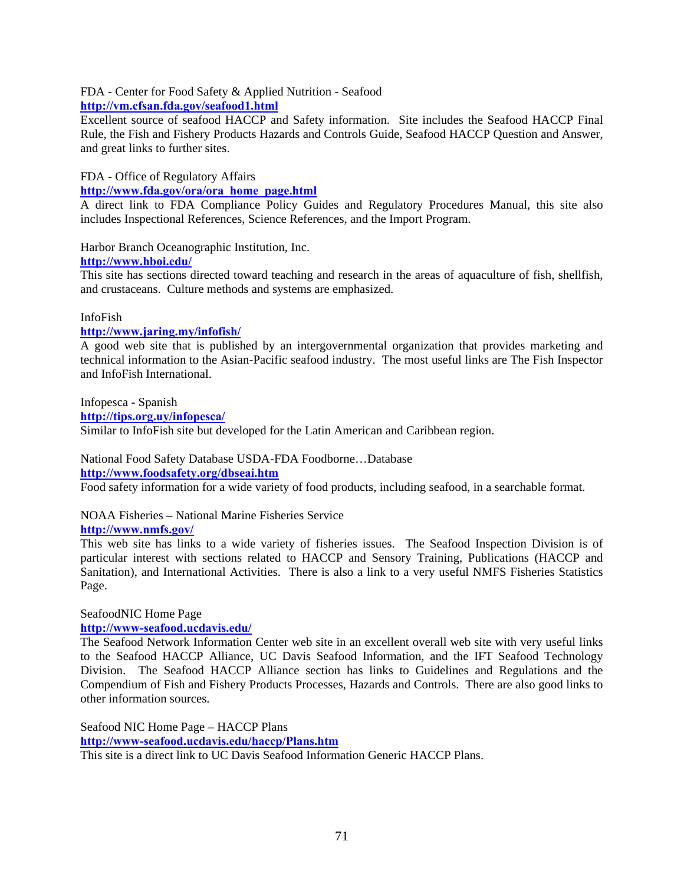FDA - Center for Food Safety & Applied Nutrition - Seafood
**http://vm.cfsan.fda.gov/seafood1.html**
Excellent source of seafood HACCP and Safety information. Site includes the Seafood HACCP Final Rule, the Fish and Fishery Products Hazards and Controls Guide, Seafood HACCP Question and Answer, and great links to further sites.

FDA - Office of Regulatory Affairs
**http://www.fda.gov/ora/ora_home_page.html**
A direct link to FDA Compliance Policy Guides and Regulatory Procedures Manual, this site also includes Inspectional References, Science References, and the Import Program.

Harbor Branch Oceanographic Institution, Inc.
**http://www.hboi.edu/**
This site has sections directed toward teaching and research in the areas of aquaculture of fish, shellfish, and crustaceans. Culture methods and systems are emphasized.

InfoFish
**http://www.jaring.my/infofish/**
A good web site that is published by an intergovernmental organization that provides marketing and technical information to the Asian-Pacific seafood industry. The most useful links are The Fish Inspector and InfoFish International.

Infopesca - Spanish
**http://tips.org.uy/infopesca/**
Similar to InfoFish site but developed for the Latin American and Caribbean region.

National Food Safety Database USDA-FDA Foodborne…Database
**http://www.foodsafety.org/dbseai.htm**
Food safety information for a wide variety of food products, including seafood, in a searchable format.

NOAA Fisheries – National Marine Fisheries Service
**http://www.nmfs.gov/**
This web site has links to a wide variety of fisheries issues. The Seafood Inspection Division is of particular interest with sections related to HACCP and Sensory Training, Publications (HACCP and Sanitation), and International Activities. There is also a link to a very useful NMFS Fisheries Statistics Page.

SeafoodNIC Home Page
**http://www-seafood.ucdavis.edu/**
The Seafood Network Information Center web site in an excellent overall web site with very useful links to the Seafood HACCP Alliance, UC Davis Seafood Information, and the IFT Seafood Technology Division. The Seafood HACCP Alliance section has links to Guidelines and Regulations and the Compendium of Fish and Fishery Products Processes, Hazards and Controls. There are also good links to other information sources.

Seafood NIC Home Page – HACCP Plans
**http://www-seafood.ucdavis.edu/haccp/Plans.htm**
This site is a direct link to UC Davis Seafood Information Generic HACCP Plans.